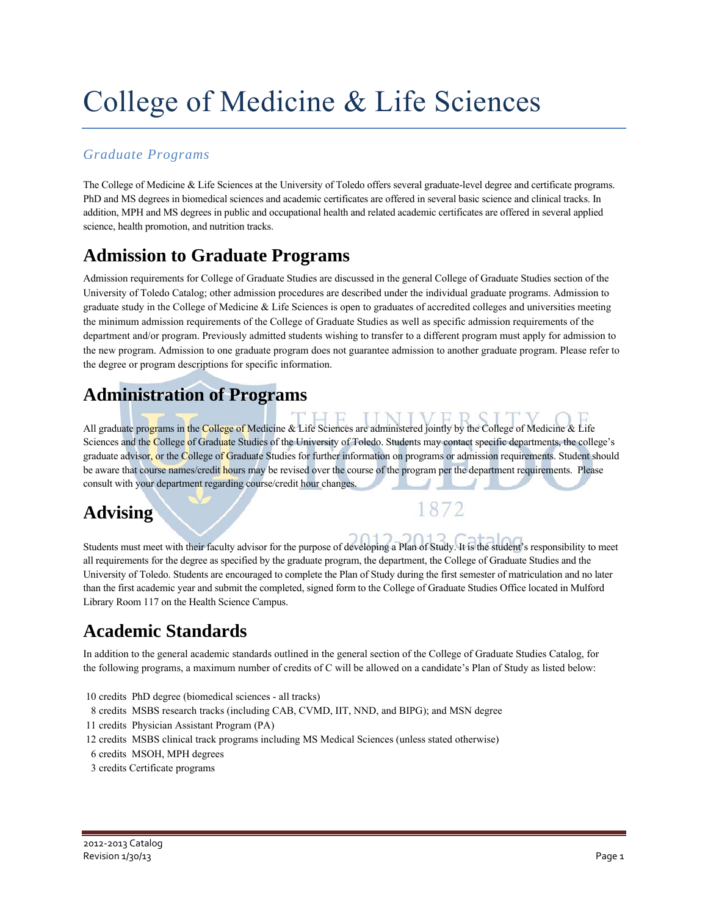# College of Medicine & Life Sciences

*Graduate Programs*

The College of Medicine & Life Sciences at the University of Toledo offers several graduate-level degree and certificate programs. PhD and MS degrees in biomedical sciences and academic certificates are offered in several basic science and clinical tracks. In addition, MPH and MS degrees in public and occupational health and related academic certificates are offered in several applied science, health promotion, and nutrition tracks.

## Admission to Graduate Programs

Admission requirements for College of Graduate Studies are discussed in the general College of Graduate Studies section of the University of Toledo Catalog; other admission procedures are described under the individual graduate programs. Admission to graduate study in the College of Medicine & Life Sciences is open to graduates of accredited colleges and universities meeting the minimum admission requirements of the College of Graduate Studies as well as specific admission requirements of the department and/or program. Previously admitted students wishing to transfer to a different program must apply for admission to the new program. Admission to one graduate program does not guarantee admission to another graduate program. Please refer to the degree or program descriptions for specific information.

## Administration of Programs

All graduate programs in the College of Medicine & Life Sciences are administered jointly by the College of Medicine & Life Sciences and the College of Graduate Studies of the University of Toledo. Students may contact specific departments, the college's graduate advisor, or the College of Graduate Studies for further information on programs or admission requirements. Student should be aware that course names/credit hours may be revised over the course of the program per the department requirements. Please consult with your department regarding course/credit hour changes.

## Advising

Students must meet with their faculty advisor for the purpose of developing a Plan of Study. It is the student's responsibility to meet all requirements for the degree as specified by the graduate program, the department, the College of Graduate Studies and the University of Toledo. Students are encouraged to complete the Plan of Study during the first semester of matriculation and no later than the first academic year and submit the completed, signed form to the College of Graduate Studies Office located in Mulford Library Room 117 on the Health Science Campus.

## Academic Standards

In addition to the general academic standards outlined in the general section of the College of Graduate Studies Catalog, for the following programs, a maximum number of credits of C will be allowed on a candidate's Plan of Study as listed below:

10 credits PhD degree (biomedical sciences - all tracks)
8 credits MSBS research tracks (including CAB, CVMD, IIT, NND, and BIPG); and MSN degree
11 credits Physician Assistant Program (PA)
12 credits MSBS clinical track programs including MS Medical Sciences (unless stated otherwise)
6 credits MSOH, MPH degrees
3 credits Certificate programs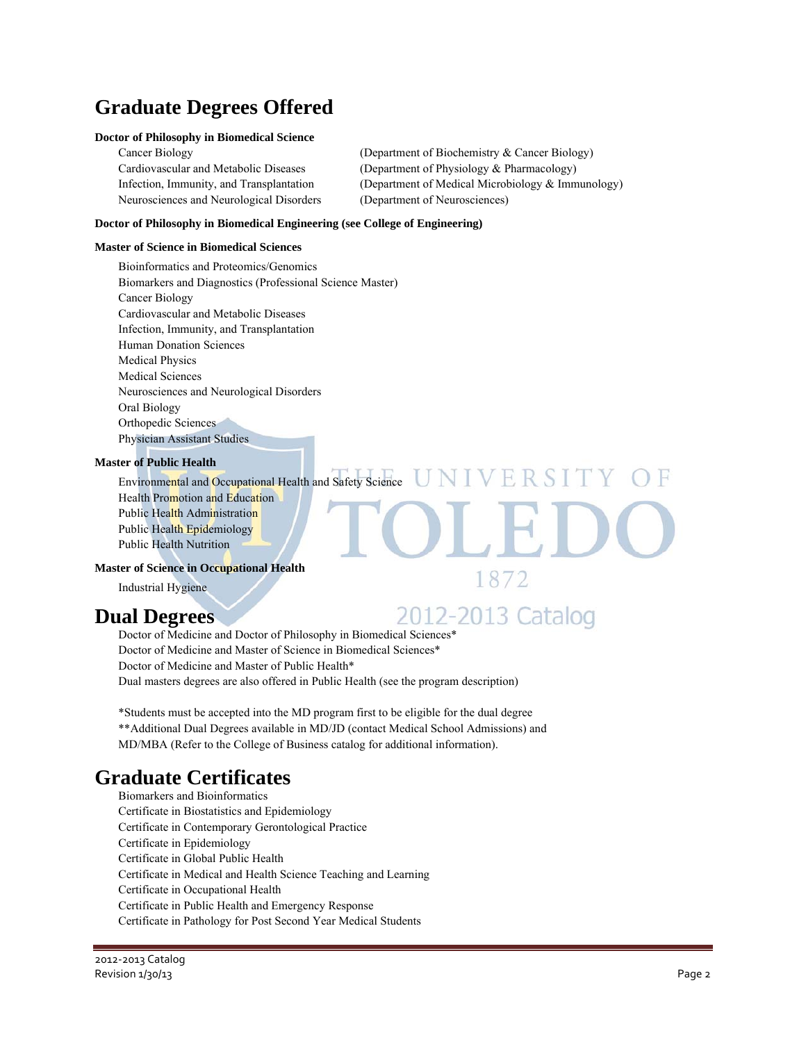# Graduate Degrees Offered

**Doctor of Philosophy in Biomedical Science**

- Cancer Biology (Department of Biochemistry & Cancer Biology)
- Cardiovascular and Metabolic Diseases (Department of Physiology & Pharmacology)
- Infection, Immunity, and Transplantation (Department of Medical Microbiology & Immunology)
- Neurosciences and Neurological Disorders (Department of Neurosciences)

**Doctor of Philosophy in Biomedical Engineering (see College of Engineering)**

**Master of Science in Biomedical Sciences**

- Bioinformatics and Proteomics/Genomics
- Biomarkers and Diagnostics (Professional Science Master)
- Cancer Biology
- Cardiovascular and Metabolic Diseases
- Infection, Immunity, and Transplantation
- Human Donation Sciences
- Medical Physics
- Medical Sciences
- Neurosciences and Neurological Disorders
- Oral Biology
- Orthopedic Sciences
- Physician Assistant Studies

**Master of Public Health**

- Environmental and Occupational Health and Safety Science
- Health Promotion and Education
- Public Health Administration
- Public Health Epidemiology
- Public Health Nutrition

**Master of Science in Occupational Health**

- Industrial Hygiene

# Dual Degrees

- Doctor of Medicine and Doctor of Philosophy in Biomedical Sciences*
- Doctor of Medicine and Master of Science in Biomedical Sciences*
- Doctor of Medicine and Master of Public Health*
- Dual masters degrees are also offered in Public Health (see the program description)

*Students must be accepted into the MD program first to be eligible for the dual degree
**Additional Dual Degrees available in MD/JD (contact Medical School Admissions) and MD/MBA (Refer to the College of Business catalog for additional information).

# Graduate Certificates

- Biomarkers and Bioinformatics
- Certificate in Biostatistics and Epidemiology
- Certificate in Contemporary Gerontological Practice
- Certificate in Epidemiology
- Certificate in Global Public Health
- Certificate in Medical and Health Science Teaching and Learning
- Certificate in Occupational Health
- Certificate in Public Health and Emergency Response
- Certificate in Pathology for Post Second Year Medical Students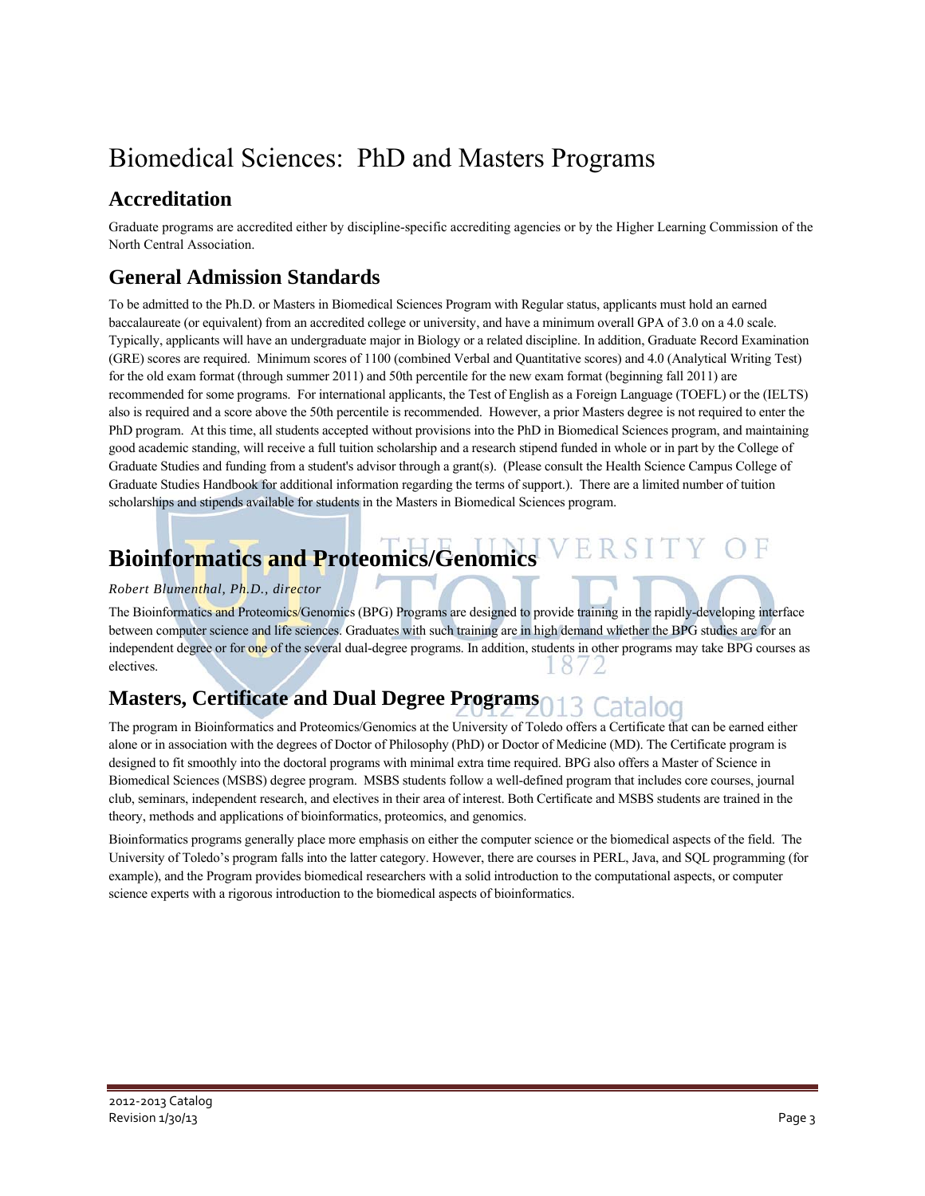# Biomedical Sciences: PhD and Masters Programs

## Accreditation

Graduate programs are accredited either by discipline-specific accrediting agencies or by the Higher Learning Commission of the North Central Association.

## General Admission Standards

To be admitted to the Ph.D. or Masters in Biomedical Sciences Program with Regular status, applicants must hold an earned baccalaureate (or equivalent) from an accredited college or university, and have a minimum overall GPA of 3.0 on a 4.0 scale. Typically, applicants will have an undergraduate major in Biology or a related discipline. In addition, Graduate Record Examination (GRE) scores are required. Minimum scores of 1100 (combined Verbal and Quantitative scores) and 4.0 (Analytical Writing Test) for the old exam format (through summer 2011) and 50th percentile for the new exam format (beginning fall 2011) are recommended for some programs. For international applicants, the Test of English as a Foreign Language (TOEFL) or the (IELTS) also is required and a score above the 50th percentile is recommended. However, a prior Masters degree is not required to enter the PhD program. At this time, all students accepted without provisions into the PhD in Biomedical Sciences program, and maintaining good academic standing, will receive a full tuition scholarship and a research stipend funded in whole or in part by the College of Graduate Studies and funding from a student's advisor through a grant(s). (Please consult the Health Science Campus College of Graduate Studies Handbook for additional information regarding the terms of support.). There are a limited number of tuition scholarships and stipends available for students in the Masters in Biomedical Sciences program.

## Bioinformatics and Proteomics/Genomics

*Robert Blumenthal, Ph.D., director*

The Bioinformatics and Proteomics/Genomics (BPG) Programs are designed to provide training in the rapidly-developing interface between computer science and life sciences. Graduates with such training are in high demand whether the BPG studies are for an independent degree or for one of the several dual-degree programs. In addition, students in other programs may take BPG courses as electives.

## Masters, Certificate and Dual Degree Programs

The program in Bioinformatics and Proteomics/Genomics at the University of Toledo offers a Certificate that can be earned either alone or in association with the degrees of Doctor of Philosophy (PhD) or Doctor of Medicine (MD). The Certificate program is designed to fit smoothly into the doctoral programs with minimal extra time required. BPG also offers a Master of Science in Biomedical Sciences (MSBS) degree program. MSBS students follow a well-defined program that includes core courses, journal club, seminars, independent research, and electives in their area of interest. Both Certificate and MSBS students are trained in the theory, methods and applications of bioinformatics, proteomics, and genomics.

Bioinformatics programs generally place more emphasis on either the computer science or the biomedical aspects of the field. The University of Toledo's program falls into the latter category. However, there are courses in PERL, Java, and SQL programming (for example), and the Program provides biomedical researchers with a solid introduction to the computational aspects, or computer science experts with a rigorous introduction to the biomedical aspects of bioinformatics.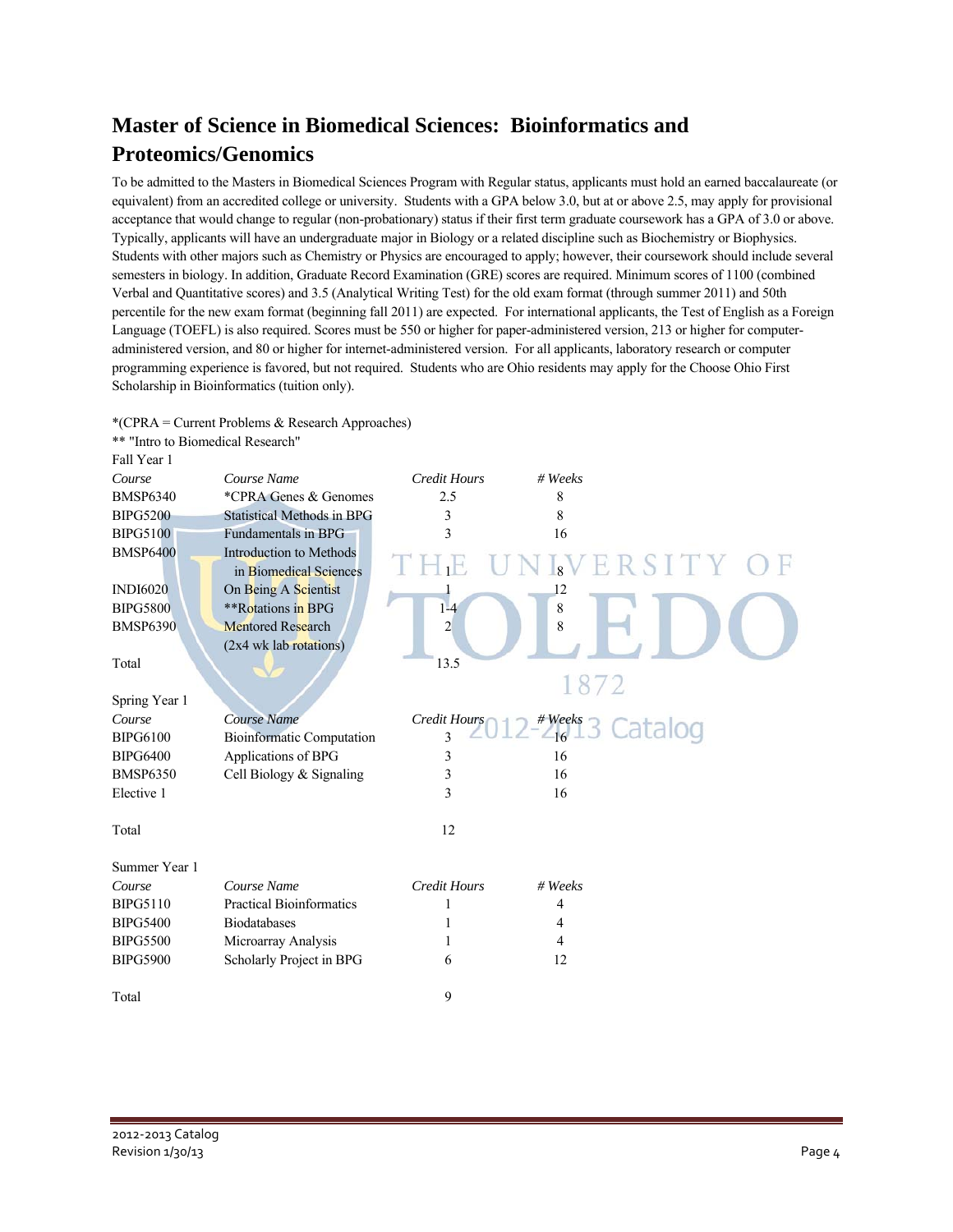## Master of Science in Biomedical Sciences: Bioinformatics and Proteomics/Genomics

To be admitted to the Masters in Biomedical Sciences Program with Regular status, applicants must hold an earned baccalaureate (or equivalent) from an accredited college or university. Students with a GPA below 3.0, but at or above 2.5, may apply for provisional acceptance that would change to regular (non-probationary) status if their first term graduate coursework has a GPA of 3.0 or above. Typically, applicants will have an undergraduate major in Biology or a related discipline such as Biochemistry or Biophysics. Students with other majors such as Chemistry or Physics are encouraged to apply; however, their coursework should include several semesters in biology. In addition, Graduate Record Examination (GRE) scores are required. Minimum scores of 1100 (combined Verbal and Quantitative scores) and 3.5 (Analytical Writing Test) for the old exam format (through summer 2011) and 50th percentile for the new exam format (beginning fall 2011) are expected. For international applicants, the Test of English as a Foreign Language (TOEFL) is also required. Scores must be 550 or higher for paper-administered version, 213 or higher for computer-administered version, and 80 or higher for internet-administered version. For all applicants, laboratory research or computer programming experience is favored, but not required. Students who are Ohio residents may apply for the Choose Ohio First Scholarship in Bioinformatics (tuition only).

*(CPRA = Current Problems & Research Approaches)

** "Intro to Biomedical Research"

Fall Year 1

| *Course* | *Course Name* | *Credit Hours* | *# Weeks* |
|---|---|---|---|
| BMSP6340 | *CPRA Genes & Genomes | 2.5 | 8 |
| BIPG5200 | Statistical Methods in BPG | 3 | 8 |
| BIPG5100 | Fundamentals in BPG | 3 | 16 |
| BMSP6400 | Introduction to Methods in Biomedical Sciences | 1 | 8 |
| INDI6020 | On Being A Scientist | 1 | 12 |
| BIPG5800 | **Rotations in BPG | 1-4 | 8 |
| BMSP6390 | Mentored Research (2x4 wk lab rotations) | 2 | 8 |
| Total | | 13.5 | |

Spring Year 1

| *Course* | *Course Name* | *Credit Hours* | *# Weeks* |
|---|---|---|---|
| BIPG6100 | Bioinformatic Computation | 3 | 16 |
| BIPG6400 | Applications of BPG | 3 | 16 |
| BMSP6350 | Cell Biology & Signaling | 3 | 16 |
| Elective 1 | | 3 | 16 |
| Total | | 12 | |

Summer Year 1

| *Course* | *Course Name* | *Credit Hours* | *# Weeks* |
|---|---|---|---|
| BIPG5110 | Practical Bioinformatics | 1 | 4 |
| BIPG5400 | Biodatabases | 1 | 4 |
| BIPG5500 | Microarray Analysis | 1 | 4 |
| BIPG5900 | Scholarly Project in BPG | 6 | 12 |
| Total | | 9 | |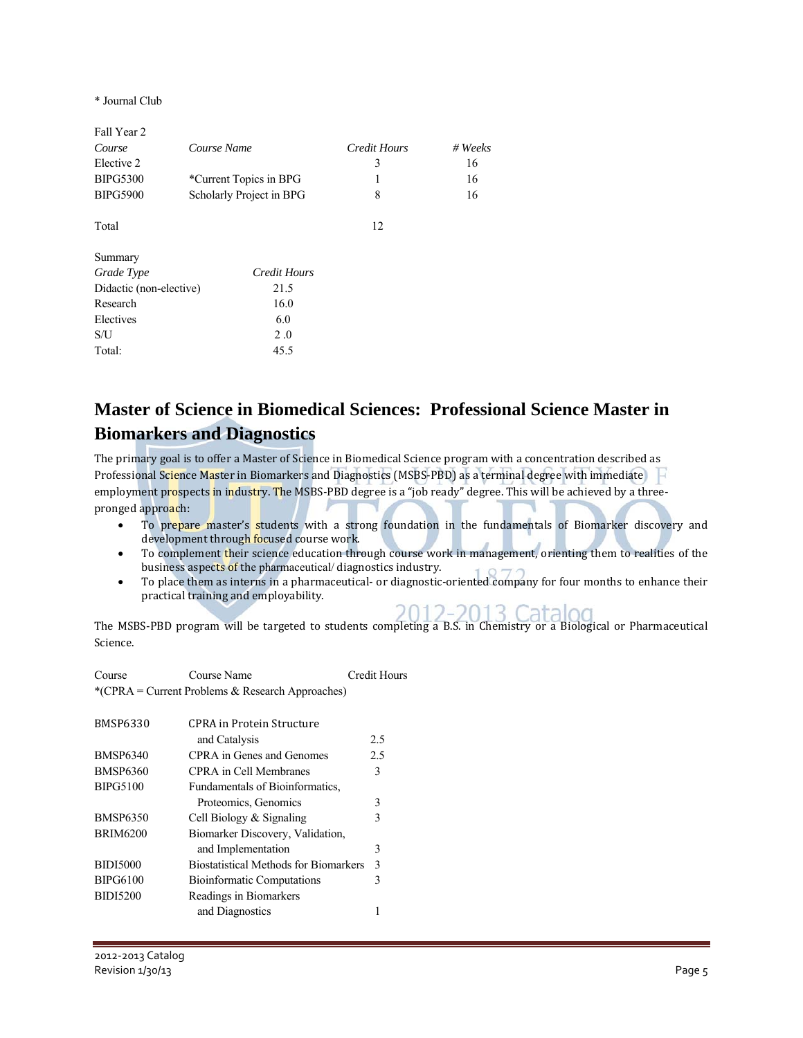* Journal Club

Fall Year 2

| *Course* | *Course Name* | *Credit Hours* | *# Weeks* |
|---|---|---|---|
| Elective 2 | | 3 | 16 |
| BIPG5300 | *Current Topics in BPG | 1 | 16 |
| BIPG5900 | Scholarly Project in BPG | 8 | 16 |
| Total | | 12 | |

Summary

| *Grade Type* | *Credit Hours* |
|---|---|
| Didactic (non-elective) | 21.5 |
| Research | 16.0 |
| Electives | 6.0 |
| S/U | 2 .0 |
| Total: | 45.5 |

## Master of Science in Biomedical Sciences: Professional Science Master in Biomarkers and Diagnostics

The primary goal is to offer a Master of Science in Biomedical Science program with a concentration described as Professional Science Master in Biomarkers and Diagnostics (MSBS-PBD) as a terminal degree with immediate employment prospects in industry. The MSBS-PBD degree is a "job ready" degree. This will be achieved by a three-pronged approach:

- To prepare master's students with a strong foundation in the fundamentals of Biomarker discovery and development through focused course work.
- To complement their science education through course work in management, orienting them to realities of the business aspects of the pharmaceutical/ diagnostics industry.
- To place them as interns in a pharmaceutical- or diagnostic-oriented company for four months to enhance their practical training and employability.

The MSBS-PBD program will be targeted to students completing a B.S. in Chemistry or a Biological or Pharmaceutical Science.

| Course | Course Name | Credit Hours |
|---|---|---|
| *(CPRA = Current Problems & Research Approaches) | | |
| BMSP6330 | CPRA in Protein Structure and Catalysis | 2.5 |
| BMSP6340 | CPRA in Genes and Genomes | 2.5 |
| BMSP6360 | CPRA in Cell Membranes | 3 |
| BIPG5100 | Fundamentals of Bioinformatics, Proteomics, Genomics | 3 |
| BMSP6350 | Cell Biology & Signaling | 3 |
| BRIM6200 | Biomarker Discovery, Validation, and Implementation | 3 |
| BIDI5000 | Biostatistical Methods for Biomarkers | 3 |
| BIPG6100 | Bioinformatic Computations | 3 |
| BIDI5200 | Readings in Biomarkers and Diagnostics | 1 |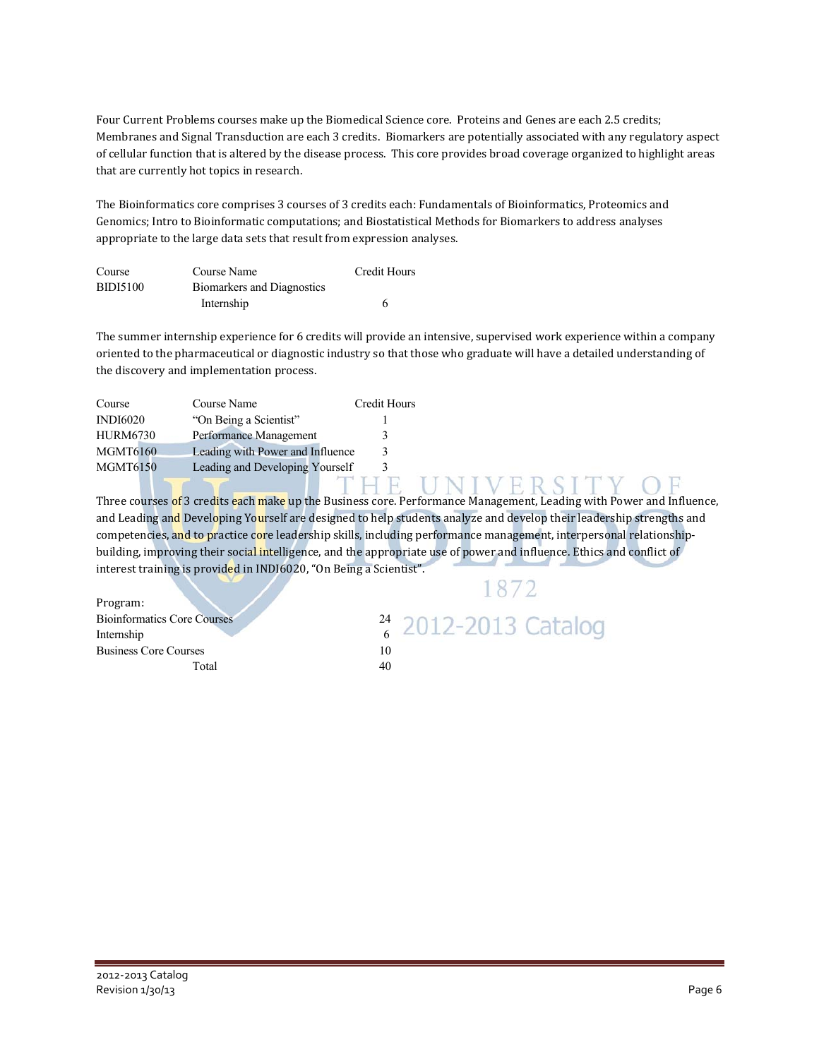Four Current Problems courses make up the Biomedical Science core. Proteins and Genes are each 2.5 credits; Membranes and Signal Transduction are each 3 credits. Biomarkers are potentially associated with any regulatory aspect of cellular function that is altered by the disease process. This core provides broad coverage organized to highlight areas that are currently hot topics in research.

The Bioinformatics core comprises 3 courses of 3 credits each: Fundamentals of Bioinformatics, Proteomics and Genomics; Intro to Bioinformatic computations; and Biostatistical Methods for Biomarkers to address analyses appropriate to the large data sets that result from expression analyses.

| Course | Course Name | Credit Hours |
|---|---|---|
| BIDI5100 | Biomarkers and Diagnostics Internship | 6 |

The summer internship experience for 6 credits will provide an intensive, supervised work experience within a company oriented to the pharmaceutical or diagnostic industry so that those who graduate will have a detailed understanding of the discovery and implementation process.

| Course | Course Name | Credit Hours |
|---|---|---|
| INDI6020 | "On Being a Scientist" | 1 |
| HURM6730 | Performance Management | 3 |
| MGMT6160 | Leading with Power and Influence | 3 |
| MGMT6150 | Leading and Developing Yourself | 3 |

Three courses of 3 credits each make up the Business core. Performance Management, Leading with Power and Influence, and Leading and Developing Yourself are designed to help students analyze and develop their leadership strengths and competencies, and to practice core leadership skills, including performance management, interpersonal relationship-building, improving their social intelligence, and the appropriate use of power and influence. Ethics and conflict of interest training is provided in INDI6020, "On Being a Scientist".

| Program: | |
|---|---|
| Bioinformatics Core Courses | 24 |
| Internship | 6 |
| Business Core Courses | 10 |
| Total | 40 |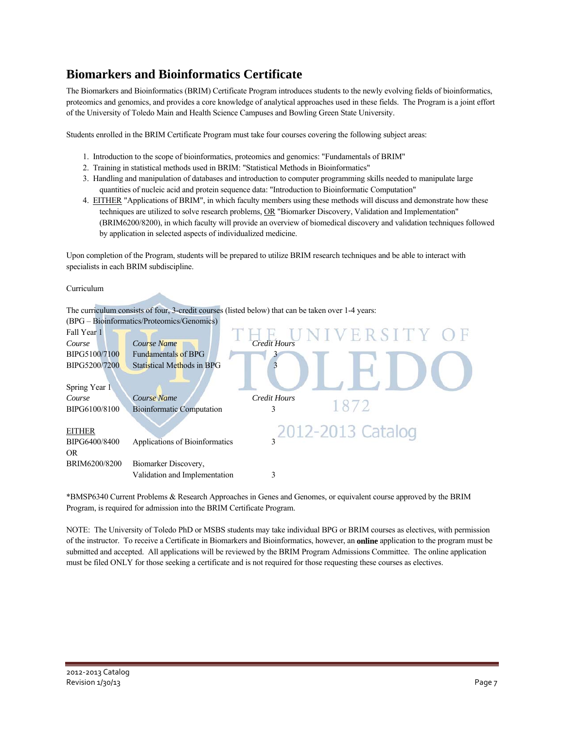## Biomarkers and Bioinformatics Certificate

The Biomarkers and Bioinformatics (BRIM) Certificate Program introduces students to the newly evolving fields of bioinformatics, proteomics and genomics, and provides a core knowledge of analytical approaches used in these fields. The Program is a joint effort of the University of Toledo Main and Health Science Campuses and Bowling Green State University.

Students enrolled in the BRIM Certificate Program must take four courses covering the following subject areas:

1. Introduction to the scope of bioinformatics, proteomics and genomics: "Fundamentals of BRIM"
2. Training in statistical methods used in BRIM: "Statistical Methods in Bioinformatics"
3. Handling and manipulation of databases and introduction to computer programming skills needed to manipulate large quantities of nucleic acid and protein sequence data: "Introduction to Bioinformatic Computation"
4. EITHER "Applications of BRIM", in which faculty members using these methods will discuss and demonstrate how these techniques are utilized to solve research problems, OR "Biomarker Discovery, Validation and Implementation" (BRIM6200/8200), in which faculty will provide an overview of biomedical discovery and validation techniques followed by application in selected aspects of individualized medicine.

Upon completion of the Program, students will be prepared to utilize BRIM research techniques and be able to interact with specialists in each BRIM subdiscipline.

Curriculum

The curriculum consists of four, 3-credit courses (listed below) that can be taken over 1-4 years:
(BPG – Bioinformatics/Proteomics/Genomics)

Fall Year 1

| *Course* | *Course Name* | *Credit Hours* |
|---|---|---|
| BIPG5100/7100 | Fundamentals of BPG | 3 |
| BIPG5200/7200 | Statistical Methods in BPG | 3 |

Spring Year 1

| *Course* | *Course Name* | *Credit Hours* |
|---|---|---|
| BIPG6100/8100 | Bioinformatic Computation | 3 |
| EITHER | | |
| BIPG6400/8400 | Applications of Bioinformatics | 3 |
| OR | | |
| BRIM6200/8200 | Biomarker Discovery, Validation and Implementation | 3 |

*BMSP6340 Current Problems & Research Approaches in Genes and Genomes, or equivalent course approved by the BRIM Program, is required for admission into the BRIM Certificate Program.

NOTE: The University of Toledo PhD or MSBS students may take individual BPG or BRIM courses as electives, with permission of the instructor. To receive a Certificate in Biomarkers and Bioinformatics, however, an **online** application to the program must be submitted and accepted. All applications will be reviewed by the BRIM Program Admissions Committee. The online application must be filed ONLY for those seeking a certificate and is not required for those requesting these courses as electives.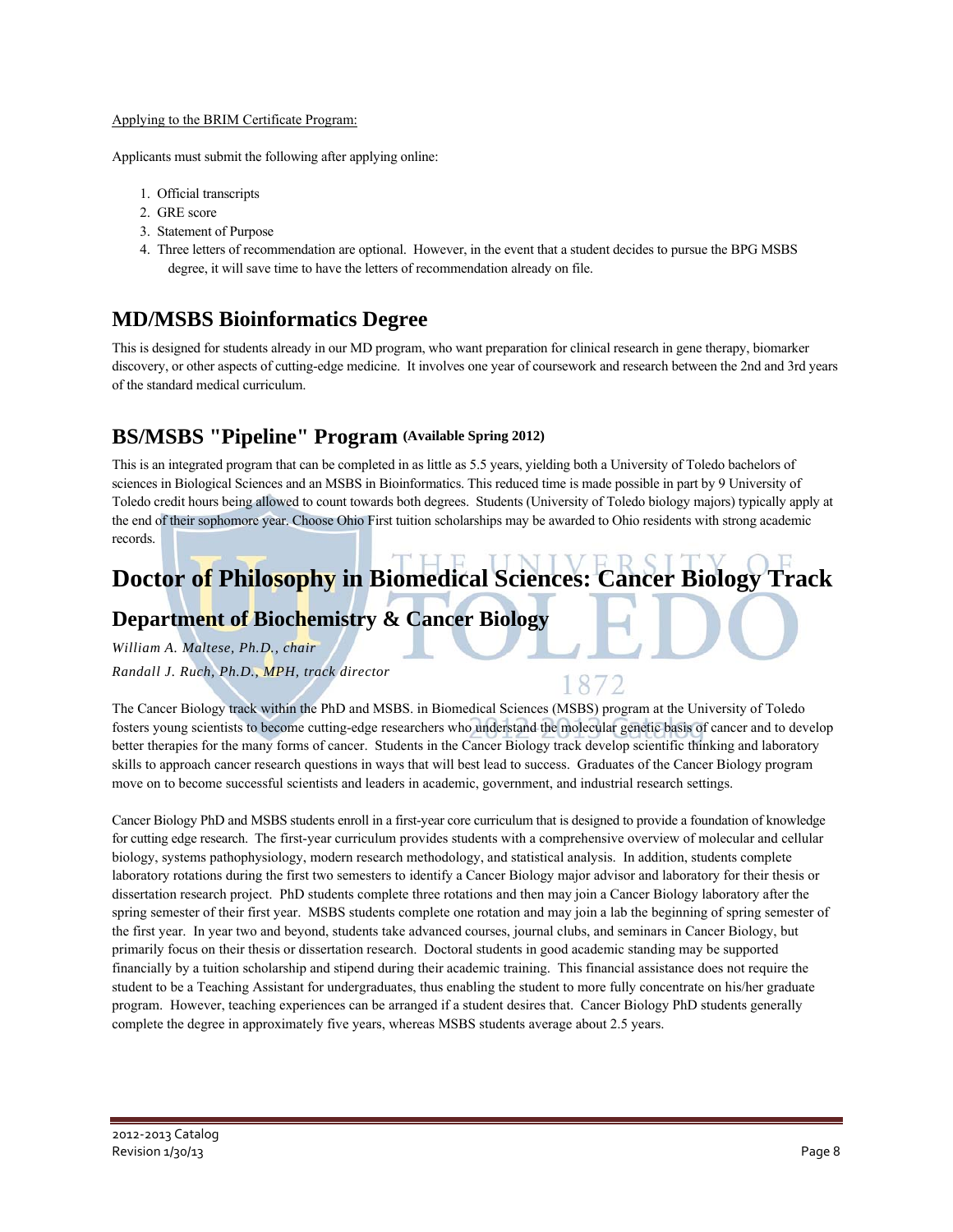Applying to the BRIM Certificate Program:

Applicants must submit the following after applying online:

1. Official transcripts
2. GRE score
3. Statement of Purpose
4. Three letters of recommendation are optional. However, in the event that a student decides to pursue the BPG MSBS degree, it will save time to have the letters of recommendation already on file.

## MD/MSBS Bioinformatics Degree

This is designed for students already in our MD program, who want preparation for clinical research in gene therapy, biomarker discovery, or other aspects of cutting-edge medicine. It involves one year of coursework and research between the 2nd and 3rd years of the standard medical curriculum.

## BS/MSBS "Pipeline" Program (Available Spring 2012)

This is an integrated program that can be completed in as little as 5.5 years, yielding both a University of Toledo bachelors of sciences in Biological Sciences and an MSBS in Bioinformatics. This reduced time is made possible in part by 9 University of Toledo credit hours being allowed to count towards both degrees. Students (University of Toledo biology majors) typically apply at the end of their sophomore year. Choose Ohio First tuition scholarships may be awarded to Ohio residents with strong academic records.

# Doctor of Philosophy in Biomedical Sciences: Cancer Biology Track

## Department of Biochemistry & Cancer Biology

*William A. Maltese, Ph.D., chair*

*Randall J. Ruch, Ph.D., MPH, track director*

The Cancer Biology track within the PhD and MSBS. in Biomedical Sciences (MSBS) program at the University of Toledo fosters young scientists to become cutting-edge researchers who understand the molecular genetic basis of cancer and to develop better therapies for the many forms of cancer. Students in the Cancer Biology track develop scientific thinking and laboratory skills to approach cancer research questions in ways that will best lead to success. Graduates of the Cancer Biology program move on to become successful scientists and leaders in academic, government, and industrial research settings.

Cancer Biology PhD and MSBS students enroll in a first-year core curriculum that is designed to provide a foundation of knowledge for cutting edge research. The first-year curriculum provides students with a comprehensive overview of molecular and cellular biology, systems pathophysiology, modern research methodology, and statistical analysis. In addition, students complete laboratory rotations during the first two semesters to identify a Cancer Biology major advisor and laboratory for their thesis or dissertation research project. PhD students complete three rotations and then may join a Cancer Biology laboratory after the spring semester of their first year. MSBS students complete one rotation and may join a lab the beginning of spring semester of the first year. In year two and beyond, students take advanced courses, journal clubs, and seminars in Cancer Biology, but primarily focus on their thesis or dissertation research. Doctoral students in good academic standing may be supported financially by a tuition scholarship and stipend during their academic training. This financial assistance does not require the student to be a Teaching Assistant for undergraduates, thus enabling the student to more fully concentrate on his/her graduate program. However, teaching experiences can be arranged if a student desires that. Cancer Biology PhD students generally complete the degree in approximately five years, whereas MSBS students average about 2.5 years.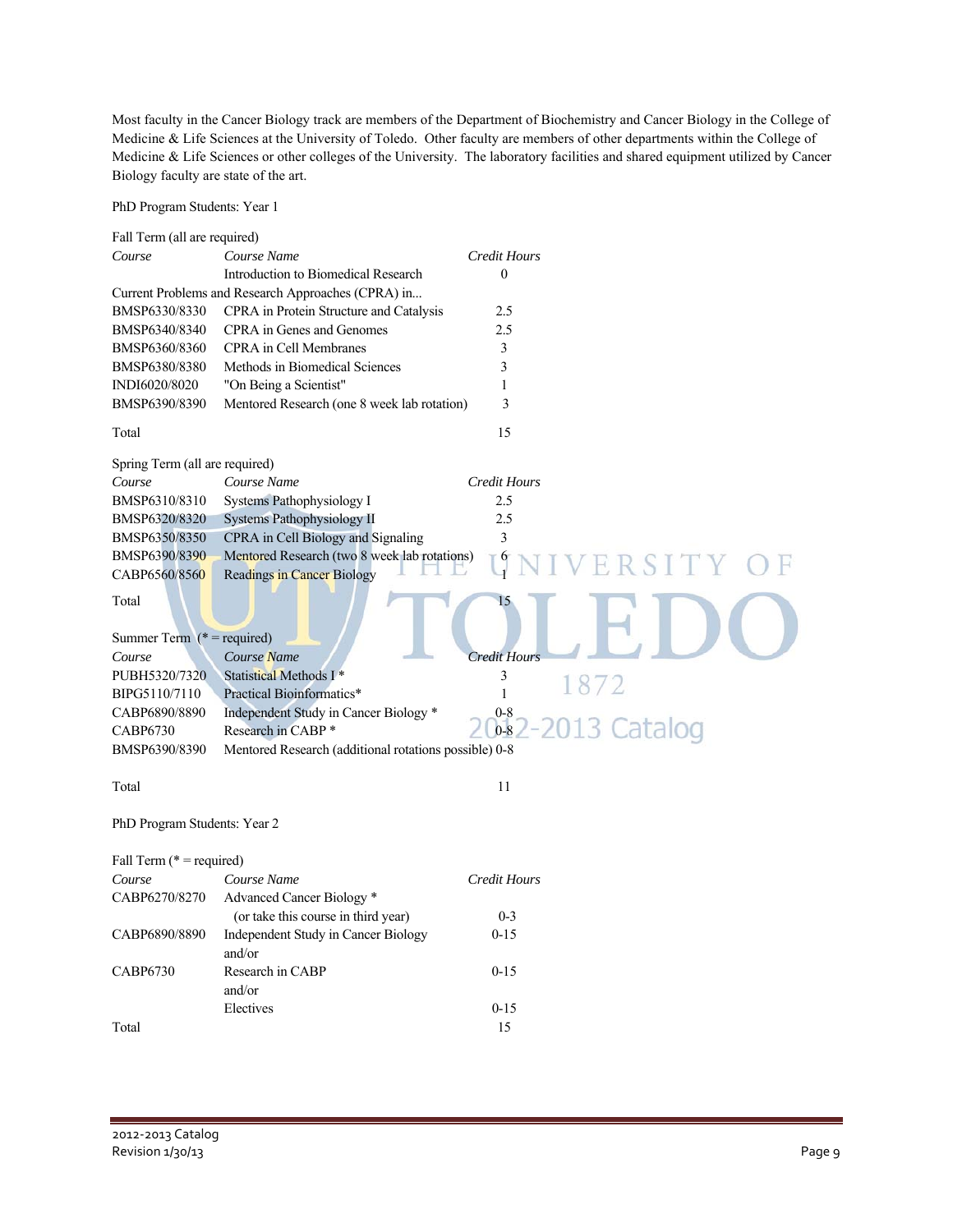Most faculty in the Cancer Biology track are members of the Department of Biochemistry and Cancer Biology in the College of Medicine & Life Sciences at the University of Toledo. Other faculty are members of other departments within the College of Medicine & Life Sciences or other colleges of the University. The laboratory facilities and shared equipment utilized by Cancer Biology faculty are state of the art.

PhD Program Students: Year 1

Fall Term (all are required)

| *Course* | *Course Name* | *Credit Hours* |
|---|---|---|
| | Introduction to Biomedical Research | 0 |
| Current Problems and Research Approaches (CPRA) in... | | |
| BMSP6330/8330 | CPRA in Protein Structure and Catalysis | 2.5 |
| BMSP6340/8340 | CPRA in Genes and Genomes | 2.5 |
| BMSP6360/8360 | CPRA in Cell Membranes | 3 |
| BMSP6380/8380 | Methods in Biomedical Sciences | 3 |
| INDI6020/8020 | "On Being a Scientist" | 1 |
| BMSP6390/8390 | Mentored Research (one 8 week lab rotation) | 3 |
| Total | | 15 |

Spring Term (all are required)

| *Course* | *Course Name* | *Credit Hours* |
|---|---|---|
| BMSP6310/8310 | Systems Pathophysiology I | 2.5 |
| BMSP6320/8320 | Systems Pathophysiology II | 2.5 |
| BMSP6350/8350 | CPRA in Cell Biology and Signaling | 3 |
| BMSP6390/8390 | Mentored Research (two 8 week lab rotations) | 6 |
| CABP6560/8560 | Readings in Cancer Biology | 1 |
| Total | | 15 |

Summer Term (* = required)

| *Course* | *Course Name* | *Credit Hours* |
|---|---|---|
| PUBH5320/7320 | Statistical Methods I * | 3 |
| BIPG5110/7110 | Practical Bioinformatics* | 1 |
| CABP6890/8890 | Independent Study in Cancer Biology * | 0-8 |
| CABP6730 | Research in CABP * | 0-8 |
| BMSP6390/8390 | Mentored Research (additional rotations possible) | 0-8 |
| Total | | 11 |

PhD Program Students: Year 2

Fall Term (* = required)

| *Course* | *Course Name* | *Credit Hours* |
|---|---|---|
| CABP6270/8270 | Advanced Cancer Biology * (or take this course in third year) | 0-3 |
| CABP6890/8890 | Independent Study in Cancer Biology and/or | 0-15 |
| CABP6730 | Research in CABP and/or | 0-15 |
| | Electives | 0-15 |
| Total | | 15 |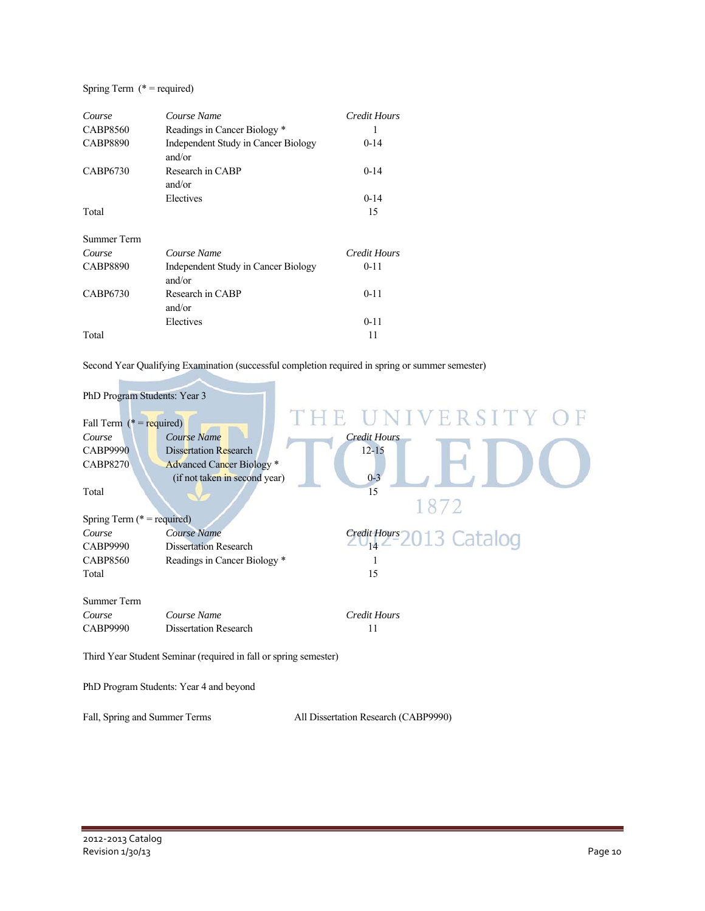Spring Term (* = required)

| *Course* | *Course Name* | *Credit Hours* |
|---|---|---|
| CABP8560 | Readings in Cancer Biology * | 1 |
| CABP8890 | Independent Study in Cancer Biology and/or | 0-14 |
| CABP6730 | Research in CABP and/or | 0-14 |
| | Electives | 0-14 |
| Total | | 15 |

Summer Term

| *Course* | *Course Name* | *Credit Hours* |
|---|---|---|
| CABP8890 | Independent Study in Cancer Biology and/or | 0-11 |
| CABP6730 | Research in CABP and/or | 0-11 |
| | Electives | 0-11 |
| Total | | 11 |

Second Year Qualifying Examination (successful completion required in spring or summer semester)

PhD Program Students: Year 3

Fall Term (* = required)

| *Course* | *Course Name* | *Credit Hours* |
|---|---|---|
| CABP9990 | Dissertation Research | 12-15 |
| CABP8270 | Advanced Cancer Biology * (if not taken in second year) | 0-3 |
| Total | | 15 |

Spring Term (* = required)

| *Course* | *Course Name* | *Credit Hours* |
|---|---|---|
| CABP9990 | Dissertation Research | 14 |
| CABP8560 | Readings in Cancer Biology * | 1 |
| Total | | 15 |

Summer Term

| *Course* | *Course Name* | *Credit Hours* |
|---|---|---|
| CABP9990 | Dissertation Research | 11 |

Third Year Student Seminar (required in fall or spring semester)

PhD Program Students: Year 4 and beyond

Fall, Spring and Summer Terms — All Dissertation Research (CABP9990)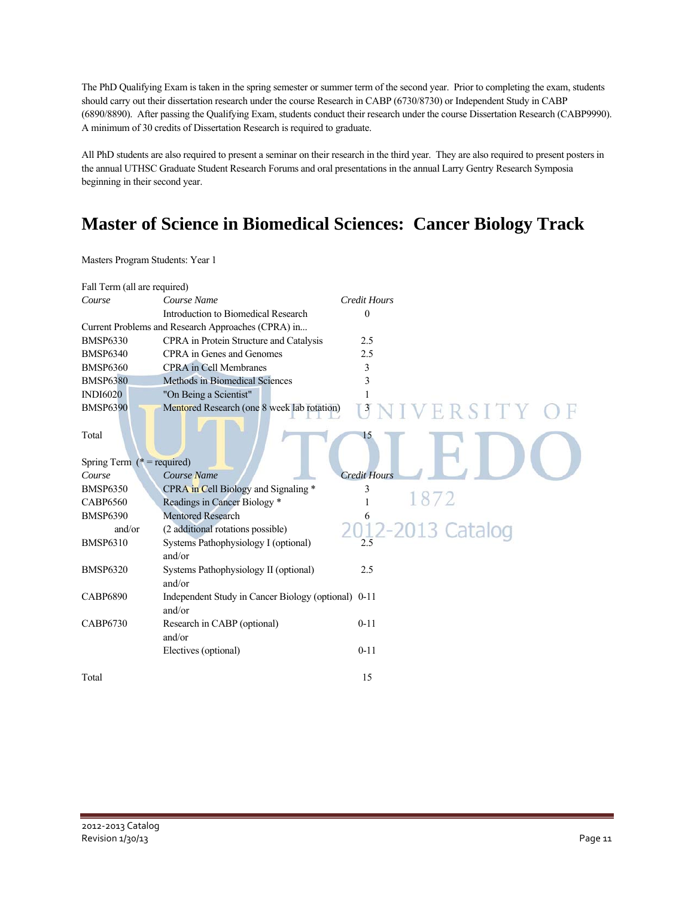The PhD Qualifying Exam is taken in the spring semester or summer term of the second year. Prior to completing the exam, students should carry out their dissertation research under the course Research in CABP (6730/8730) or Independent Study in CABP (6890/8890). After passing the Qualifying Exam, students conduct their research under the course Dissertation Research (CABP9990). A minimum of 30 credits of Dissertation Research is required to graduate.

All PhD students are also required to present a seminar on their research in the third year. They are also required to present posters in the annual UTHSC Graduate Student Research Forums and oral presentations in the annual Larry Gentry Research Symposia beginning in their second year.

# Master of Science in Biomedical Sciences: Cancer Biology Track

Masters Program Students: Year 1

Fall Term (all are required)

| *Course* | *Course Name* | *Credit Hours* |
|---|---|---|
| | Introduction to Biomedical Research | 0 |
| Current Problems and Research Approaches (CPRA) in... | | |
| BMSP6330 | CPRA in Protein Structure and Catalysis | 2.5 |
| BMSP6340 | CPRA in Genes and Genomes | 2.5 |
| BMSP6360 | CPRA in Cell Membranes | 3 |
| BMSP6380 | Methods in Biomedical Sciences | 3 |
| INDI6020 | "On Being a Scientist" | 1 |
| BMSP6390 | Mentored Research (one 8 week lab rotation) | 3 |
| Total | | 15 |

Spring Term (* = required)

| *Course* | *Course Name* | *Credit Hours* |
|---|---|---|
| BMSP6350 | CPRA in Cell Biology and Signaling * | 3 |
| CABP6560 | Readings in Cancer Biology * | 1 |
| BMSP6390 | Mentored Research | 6 |
| and/or | (2 additional rotations possible) | |
| BMSP6310 | Systems Pathophysiology I (optional) and/or | 2.5 |
| BMSP6320 | Systems Pathophysiology II (optional) and/or | 2.5 |
| CABP6890 | Independent Study in Cancer Biology (optional) and/or | 0-11 |
| CABP6730 | Research in CABP (optional) and/or | 0-11 |
| | Electives (optional) | 0-11 |
| Total | | 15 |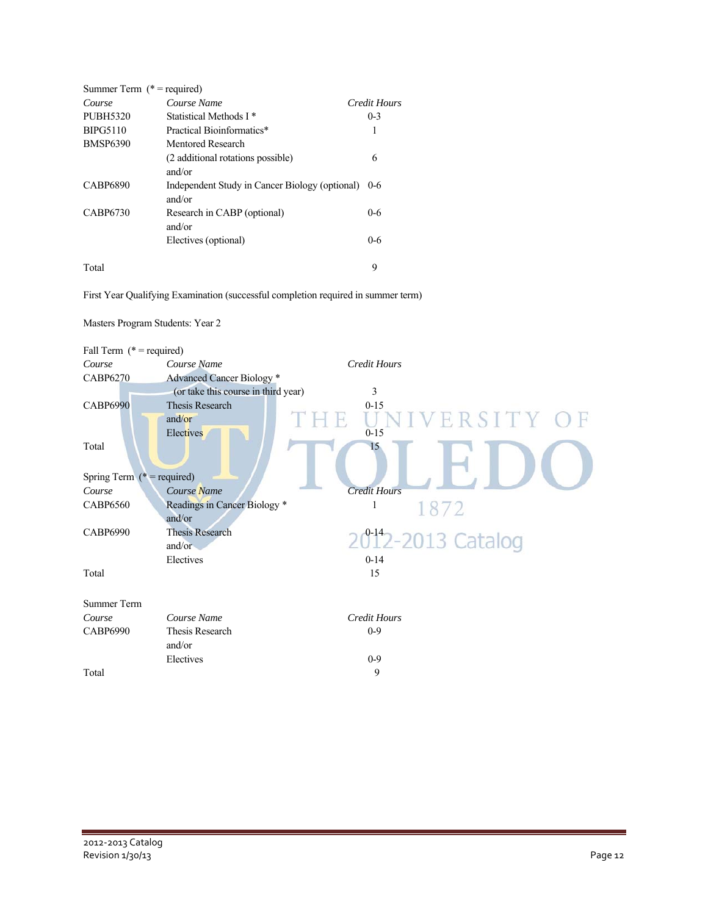Summer Term (* = required)

| *Course* | *Course Name* | *Credit Hours* |
|---|---|---|
| PUBH5320 | Statistical Methods I * | 0-3 |
| BIPG5110 | Practical Bioinformatics* | 1 |
| BMSP6390 | Mentored Research (2 additional rotations possible) | 6 |
| | and/or | |
| CABP6890 | Independent Study in Cancer Biology (optional) | 0-6 |
| | and/or | |
| CABP6730 | Research in CABP (optional) | 0-6 |
| | and/or | |
| | Electives (optional) | 0-6 |
| Total | | 9 |

First Year Qualifying Examination (successful completion required in summer term)

Masters Program Students: Year 2

Fall Term (* = required)

| *Course* | *Course Name* | *Credit Hours* |
|---|---|---|
| CABP6270 | Advanced Cancer Biology * (or take this course in third year) | 3 |
| CABP6990 | Thesis Research | 0-15 |
| | and/or | |
| | Electives | 0-15 |
| Total | | 15 |

Spring Term (* = required)

| *Course* | *Course Name* | *Credit Hours* |
|---|---|---|
| CABP6560 | Readings in Cancer Biology * | 1 |
| | and/or | |
| CABP6990 | Thesis Research | 0-14 |
| | and/or | |
| | Electives | 0-14 |
| Total | | 15 |

Summer Term

| *Course* | *Course Name* | *Credit Hours* |
|---|---|---|
| CABP6990 | Thesis Research | 0-9 |
| | and/or | |
| | Electives | 0-9 |
| Total | | 9 |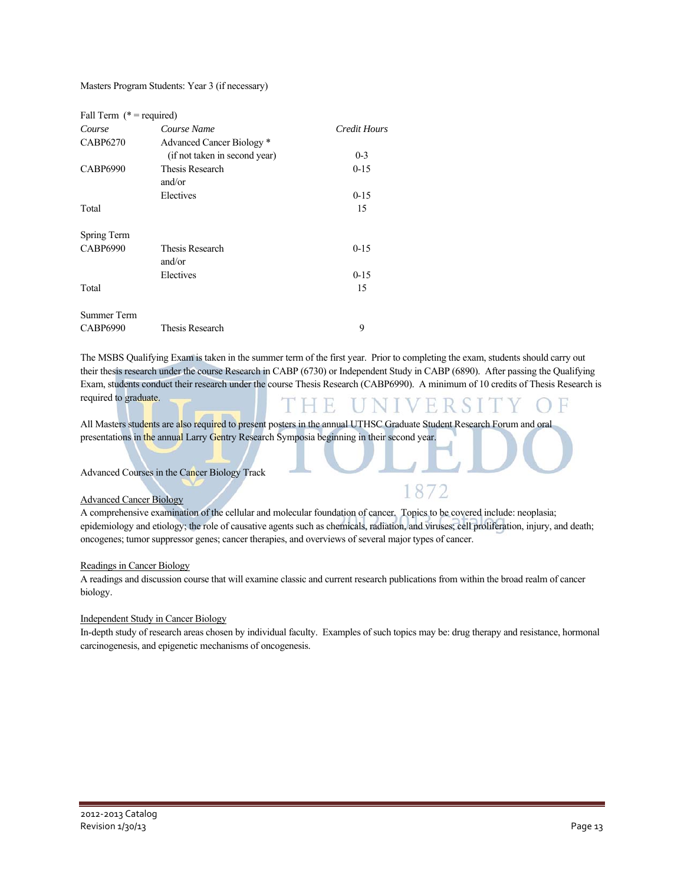Masters Program Students: Year 3 (if necessary)

Fall Term (* = required)

| *Course* | *Course Name* | *Credit Hours* |
|---|---|---|
| CABP6270 | Advanced Cancer Biology * (if not taken in second year) | 0-3 |
| CABP6990 | Thesis Research | 0-15 |
| | and/or | |
| | Electives | 0-15 |
| Total | | 15 |

Spring Term

| *Course* | *Course Name* | *Credit Hours* |
|---|---|---|
| CABP6990 | Thesis Research | 0-15 |
| | and/or | |
| | Electives | 0-15 |
| Total | | 15 |

Summer Term

| *Course* | *Course Name* | *Credit Hours* |
|---|---|---|
| CABP6990 | Thesis Research | 9 |

The MSBS Qualifying Exam is taken in the summer term of the first year. Prior to completing the exam, students should carry out their thesis research under the course Research in CABP (6730) or Independent Study in CABP (6890). After passing the Qualifying Exam, students conduct their research under the course Thesis Research (CABP6990). A minimum of 10 credits of Thesis Research is required to graduate.

All Masters students are also required to present posters in the annual UTHSC Graduate Student Research Forum and oral presentations in the annual Larry Gentry Research Symposia beginning in their second year.

Advanced Courses in the Cancer Biology Track

<u>Advanced Cancer Biology</u>
A comprehensive examination of the cellular and molecular foundation of cancer. Topics to be covered include: neoplasia; epidemiology and etiology; the role of causative agents such as chemicals, radiation, and viruses; cell proliferation, injury, and death; oncogenes; tumor suppressor genes; cancer therapies, and overviews of several major types of cancer.

<u>Readings in Cancer Biology</u>
A readings and discussion course that will examine classic and current research publications from within the broad realm of cancer biology.

<u>Independent Study in Cancer Biology</u>
In-depth study of research areas chosen by individual faculty. Examples of such topics may be: drug therapy and resistance, hormonal carcinogenesis, and epigenetic mechanisms of oncogenesis.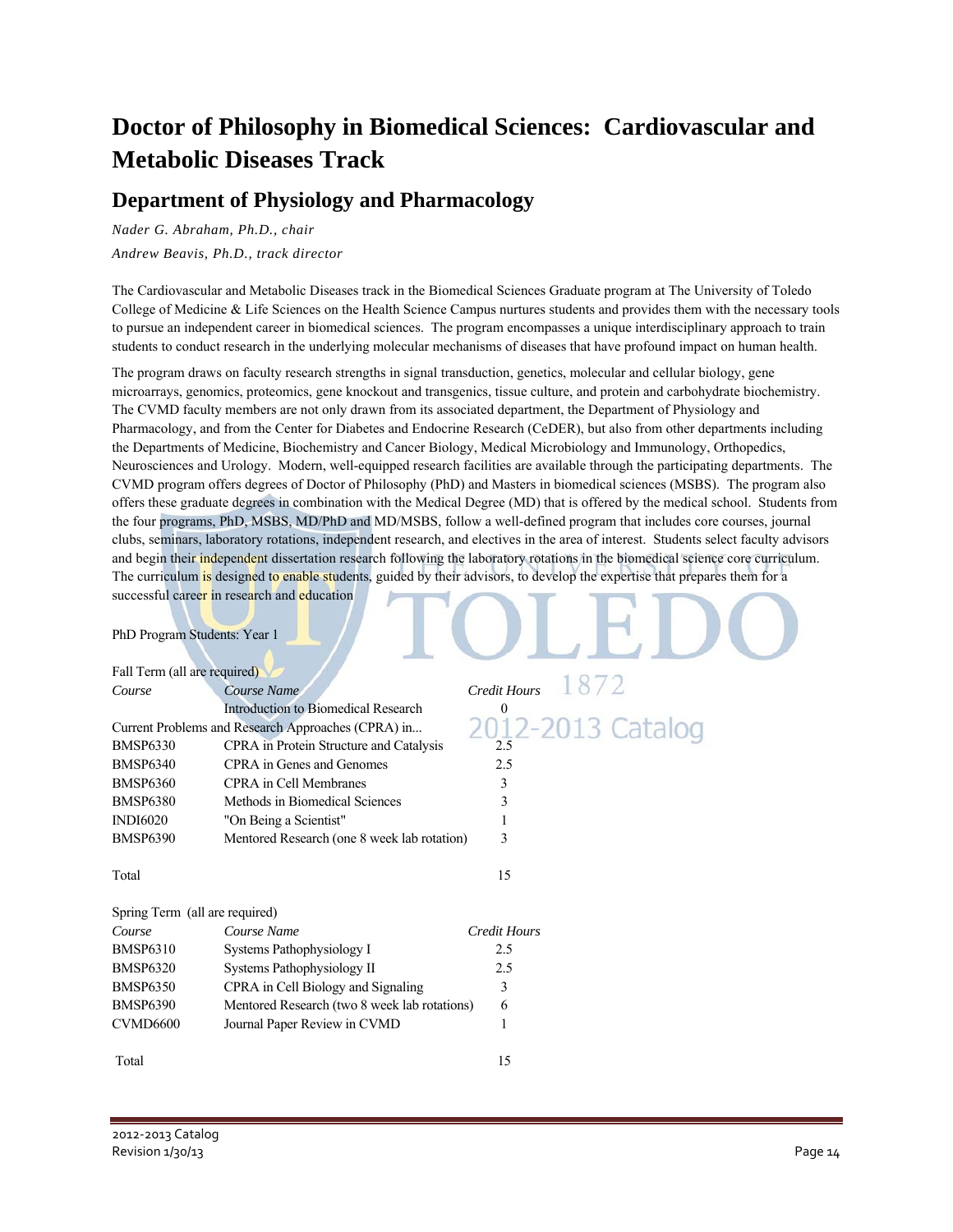# Doctor of Philosophy in Biomedical Sciences: Cardiovascular and Metabolic Diseases Track

## Department of Physiology and Pharmacology

*Nader G. Abraham, Ph.D., chair*

*Andrew Beavis, Ph.D., track director*

The Cardiovascular and Metabolic Diseases track in the Biomedical Sciences Graduate program at The University of Toledo College of Medicine & Life Sciences on the Health Science Campus nurtures students and provides them with the necessary tools to pursue an independent career in biomedical sciences. The program encompasses a unique interdisciplinary approach to train students to conduct research in the underlying molecular mechanisms of diseases that have profound impact on human health.

The program draws on faculty research strengths in signal transduction, genetics, molecular and cellular biology, gene microarrays, genomics, proteomics, gene knockout and transgenics, tissue culture, and protein and carbohydrate biochemistry. The CVMD faculty members are not only drawn from its associated department, the Department of Physiology and Pharmacology, and from the Center for Diabetes and Endocrine Research (CeDER), but also from other departments including the Departments of Medicine, Biochemistry and Cancer Biology, Medical Microbiology and Immunology, Orthopedics, Neurosciences and Urology. Modern, well-equipped research facilities are available through the participating departments. The CVMD program offers degrees of Doctor of Philosophy (PhD) and Masters in biomedical sciences (MSBS). The program also offers these graduate degrees in combination with the Medical Degree (MD) that is offered by the medical school. Students from the four programs, PhD, MSBS, MD/PhD and MD/MSBS, follow a well-defined program that includes core courses, journal clubs, seminars, laboratory rotations, independent research, and electives in the area of interest. Students select faculty advisors and begin their independent dissertation research following the laboratory rotations in the biomedical science core curriculum. The curriculum is designed to enable students, guided by their advisors, to develop the expertise that prepares them for a successful career in research and education

PhD Program Students: Year 1

Fall Term (all are required)

| *Course* | *Course Name* | *Credit Hours* |
|---|---|---|
| | Introduction to Biomedical Research | 0 |
| Current Problems and Research Approaches (CPRA) in... | | |
| BMSP6330 | CPRA in Protein Structure and Catalysis | 2.5 |
| BMSP6340 | CPRA in Genes and Genomes | 2.5 |
| BMSP6360 | CPRA in Cell Membranes | 3 |
| BMSP6380 | Methods in Biomedical Sciences | 3 |
| INDI6020 | "On Being a Scientist" | 1 |
| BMSP6390 | Mentored Research (one 8 week lab rotation) | 3 |
| Total | | 15 |

Spring Term (all are required)

| *Course* | *Course Name* | *Credit Hours* |
|---|---|---|
| BMSP6310 | Systems Pathophysiology I | 2.5 |
| BMSP6320 | Systems Pathophysiology II | 2.5 |
| BMSP6350 | CPRA in Cell Biology and Signaling | 3 |
| BMSP6390 | Mentored Research (two 8 week lab rotations) | 6 |
| CVMD6600 | Journal Paper Review in CVMD | 1 |
| Total | | 15 |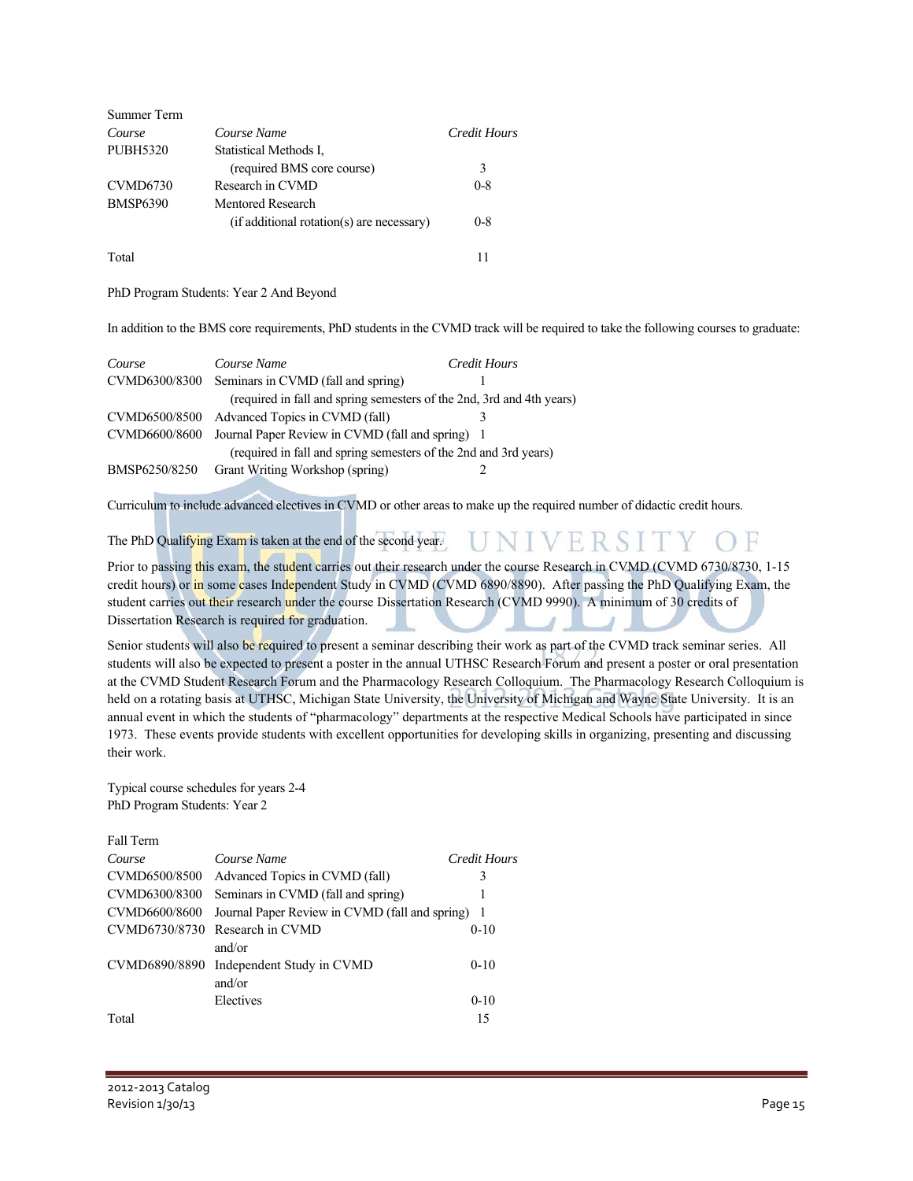Summer Term

| *Course* | *Course Name* | *Credit Hours* |
|---|---|---|
| PUBH5320 | Statistical Methods I, (required BMS core course) | 3 |
| CVMD6730 | Research in CVMD | 0-8 |
| BMSP6390 | Mentored Research (if additional rotation(s) are necessary) | 0-8 |
| Total | | 11 |

PhD Program Students: Year 2 And Beyond

In addition to the BMS core requirements, PhD students in the CVMD track will be required to take the following courses to graduate:

| *Course* | *Course Name* | *Credit Hours* |
|---|---|---|
| CVMD6300/8300 | Seminars in CVMD (fall and spring) (required in fall and spring semesters of the 2nd, 3rd and 4th years) | 1 |
| CVMD6500/8500 | Advanced Topics in CVMD (fall) | 3 |
| CVMD6600/8600 | Journal Paper Review in CVMD (fall and spring) (required in fall and spring semesters of the 2nd and 3rd years) | 1 |
| BMSP6250/8250 | Grant Writing Workshop (spring) | 2 |

Curriculum to include advanced electives in CVMD or other areas to make up the required number of didactic credit hours.

The PhD Qualifying Exam is taken at the end of the second year.

Prior to passing this exam, the student carries out their research under the course Research in CVMD (CVMD 6730/8730, 1-15 credit hours) or in some cases Independent Study in CVMD (CVMD 6890/8890). After passing the PhD Qualifying Exam, the student carries out their research under the course Dissertation Research (CVMD 9990). A minimum of 30 credits of Dissertation Research is required for graduation.

Senior students will also be required to present a seminar describing their work as part of the CVMD track seminar series. All students will also be expected to present a poster in the annual UTHSC Research Forum and present a poster or oral presentation at the CVMD Student Research Forum and the Pharmacology Research Colloquium. The Pharmacology Research Colloquium is held on a rotating basis at UTHSC, Michigan State University, the University of Michigan and Wayne State University. It is an annual event in which the students of "pharmacology" departments at the respective Medical Schools have participated in since 1973. These events provide students with excellent opportunities for developing skills in organizing, presenting and discussing their work.

Typical course schedules for years 2-4
PhD Program Students: Year 2

Fall Term

| *Course* | *Course Name* | *Credit Hours* |
|---|---|---|
| CVMD6500/8500 | Advanced Topics in CVMD (fall) | 3 |
| CVMD6300/8300 | Seminars in CVMD (fall and spring) | 1 |
| CVMD6600/8600 | Journal Paper Review in CVMD (fall and spring) | 1 |
| CVMD6730/8730 | Research in CVMD and/or | 0-10 |
| CVMD6890/8890 | Independent Study in CVMD and/or | 0-10 |
| | Electives | 0-10 |
| Total | | 15 |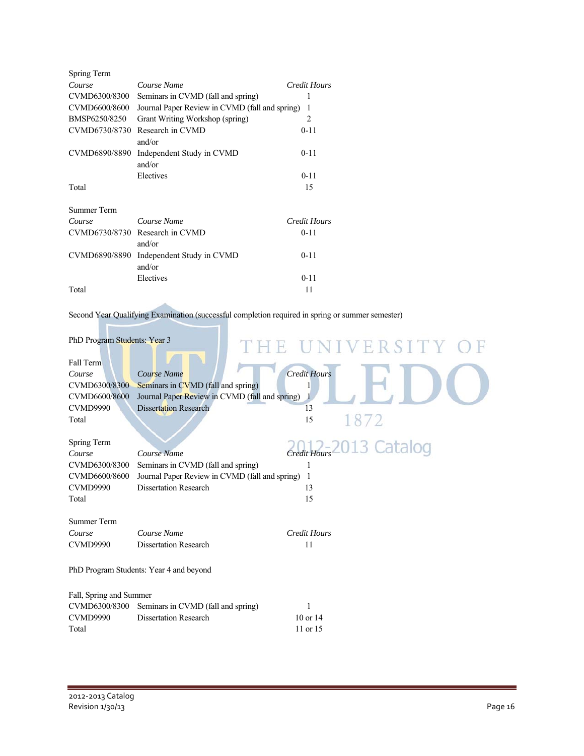Spring Term

| *Course* | *Course Name* | *Credit Hours* |
| --- | --- | --- |
| CVMD6300/8300 | Seminars in CVMD (fall and spring) | 1 |
| CVMD6600/8600 | Journal Paper Review in CVMD (fall and spring) | 1 |
| BMSP6250/8250 | Grant Writing Workshop (spring) | 2 |
| CVMD6730/8730 | Research in CVMD<br>and/or | 0-11 |
| CVMD6890/8890 | Independent Study in CVMD<br>and/or | 0-11 |
| | Electives | 0-11 |
| Total | | 15 |

Summer Term

| *Course* | *Course Name* | *Credit Hours* |
| --- | --- | --- |
| CVMD6730/8730 | Research in CVMD<br>and/or | 0-11 |
| CVMD6890/8890 | Independent Study in CVMD<br>and/or | 0-11 |
| | Electives | 0-11 |
| Total | | 11 |

Second Year Qualifying Examination (successful completion required in spring or summer semester)

PhD Program Students: Year 3

Fall Term

| *Course* | *Course Name* | *Credit Hours* |
| --- | --- | --- |
| CVMD6300/8300 | Seminars in CVMD (fall and spring) | 1 |
| CVMD6600/8600 | Journal Paper Review in CVMD (fall and spring) | 1 |
| CVMD9990 | Dissertation Research | 13 |
| Total | | 15 |

Spring Term

| *Course* | *Course Name* | *Credit Hours* |
| --- | --- | --- |
| CVMD6300/8300 | Seminars in CVMD (fall and spring) | 1 |
| CVMD6600/8600 | Journal Paper Review in CVMD (fall and spring) | 1 |
| CVMD9990 | Dissertation Research | 13 |
| Total | | 15 |

Summer Term

| *Course* | *Course Name* | *Credit Hours* |
| --- | --- | --- |
| CVMD9990 | Dissertation Research | 11 |

PhD Program Students: Year 4 and beyond

Fall, Spring and Summer

| | | |
| --- | --- | --- |
| CVMD6300/8300 | Seminars in CVMD (fall and spring) | 1 |
| CVMD9990 | Dissertation Research | 10 or 14 |
| Total | | 11 or 15 |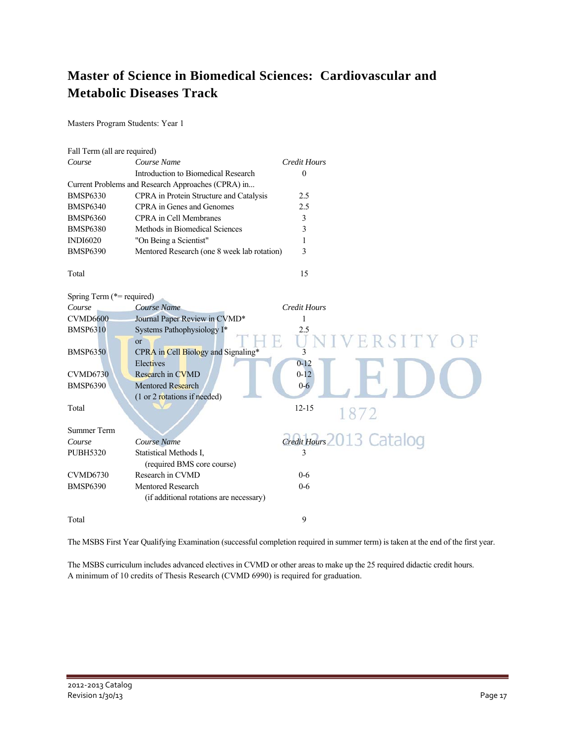# Master of Science in Biomedical Sciences: Cardiovascular and Metabolic Diseases Track

Masters Program Students: Year 1

Fall Term (all are required)

| *Course* | *Course Name* | *Credit Hours* |
|---|---|---|
| | Introduction to Biomedical Research | 0 |
| Current Problems and Research Approaches (CPRA) in... | | |
| BMSP6330 | CPRA in Protein Structure and Catalysis | 2.5 |
| BMSP6340 | CPRA in Genes and Genomes | 2.5 |
| BMSP6360 | CPRA in Cell Membranes | 3 |
| BMSP6380 | Methods in Biomedical Sciences | 3 |
| INDI6020 | "On Being a Scientist" | 1 |
| BMSP6390 | Mentored Research (one 8 week lab rotation) | 3 |
| Total | | 15 |

Spring Term (*= required)

| *Course* | *Course Name* | *Credit Hours* |
|---|---|---|
| CVMD6600 | Journal Paper Review in CVMD* | 1 |
| BMSP6310 | Systems Pathophysiology I* | 2.5 |
| | or | |
| BMSP6350 | CPRA in Cell Biology and Signaling* | 3 |
| | Electives | 0-12 |
| CVMD6730 | Research in CVMD | 0-12 |
| BMSP6390 | Mentored Research (1 or 2 rotations if needed) | 0-6 |
| Total | | 12-15 |

Summer Term

| *Course* | *Course Name* | *Credit Hours* |
|---|---|---|
| PUBH5320 | Statistical Methods I, (required BMS core course) | 3 |
| CVMD6730 | Research in CVMD | 0-6 |
| BMSP6390 | Mentored Research (if additional rotations are necessary) | 0-6 |
| Total | | 9 |

The MSBS First Year Qualifying Examination (successful completion required in summer term) is taken at the end of the first year.

The MSBS curriculum includes advanced electives in CVMD or other areas to make up the 25 required didactic credit hours. A minimum of 10 credits of Thesis Research (CVMD 6990) is required for graduation.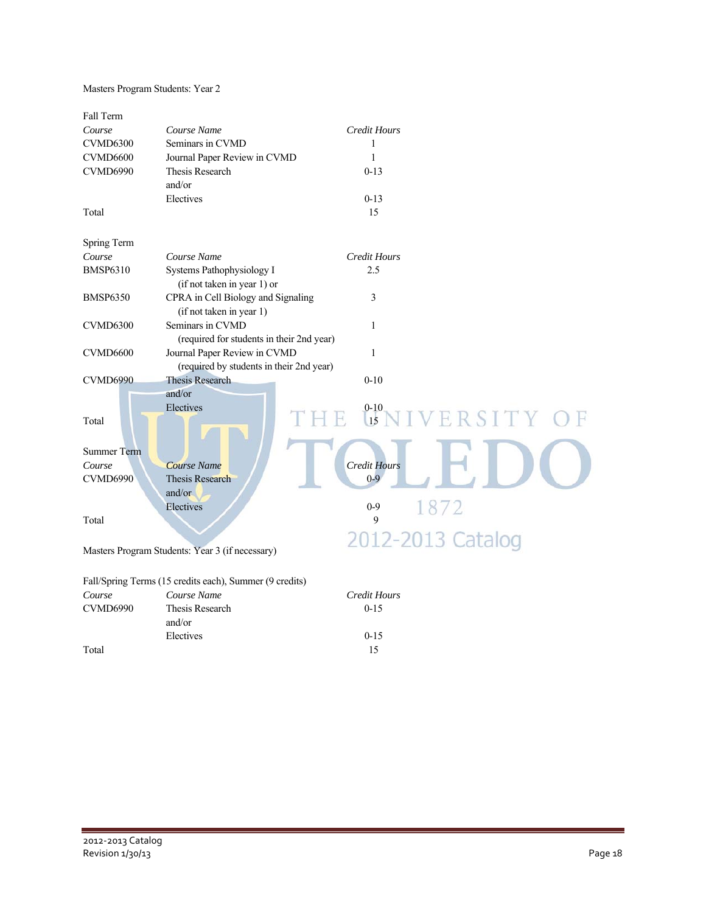Masters Program Students: Year 2

Fall Term

| *Course* | *Course Name* | *Credit Hours* |
|---|---|---|
| CVMD6300 | Seminars in CVMD | 1 |
| CVMD6600 | Journal Paper Review in CVMD | 1 |
| CVMD6990 | Thesis Research | 0-13 |
| | and/or | |
| | Electives | 0-13 |
| Total | | 15 |

Spring Term

| *Course* | *Course Name* | *Credit Hours* |
|---|---|---|
| BMSP6310 | Systems Pathophysiology I (if not taken in year 1) or | 2.5 |
| BMSP6350 | CPRA in Cell Biology and Signaling (if not taken in year 1) | 3 |
| CVMD6300 | Seminars in CVMD (required for students in their 2nd year) | 1 |
| CVMD6600 | Journal Paper Review in CVMD (required by students in their 2nd year) | 1 |
| CVMD6990 | Thesis Research | 0-10 |
| | and/or | |
| | Electives | 0-10 |
| Total | | 15 |

Summer Term

| *Course* | *Course Name* | *Credit Hours* |
|---|---|---|
| CVMD6990 | Thesis Research | 0-9 |
| | and/or | |
| | Electives | 0-9 |
| Total | | 9 |

Masters Program Students: Year 3 (if necessary)

Fall/Spring Terms (15 credits each), Summer (9 credits)

| *Course* | *Course Name* | *Credit Hours* |
|---|---|---|
| CVMD6990 | Thesis Research | 0-15 |
| | and/or | |
| | Electives | 0-15 |
| Total | | 15 |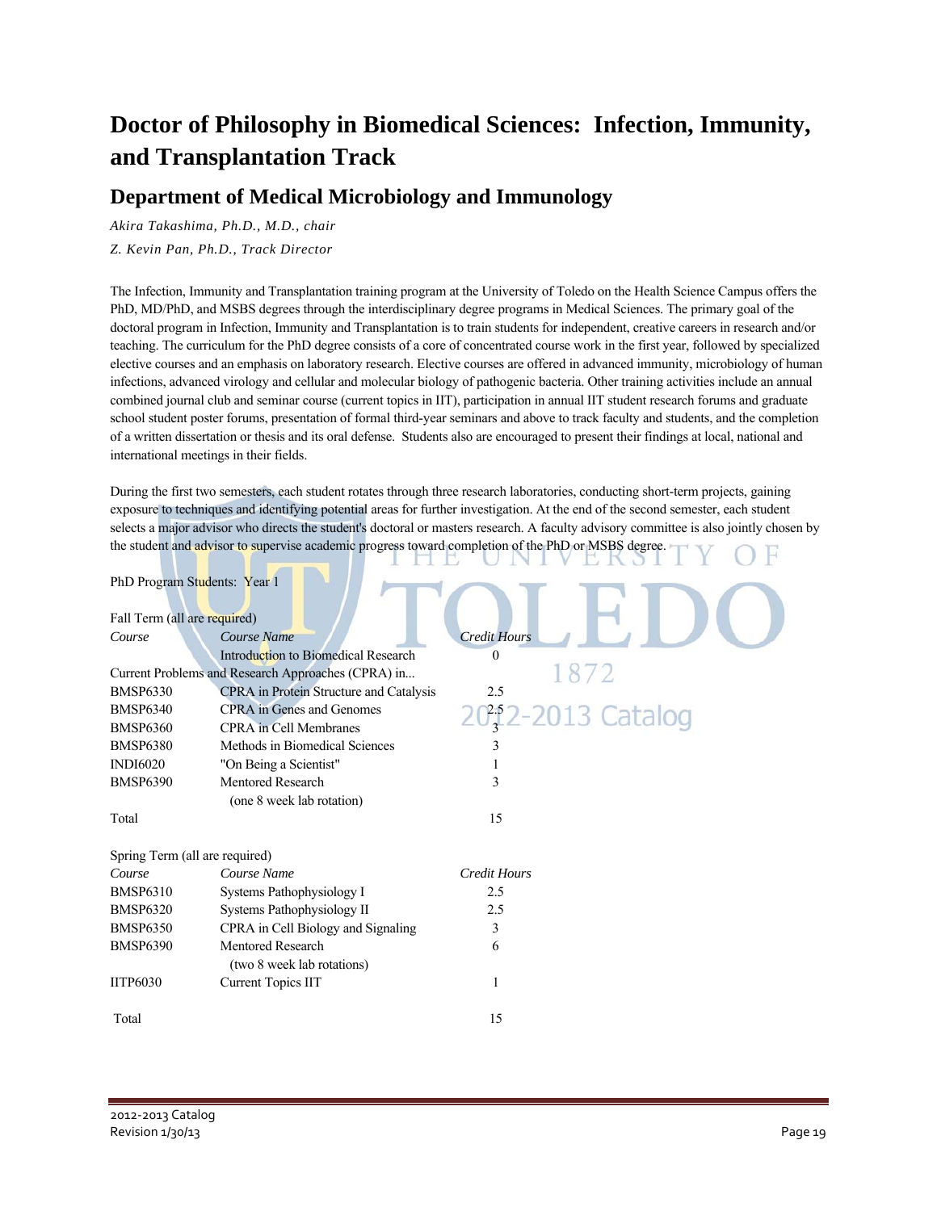# Doctor of Philosophy in Biomedical Sciences: Infection, Immunity, and Transplantation Track

## Department of Medical Microbiology and Immunology

*Akira Takashima, Ph.D., M.D., chair*

*Z. Kevin Pan, Ph.D., Track Director*

The Infection, Immunity and Transplantation training program at the University of Toledo on the Health Science Campus offers the PhD, MD/PhD, and MSBS degrees through the interdisciplinary degree programs in Medical Sciences. The primary goal of the doctoral program in Infection, Immunity and Transplantation is to train students for independent, creative careers in research and/or teaching. The curriculum for the PhD degree consists of a core of concentrated course work in the first year, followed by specialized elective courses and an emphasis on laboratory research. Elective courses are offered in advanced immunity, microbiology of human infections, advanced virology and cellular and molecular biology of pathogenic bacteria. Other training activities include an annual combined journal club and seminar course (current topics in IIT), participation in annual IIT student research forums and graduate school student poster forums, presentation of formal third-year seminars and above to track faculty and students, and the completion of a written dissertation or thesis and its oral defense. Students also are encouraged to present their findings at local, national and international meetings in their fields.

During the first two semesters, each student rotates through three research laboratories, conducting short-term projects, gaining exposure to techniques and identifying potential areas for further investigation. At the end of the second semester, each student selects a major advisor who directs the student's doctoral or masters research. A faculty advisory committee is also jointly chosen by the student and advisor to supervise academic progress toward completion of the PhD or MSBS degree.

PhD Program Students: Year 1

Fall Term (all are required)

| *Course* | *Course Name* | *Credit Hours* |
|---|---|---|
| | Introduction to Biomedical Research | 0 |
| Current Problems and Research Approaches (CPRA) in... | | |
| BMSP6330 | CPRA in Protein Structure and Catalysis | 2.5 |
| BMSP6340 | CPRA in Genes and Genomes | 2.5 |
| BMSP6360 | CPRA in Cell Membranes | 3 |
| BMSP6380 | Methods in Biomedical Sciences | 3 |
| INDI6020 | "On Being a Scientist" | 1 |
| BMSP6390 | Mentored Research (one 8 week lab rotation) | 3 |
| Total | | 15 |

Spring Term (all are required)

| *Course* | *Course Name* | *Credit Hours* |
|---|---|---|
| BMSP6310 | Systems Pathophysiology I | 2.5 |
| BMSP6320 | Systems Pathophysiology II | 2.5 |
| BMSP6350 | CPRA in Cell Biology and Signaling | 3 |
| BMSP6390 | Mentored Research (two 8 week lab rotations) | 6 |
| IITP6030 | Current Topics IIT | 1 |
| Total | | 15 |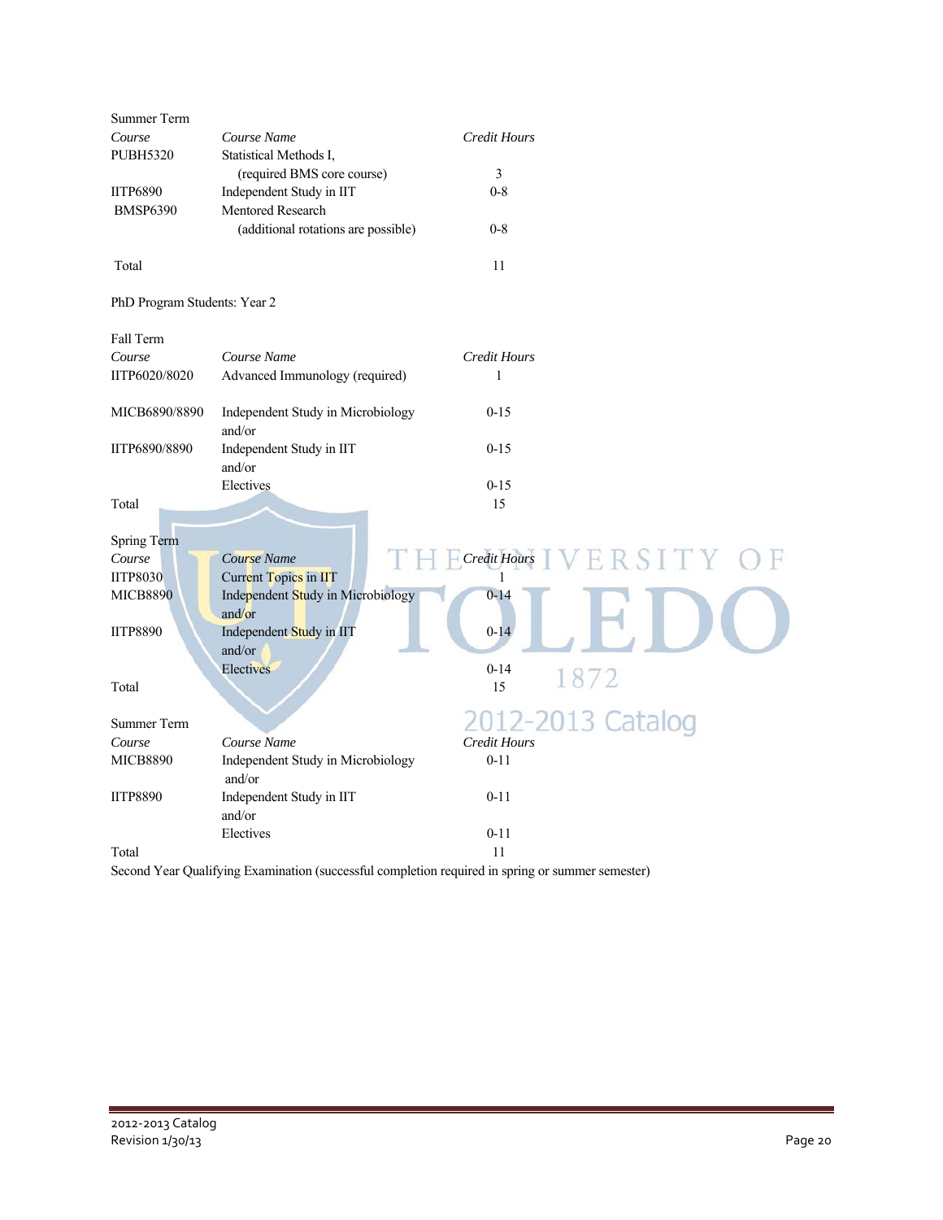Summer Term

| *Course* | *Course Name* | *Credit Hours* |
|---|---|---|
| PUBH5320 | Statistical Methods I, (required BMS core course) | 3 |
| IITP6890 | Independent Study in IIT | 0-8 |
| BMSP6390 | Mentored Research (additional rotations are possible) | 0-8 |
| Total | | 11 |

PhD Program Students: Year 2

Fall Term

| *Course* | *Course Name* | *Credit Hours* |
|---|---|---|
| IITP6020/8020 | Advanced Immunology (required) | 1 |
| MICB6890/8890 | Independent Study in Microbiology and/or | 0-15 |
| IITP6890/8890 | Independent Study in IIT and/or | 0-15 |
| | Electives | 0-15 |
| Total | | 15 |

Spring Term

| *Course* | *Course Name* | *Credit Hours* |
|---|---|---|
| IITP8030 | Current Topics in IIT | 1 |
| MICB8890 | Independent Study in Microbiology and/or | 0-14 |
| IITP8890 | Independent Study in IIT and/or | 0-14 |
| | Electives | 0-14 |
| Total | | 15 |

Summer Term

| *Course* | *Course Name* | *Credit Hours* |
|---|---|---|
| MICB8890 | Independent Study in Microbiology and/or | 0-11 |
| IITP8890 | Independent Study in IIT and/or | 0-11 |
| | Electives | 0-11 |
| Total | | 11 |

Second Year Qualifying Examination (successful completion required in spring or summer semester)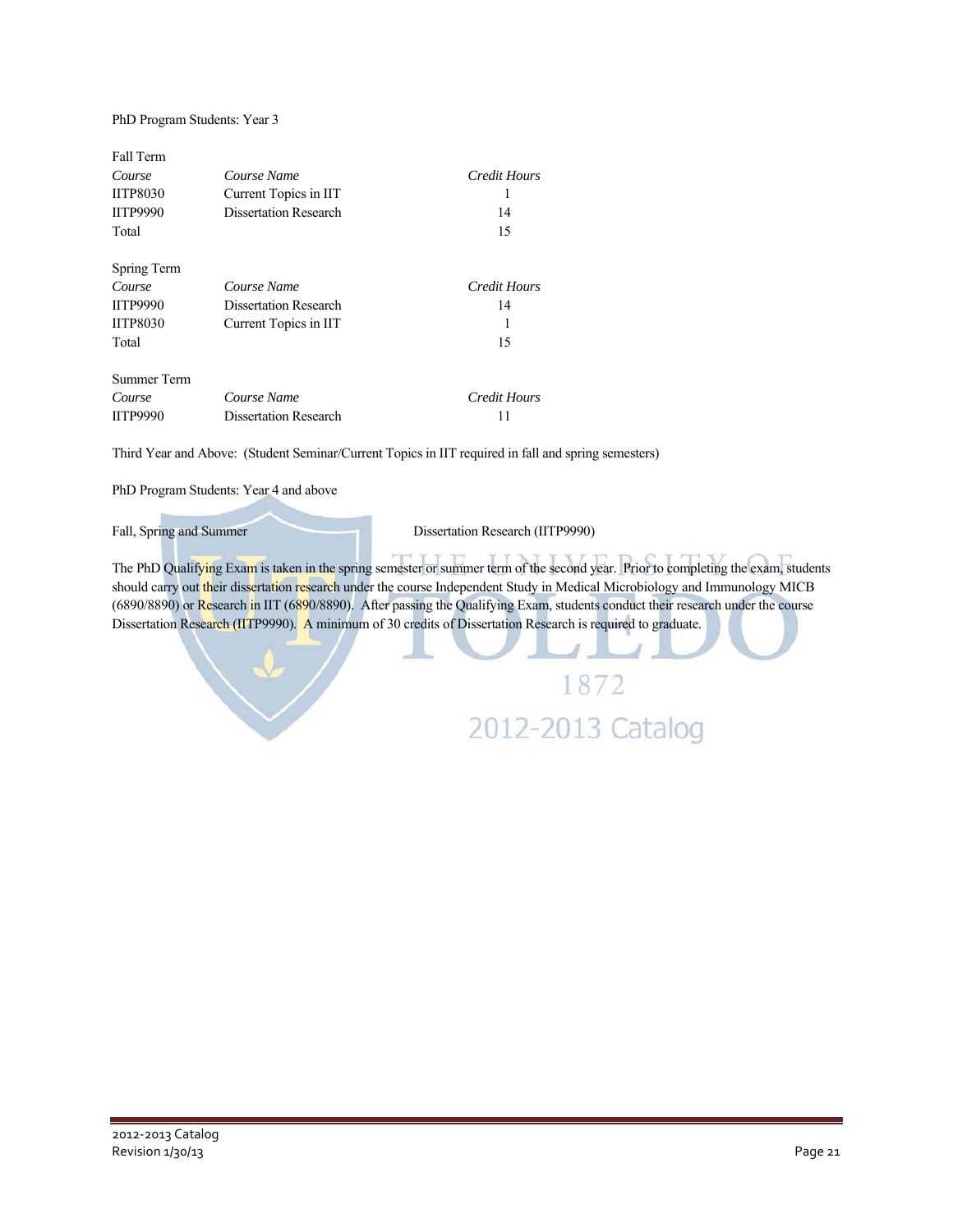PhD Program Students: Year 3

Fall Term

| *Course* | *Course Name* | *Credit Hours* |
|---|---|---|
| IITP8030 | Current Topics in IIT | 1 |
| IITP9990 | Dissertation Research | 14 |
| Total | | 15 |

Spring Term

| *Course* | *Course Name* | *Credit Hours* |
|---|---|---|
| IITP9990 | Dissertation Research | 14 |
| IITP8030 | Current Topics in IIT | 1 |
| Total | | 15 |

Summer Term

| *Course* | *Course Name* | *Credit Hours* |
|---|---|---|
| IITP9990 | Dissertation Research | 11 |

Third Year and Above: (Student Seminar/Current Topics in IIT required in fall and spring semesters)

PhD Program Students: Year 4 and above

| | |
|---|---|
| Fall, Spring and Summer | Dissertation Research (IITP9990) |

The PhD Qualifying Exam is taken in the spring semester or summer term of the second year. Prior to completing the exam, students should carry out their dissertation research under the course Independent Study in Medical Microbiology and Immunology MICB (6890/8890) or Research in IIT (6890/8890). After passing the Qualifying Exam, students conduct their research under the course Dissertation Research (IITP9990). A minimum of 30 credits of Dissertation Research is required to graduate.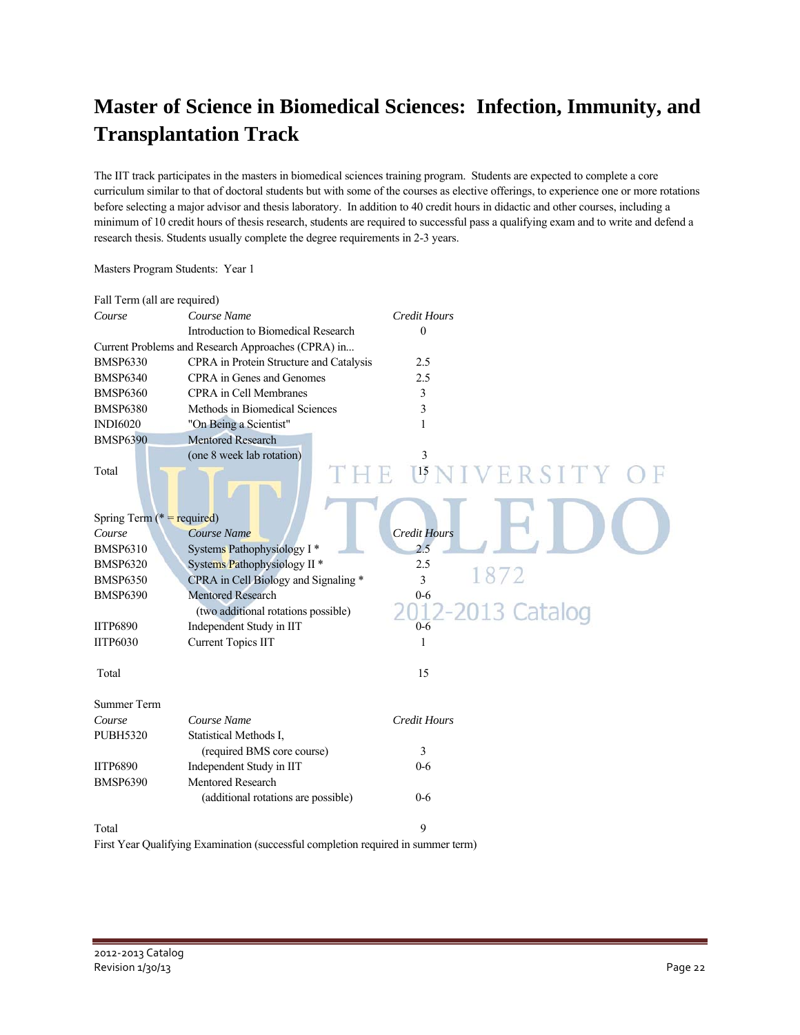# Master of Science in Biomedical Sciences: Infection, Immunity, and Transplantation Track

The IIT track participates in the masters in biomedical sciences training program. Students are expected to complete a core curriculum similar to that of doctoral students but with some of the courses as elective offerings, to experience one or more rotations before selecting a major advisor and thesis laboratory. In addition to 40 credit hours in didactic and other courses, including a minimum of 10 credit hours of thesis research, students are required to successful pass a qualifying exam and to write and defend a research thesis. Students usually complete the degree requirements in 2-3 years.

Masters Program Students: Year 1

Fall Term (all are required)

| *Course* | *Course Name* | *Credit Hours* |
|---|---|---|
| | Introduction to Biomedical Research | 0 |
| Current Problems and Research Approaches (CPRA) in... | | |
| BMSP6330 | CPRA in Protein Structure and Catalysis | 2.5 |
| BMSP6340 | CPRA in Genes and Genomes | 2.5 |
| BMSP6360 | CPRA in Cell Membranes | 3 |
| BMSP6380 | Methods in Biomedical Sciences | 3 |
| INDI6020 | "On Being a Scientist" | 1 |
| BMSP6390 | Mentored Research (one 8 week lab rotation) | 3 |
| Total | | 15 |

Spring Term (* = required)

| *Course* | *Course Name* | *Credit Hours* |
|---|---|---|
| BMSP6310 | Systems Pathophysiology I * | 2.5 |
| BMSP6320 | Systems Pathophysiology II * | 2.5 |
| BMSP6350 | CPRA in Cell Biology and Signaling * | 3 |
| BMSP6390 | Mentored Research (two additional rotations possible) | 0-6 |
| IITP6890 | Independent Study in IIT | 0-6 |
| IITP6030 | Current Topics IIT | 1 |
| Total | | 15 |

Summer Term

| *Course* | *Course Name* | *Credit Hours* |
|---|---|---|
| PUBH5320 | Statistical Methods I, (required BMS core course) | 3 |
| IITP6890 | Independent Study in IIT | 0-6 |
| BMSP6390 | Mentored Research (additional rotations are possible) | 0-6 |
| Total | | 9 |

First Year Qualifying Examination (successful completion required in summer term)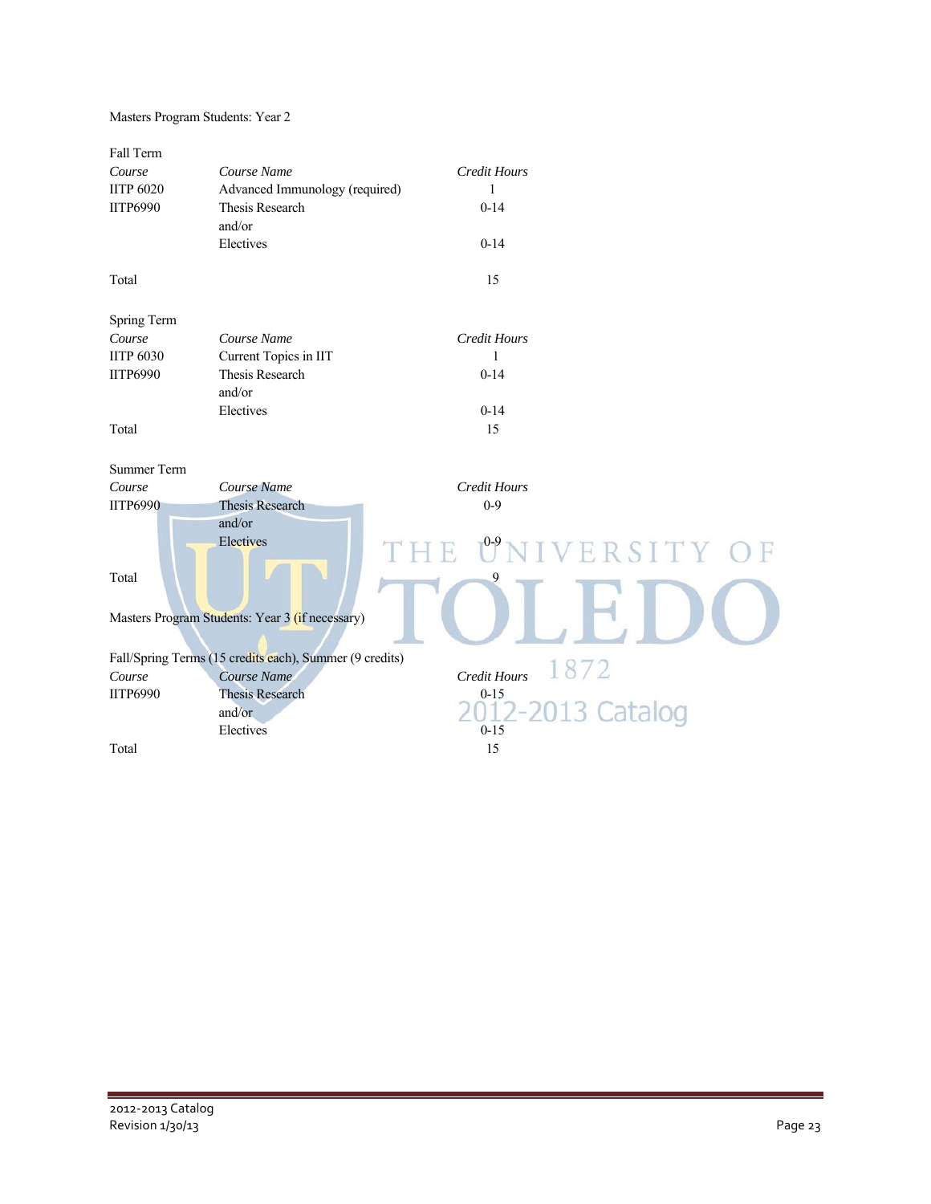Masters Program Students: Year 2

Fall Term

| *Course* | *Course Name* | *Credit Hours* |
|---|---|---|
| IITP 6020 | Advanced Immunology (required) | 1 |
| IITP6990 | Thesis Research | 0-14 |
| | and/or | |
| | Electives | 0-14 |
| Total | | 15 |

Spring Term

| *Course* | *Course Name* | *Credit Hours* |
|---|---|---|
| IITP 6030 | Current Topics in IIT | 1 |
| IITP6990 | Thesis Research | 0-14 |
| | and/or | |
| | Electives | 0-14 |
| Total | | 15 |

Summer Term

| *Course* | *Course Name* | *Credit Hours* |
|---|---|---|
| IITP6990 | Thesis Research | 0-9 |
| | and/or | |
| | Electives | 0-9 |
| Total | | 9 |

Masters Program Students: Year 3 (if necessary)

Fall/Spring Terms (15 credits each), Summer (9 credits)

| *Course* | *Course Name* | *Credit Hours* |
|---|---|---|
| IITP6990 | Thesis Research | 0-15 |
| | and/or | |
| | Electives | 0-15 |
| Total | | 15 |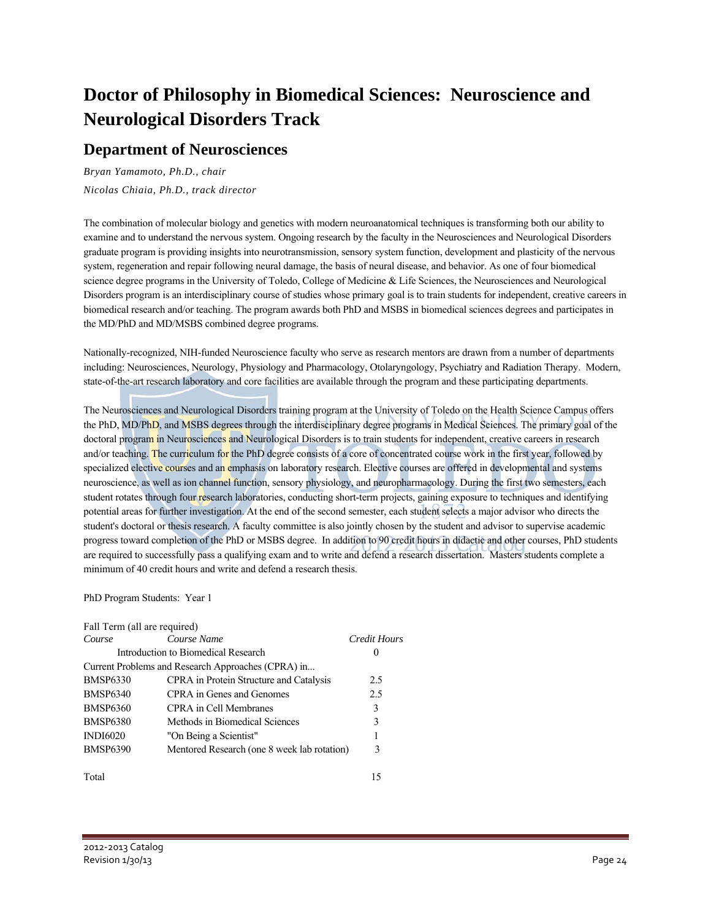# Doctor of Philosophy in Biomedical Sciences: Neuroscience and Neurological Disorders Track

## Department of Neurosciences

*Bryan Yamamoto, Ph.D., chair*

*Nicolas Chiaia, Ph.D., track director*

The combination of molecular biology and genetics with modern neuroanatomical techniques is transforming both our ability to examine and to understand the nervous system. Ongoing research by the faculty in the Neurosciences and Neurological Disorders graduate program is providing insights into neurotransmission, sensory system function, development and plasticity of the nervous system, regeneration and repair following neural damage, the basis of neural disease, and behavior. As one of four biomedical science degree programs in the University of Toledo, College of Medicine & Life Sciences, the Neurosciences and Neurological Disorders program is an interdisciplinary course of studies whose primary goal is to train students for independent, creative careers in biomedical research and/or teaching. The program awards both PhD and MSBS in biomedical sciences degrees and participates in the MD/PhD and MD/MSBS combined degree programs.

Nationally-recognized, NIH-funded Neuroscience faculty who serve as research mentors are drawn from a number of departments including: Neurosciences, Neurology, Physiology and Pharmacology, Otolaryngology, Psychiatry and Radiation Therapy. Modern, state-of-the-art research laboratory and core facilities are available through the program and these participating departments.

The Neurosciences and Neurological Disorders training program at the University of Toledo on the Health Science Campus offers the PhD, MD/PhD, and MSBS degrees through the interdisciplinary degree programs in Medical Sciences. The primary goal of the doctoral program in Neurosciences and Neurological Disorders is to train students for independent, creative careers in research and/or teaching. The curriculum for the PhD degree consists of a core of concentrated course work in the first year, followed by specialized elective courses and an emphasis on laboratory research. Elective courses are offered in developmental and systems neuroscience, as well as ion channel function, sensory physiology, and neuropharmacology. During the first two semesters, each student rotates through four research laboratories, conducting short-term projects, gaining exposure to techniques and identifying potential areas for further investigation. At the end of the second semester, each student selects a major advisor who directs the student's doctoral or thesis research. A faculty committee is also jointly chosen by the student and advisor to supervise academic progress toward completion of the PhD or MSBS degree. In addition to 90 credit hours in didactic and other courses, PhD students are required to successfully pass a qualifying exam and to write and defend a research dissertation. Masters students complete a minimum of 40 credit hours and write and defend a research thesis.

PhD Program Students: Year 1

Fall Term (all are required)

| *Course* | *Course Name* | *Credit Hours* |
|---|---|---|
| | Introduction to Biomedical Research | 0 |
| Current Problems and Research Approaches (CPRA) in... | | |
| BMSP6330 | CPRA in Protein Structure and Catalysis | 2.5 |
| BMSP6340 | CPRA in Genes and Genomes | 2.5 |
| BMSP6360 | CPRA in Cell Membranes | 3 |
| BMSP6380 | Methods in Biomedical Sciences | 3 |
| INDI6020 | "On Being a Scientist" | 1 |
| BMSP6390 | Mentored Research (one 8 week lab rotation) | 3 |
| Total | | 15 |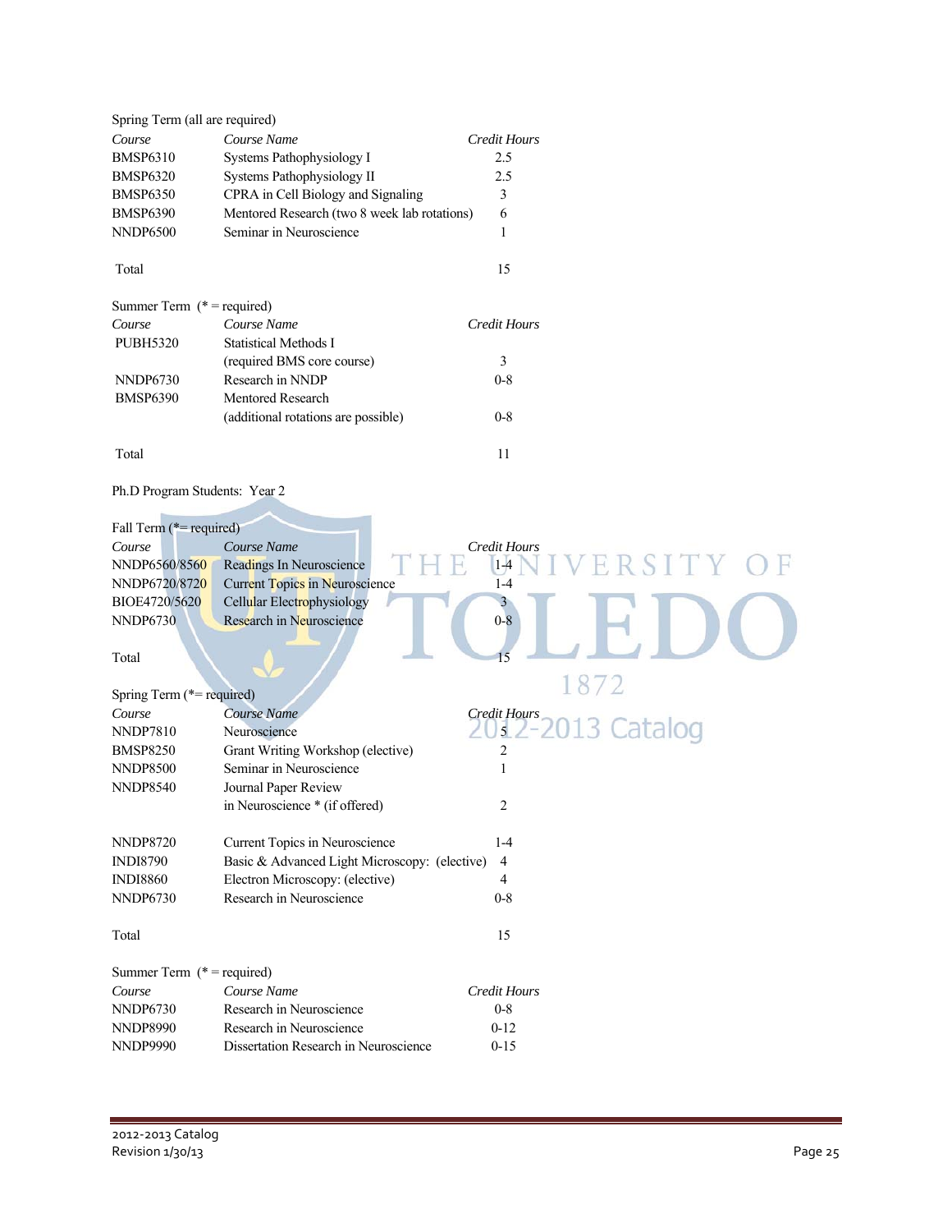Spring Term (all are required)

| *Course* | *Course Name* | *Credit Hours* |
|---|---|---|
| BMSP6310 | Systems Pathophysiology I | 2.5 |
| BMSP6320 | Systems Pathophysiology II | 2.5 |
| BMSP6350 | CPRA in Cell Biology and Signaling | 3 |
| BMSP6390 | Mentored Research (two 8 week lab rotations) | 6 |
| NNDP6500 | Seminar in Neuroscience | 1 |
| Total | | 15 |

Summer Term (* = required)

| *Course* | *Course Name* | *Credit Hours* |
|---|---|---|
| PUBH5320 | Statistical Methods I (required BMS core course) | 3 |
| NNDP6730 | Research in NNDP | 0-8 |
| BMSP6390 | Mentored Research (additional rotations are possible) | 0-8 |
| Total | | 11 |

Ph.D Program Students: Year 2

Fall Term (*= required)

| *Course* | *Course Name* | *Credit Hours* |
|---|---|---|
| NNDP6560/8560 | Readings In Neuroscience | 1-4 |
| NNDP6720/8720 | Current Topics in Neuroscience | 1-4 |
| BIOE4720/5620 | Cellular Electrophysiology | 3 |
| NNDP6730 | Research in Neuroscience | 0-8 |
| Total | | 15 |

Spring Term (*= required)

| *Course* | *Course Name* | *Credit Hours* |
|---|---|---|
| NNDP7810 | Neuroscience | 5 |
| BMSP8250 | Grant Writing Workshop (elective) | 2 |
| NNDP8500 | Seminar in Neuroscience | 1 |
| NNDP8540 | Journal Paper Review in Neuroscience * (if offered) | 2 |
| NNDP8720 | Current Topics in Neuroscience | 1-4 |
| INDI8790 | Basic & Advanced Light Microscopy: (elective) | 4 |
| INDI8860 | Electron Microscopy: (elective) | 4 |
| NNDP6730 | Research in Neuroscience | 0-8 |
| Total | | 15 |

Summer Term (* = required)

| *Course* | *Course Name* | *Credit Hours* |
|---|---|---|
| NNDP6730 | Research in Neuroscience | 0-8 |
| NNDP8990 | Research in Neuroscience | 0-12 |
| NNDP9990 | Dissertation Research in Neuroscience | 0-15 |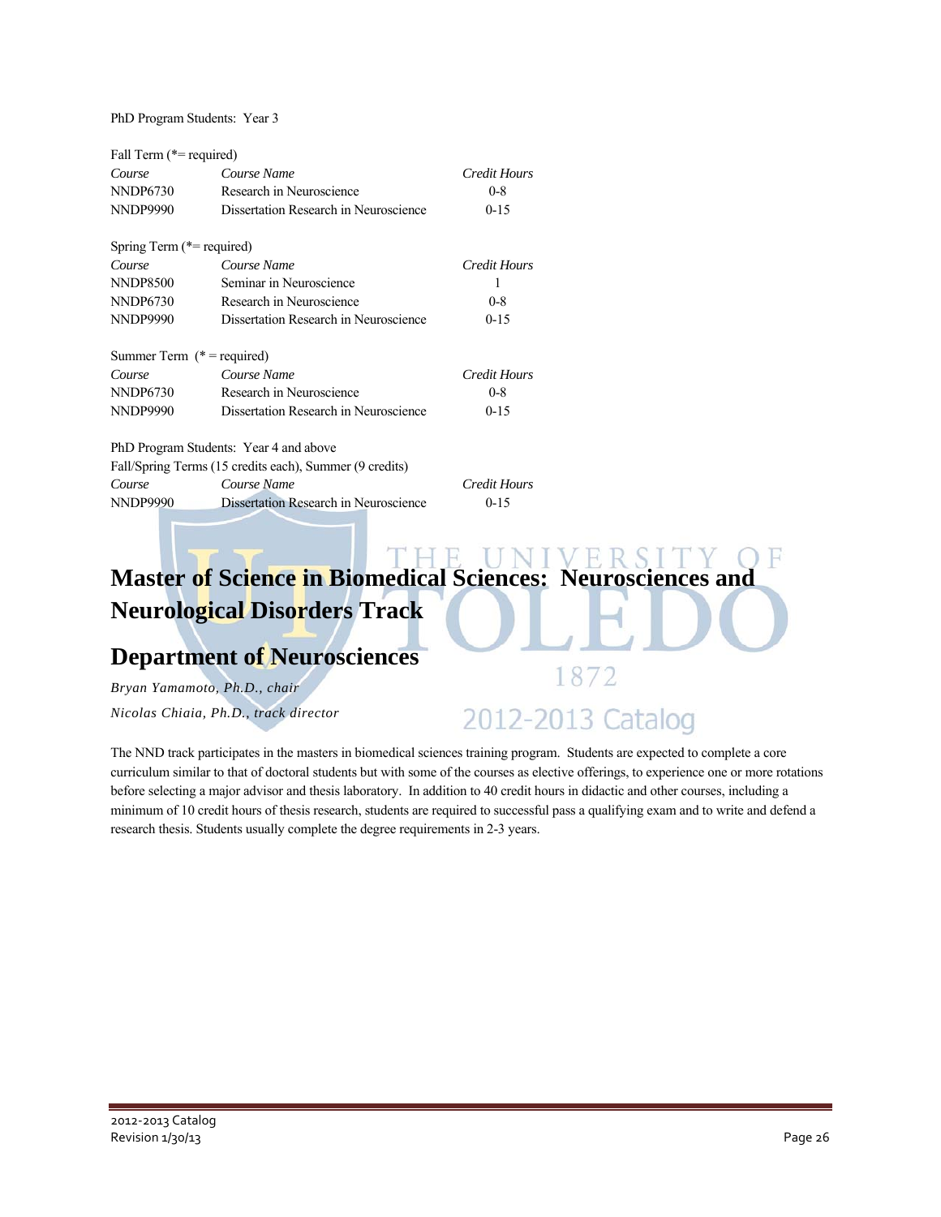PhD Program Students: Year 3

Fall Term (*= required)

| *Course* | *Course Name* | *Credit Hours* |
|---|---|---|
| NNDP6730 | Research in Neuroscience | 0-8 |
| NNDP9990 | Dissertation Research in Neuroscience | 0-15 |

Spring Term (*= required)

| *Course* | *Course Name* | *Credit Hours* |
|---|---|---|
| NNDP8500 | Seminar in Neuroscience | 1 |
| NNDP6730 | Research in Neuroscience | 0-8 |
| NNDP9990 | Dissertation Research in Neuroscience | 0-15 |

Summer Term (* = required)

| *Course* | *Course Name* | *Credit Hours* |
|---|---|---|
| NNDP6730 | Research in Neuroscience | 0-8 |
| NNDP9990 | Dissertation Research in Neuroscience | 0-15 |

PhD Program Students: Year 4 and above

Fall/Spring Terms (15 credits each), Summer (9 credits)

| *Course* | *Course Name* | *Credit Hours* |
|---|---|---|
| NNDP9990 | Dissertation Research in Neuroscience | 0-15 |

# Master of Science in Biomedical Sciences: Neurosciences and Neurological Disorders Track

## Department of Neurosciences

*Bryan Yamamoto, Ph.D., chair*

*Nicolas Chiaia, Ph.D., track director*

The NND track participates in the masters in biomedical sciences training program. Students are expected to complete a core curriculum similar to that of doctoral students but with some of the courses as elective offerings, to experience one or more rotations before selecting a major advisor and thesis laboratory. In addition to 40 credit hours in didactic and other courses, including a minimum of 10 credit hours of thesis research, students are required to successful pass a qualifying exam and to write and defend a research thesis. Students usually complete the degree requirements in 2-3 years.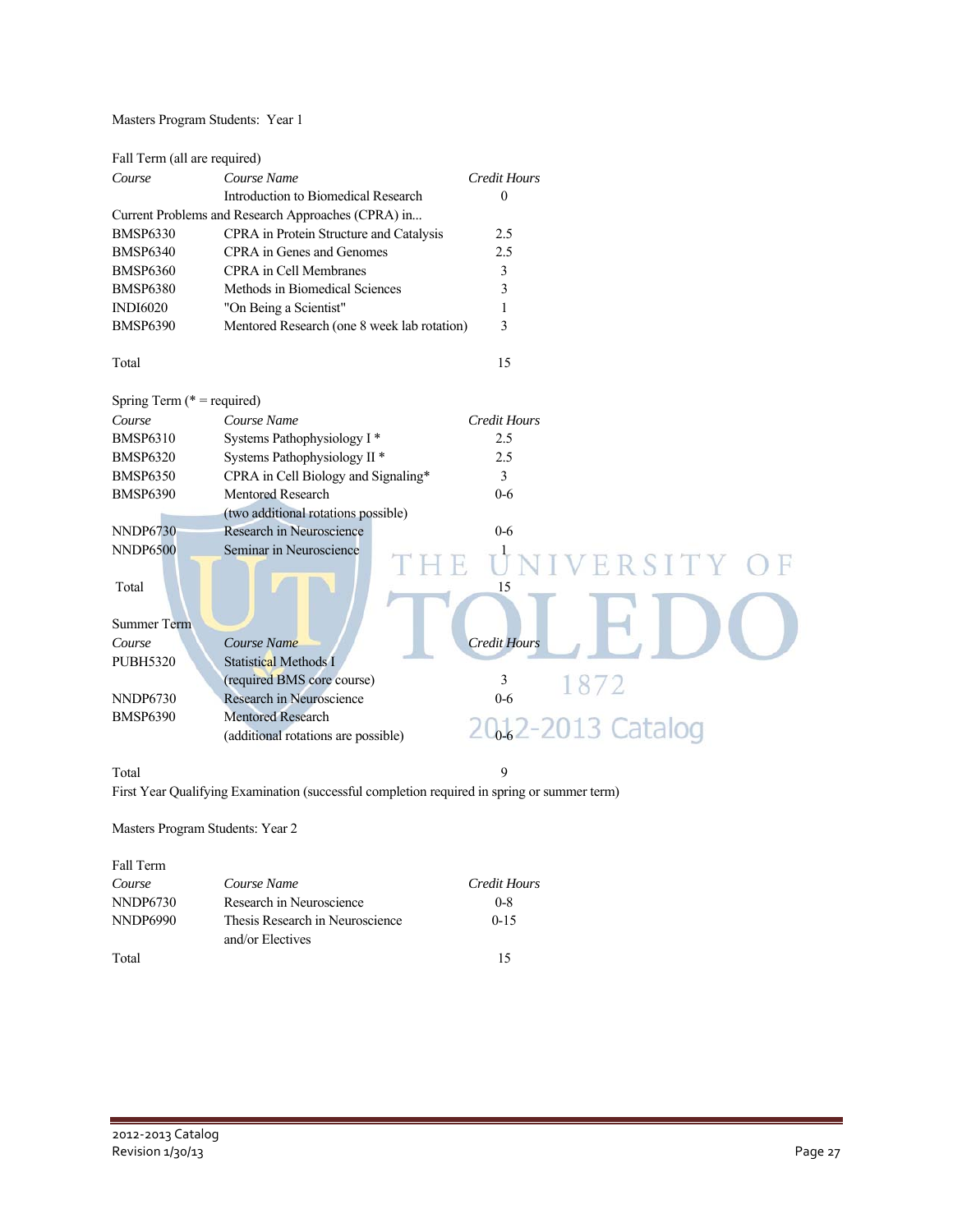Masters Program Students: Year 1

Fall Term (all are required)

| *Course* | *Course Name* | *Credit Hours* |
|---|---|---|
| | Introduction to Biomedical Research | 0 |
| Current Problems and Research Approaches (CPRA) in... | | |
| BMSP6330 | CPRA in Protein Structure and Catalysis | 2.5 |
| BMSP6340 | CPRA in Genes and Genomes | 2.5 |
| BMSP6360 | CPRA in Cell Membranes | 3 |
| BMSP6380 | Methods in Biomedical Sciences | 3 |
| INDI6020 | "On Being a Scientist" | 1 |
| BMSP6390 | Mentored Research (one 8 week lab rotation) | 3 |
| Total | | 15 |

Spring Term (* = required)

| *Course* | *Course Name* | *Credit Hours* |
|---|---|---|
| BMSP6310 | Systems Pathophysiology I * | 2.5 |
| BMSP6320 | Systems Pathophysiology II * | 2.5 |
| BMSP6350 | CPRA in Cell Biology and Signaling* | 3 |
| BMSP6390 | Mentored Research (two additional rotations possible) | 0-6 |
| NNDP6730 | Research in Neuroscience | 0-6 |
| NNDP6500 | Seminar in Neuroscience | 1 |
| Total | | 15 |

Summer Term

| *Course* | *Course Name* | *Credit Hours* |
|---|---|---|
| PUBH5320 | Statistical Methods I (required BMS core course) | 3 |
| NNDP6730 | Research in Neuroscience | 0-6 |
| BMSP6390 | Mentored Research (additional rotations are possible) | 0-6 |
| Total | | 9 |

First Year Qualifying Examination (successful completion required in spring or summer term)

Masters Program Students: Year 2

Fall Term

| *Course* | *Course Name* | *Credit Hours* |
|---|---|---|
| NNDP6730 | Research in Neuroscience | 0-8 |
| NNDP6990 | Thesis Research in Neuroscience and/or Electives | 0-15 |
| Total | | 15 |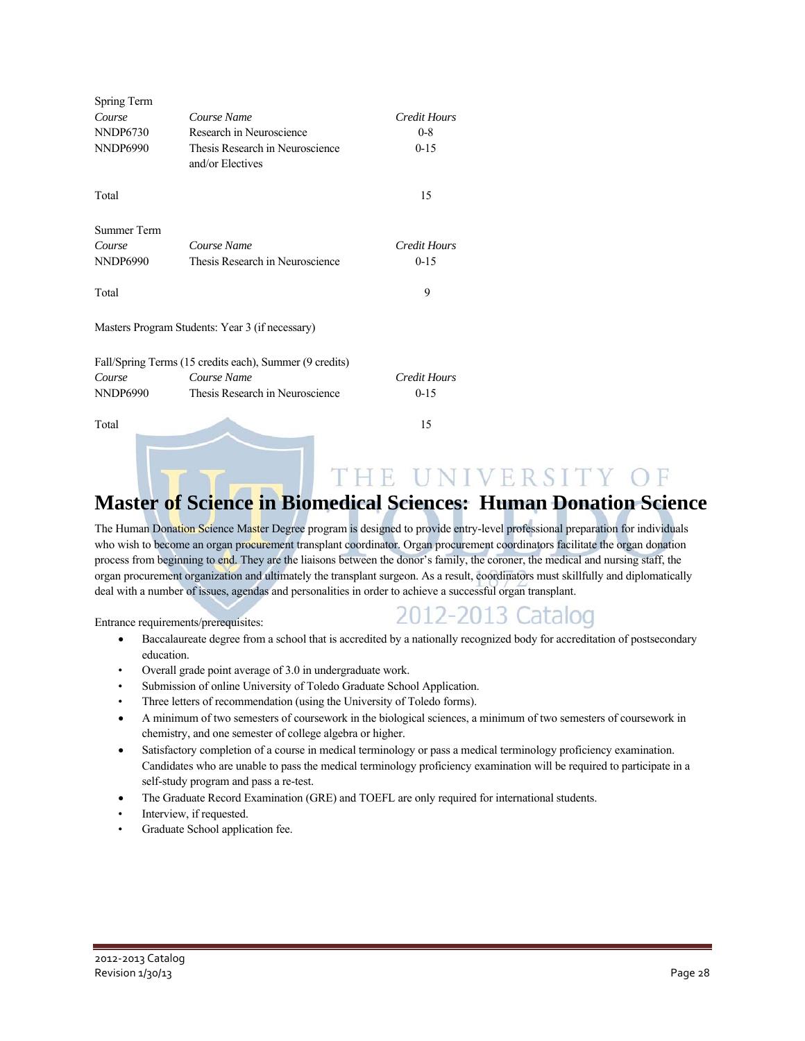Spring Term

| Course | Course Name | Credit Hours |
|---|---|---|
| NNDP6730 | Research in Neuroscience | 0-8 |
| NNDP6990 | Thesis Research in Neuroscience and/or Electives | 0-15 |
| Total | | 15 |

Summer Term

| Course | Course Name | Credit Hours |
|---|---|---|
| NNDP6990 | Thesis Research in Neuroscience | 0-15 |
| Total | | 9 |

Masters Program Students: Year 3 (if necessary)

Fall/Spring Terms (15 credits each), Summer (9 credits)

| Course | Course Name | Credit Hours |
|---|---|---|
| NNDP6990 | Thesis Research in Neuroscience | 0-15 |
| Total | | 15 |

# Master of Science in Biomedical Sciences: Human Donation Science

The Human Donation Science Master Degree program is designed to provide entry-level professional preparation for individuals who wish to become an organ procurement transplant coordinator. Organ procurement coordinators facilitate the organ donation process from beginning to end. They are the liaisons between the donor's family, the coroner, the medical and nursing staff, the organ procurement organization and ultimately the transplant surgeon. As a result, coordinators must skillfully and diplomatically deal with a number of issues, agendas and personalities in order to achieve a successful organ transplant.

Entrance requirements/prerequisites:

- Baccalaureate degree from a school that is accredited by a nationally recognized body for accreditation of postsecondary education.
- Overall grade point average of 3.0 in undergraduate work.
- Submission of online University of Toledo Graduate School Application.
- Three letters of recommendation (using the University of Toledo forms).
- A minimum of two semesters of coursework in the biological sciences, a minimum of two semesters of coursework in chemistry, and one semester of college algebra or higher.
- Satisfactory completion of a course in medical terminology or pass a medical terminology proficiency examination. Candidates who are unable to pass the medical terminology proficiency examination will be required to participate in a self-study program and pass a re-test.
- The Graduate Record Examination (GRE) and TOEFL are only required for international students.
- Interview, if requested.
- Graduate School application fee.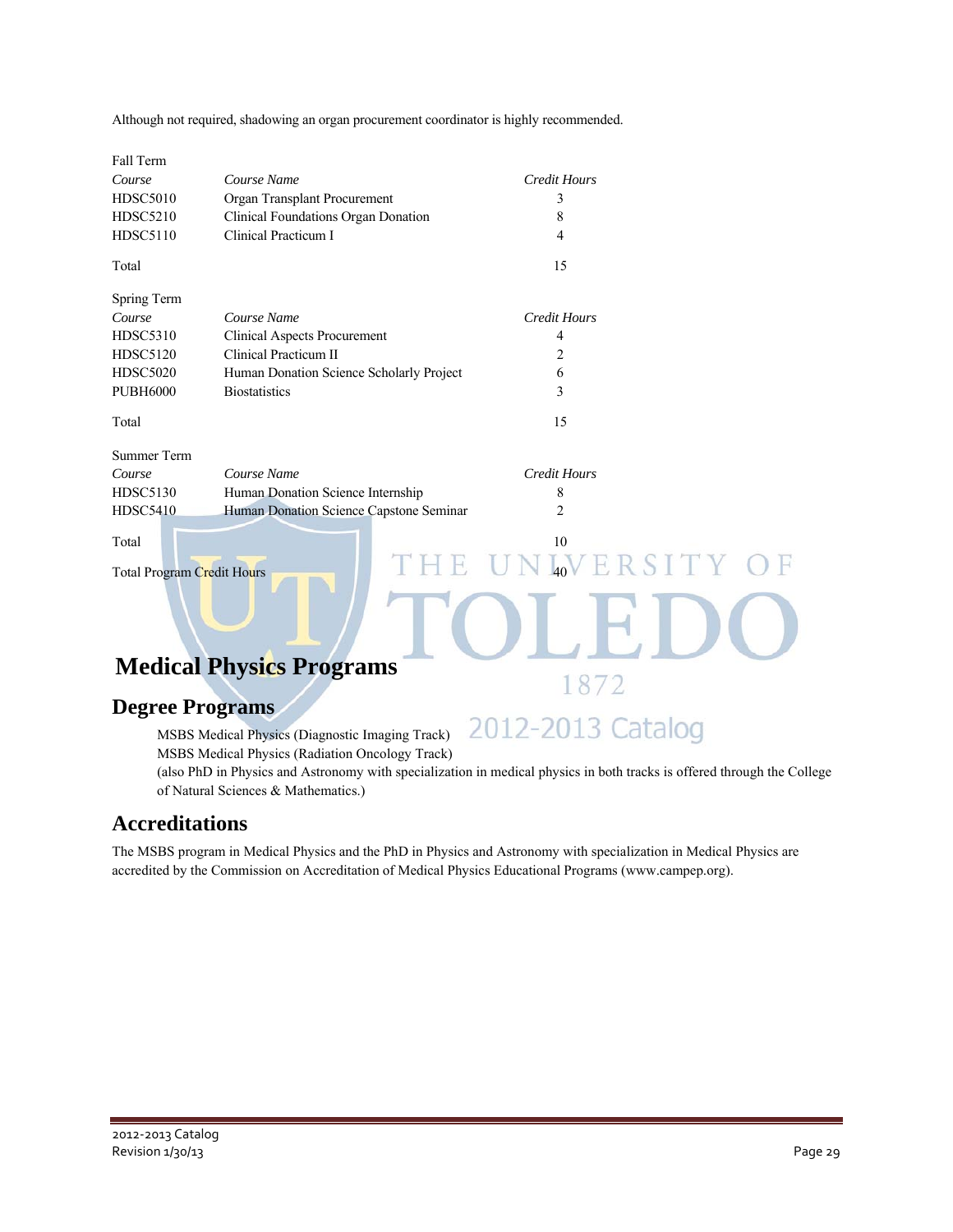Although not required, shadowing an organ procurement coordinator is highly recommended.

Fall Term

| *Course* | *Course Name* | *Credit Hours* |
|---|---|---|
| HDSC5010 | Organ Transplant Procurement | 3 |
| HDSC5210 | Clinical Foundations Organ Donation | 8 |
| HDSC5110 | Clinical Practicum I | 4 |
| Total | | 15 |

Spring Term

| *Course* | *Course Name* | *Credit Hours* |
|---|---|---|
| HDSC5310 | Clinical Aspects Procurement | 4 |
| HDSC5120 | Clinical Practicum II | 2 |
| HDSC5020 | Human Donation Science Scholarly Project | 6 |
| PUBH6000 | Biostatistics | 3 |
| Total | | 15 |

Summer Term

| *Course* | *Course Name* | *Credit Hours* |
|---|---|---|
| HDSC5130 | Human Donation Science Internship | 8 |
| HDSC5410 | Human Donation Science Capstone Seminar | 2 |
| Total | | 10 |

Total Program Credit Hours 40

# Medical Physics Programs

## Degree Programs

MSBS Medical Physics (Diagnostic Imaging Track)
MSBS Medical Physics (Radiation Oncology Track)
(also PhD in Physics and Astronomy with specialization in medical physics in both tracks is offered through the College of Natural Sciences & Mathematics.)

## Accreditations

The MSBS program in Medical Physics and the PhD in Physics and Astronomy with specialization in Medical Physics are accredited by the Commission on Accreditation of Medical Physics Educational Programs (www.campep.org).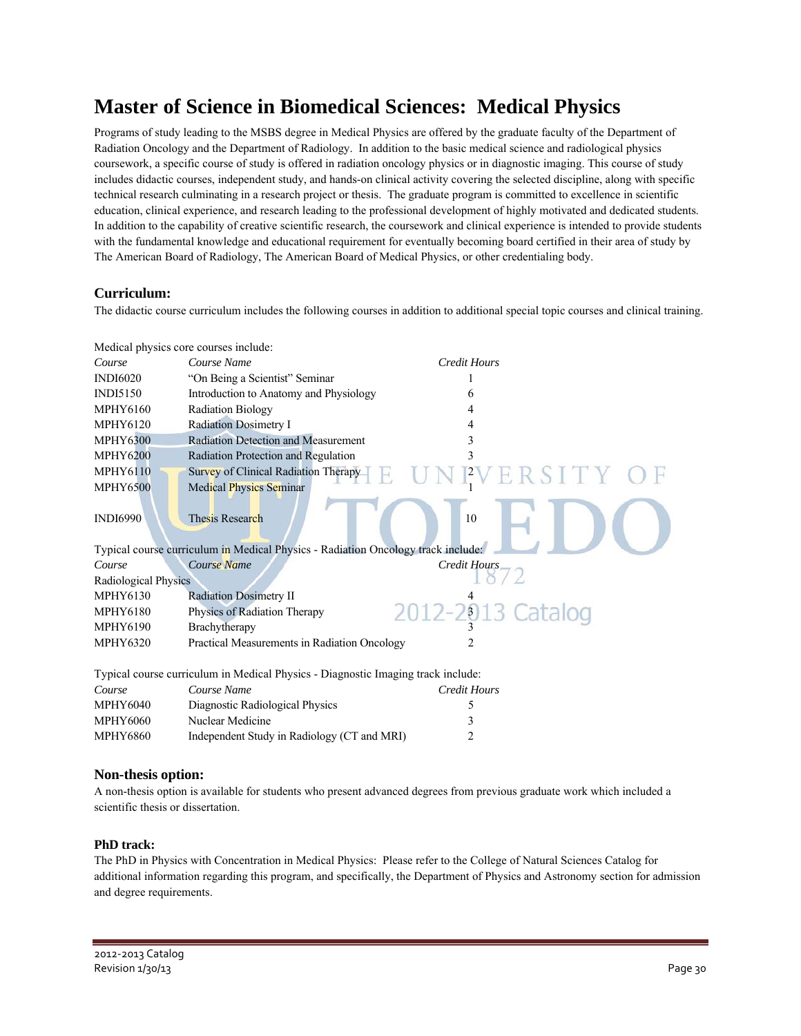# Master of Science in Biomedical Sciences: Medical Physics

Programs of study leading to the MSBS degree in Medical Physics are offered by the graduate faculty of the Department of Radiation Oncology and the Department of Radiology. In addition to the basic medical science and radiological physics coursework, a specific course of study is offered in radiation oncology physics or in diagnostic imaging. This course of study includes didactic courses, independent study, and hands-on clinical activity covering the selected discipline, along with specific technical research culminating in a research project or thesis. The graduate program is committed to excellence in scientific education, clinical experience, and research leading to the professional development of highly motivated and dedicated students. In addition to the capability of creative scientific research, the coursework and clinical experience is intended to provide students with the fundamental knowledge and educational requirement for eventually becoming board certified in their area of study by The American Board of Radiology, The American Board of Medical Physics, or other credentialing body.

### Curriculum:

The didactic course curriculum includes the following courses in addition to additional special topic courses and clinical training.

Medical physics core courses include:

| *Course* | *Course Name* | *Credit Hours* |
|---|---|---|
| INDI6020 | "On Being a Scientist" Seminar | 1 |
| INDI5150 | Introduction to Anatomy and Physiology | 6 |
| MPHY6160 | Radiation Biology | 4 |
| MPHY6120 | Radiation Dosimetry I | 4 |
| MPHY6300 | Radiation Detection and Measurement | 3 |
| MPHY6200 | Radiation Protection and Regulation | 3 |
| MPHY6110 | Survey of Clinical Radiation Therapy | 2 |
| MPHY6500 | Medical Physics Seminar | 1 |
| INDI6990 | Thesis Research | 10 |

Typical course curriculum in Medical Physics - Radiation Oncology track include:

| *Course* | *Course Name* | *Credit Hours* |
|---|---|---|
| Radiological Physics | | |
| MPHY6130 | Radiation Dosimetry II | 4 |
| MPHY6180 | Physics of Radiation Therapy | 3 |
| MPHY6190 | Brachytherapy | 3 |
| MPHY6320 | Practical Measurements in Radiation Oncology | 2 |

Typical course curriculum in Medical Physics - Diagnostic Imaging track include:

| *Course* | *Course Name* | *Credit Hours* |
|---|---|---|
| MPHY6040 | Diagnostic Radiological Physics | 5 |
| MPHY6060 | Nuclear Medicine | 3 |
| MPHY6860 | Independent Study in Radiology (CT and MRI) | 2 |

### Non-thesis option:

A non-thesis option is available for students who present advanced degrees from previous graduate work which included a scientific thesis or dissertation.

**PhD track:**

The PhD in Physics with Concentration in Medical Physics: Please refer to the College of Natural Sciences Catalog for additional information regarding this program, and specifically, the Department of Physics and Astronomy section for admission and degree requirements.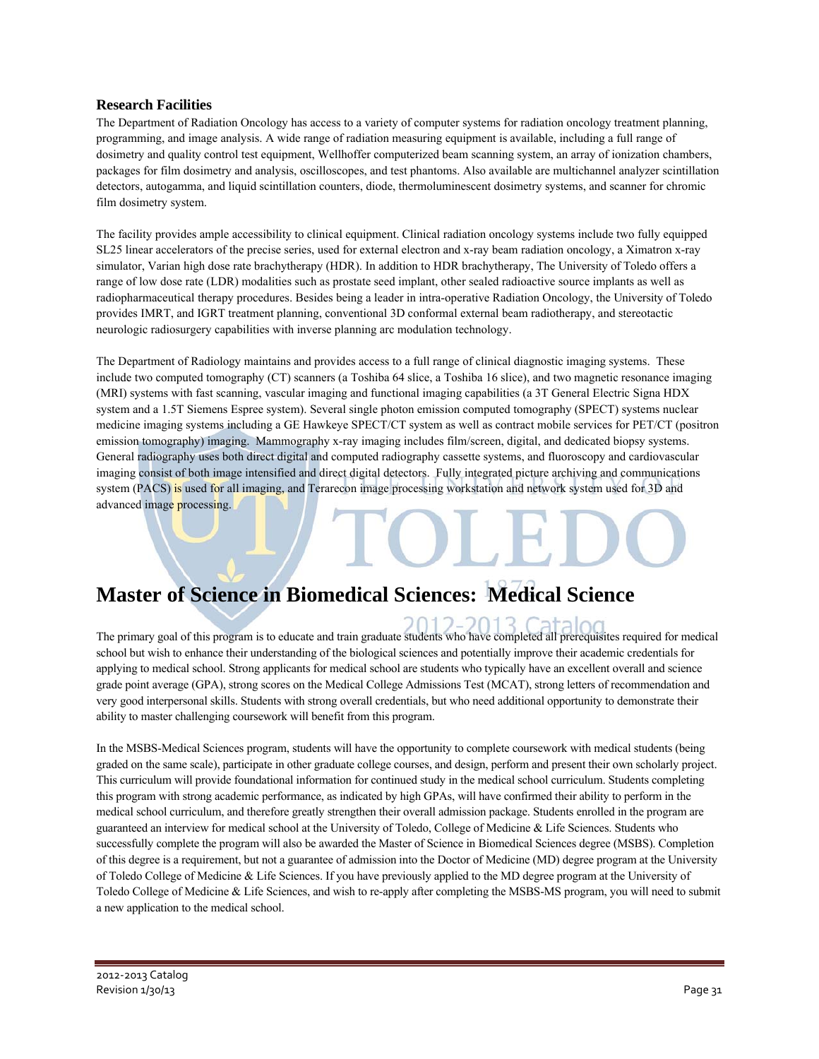## Research Facilities

The Department of Radiation Oncology has access to a variety of computer systems for radiation oncology treatment planning, programming, and image analysis. A wide range of radiation measuring equipment is available, including a full range of dosimetry and quality control test equipment, Wellhoffer computerized beam scanning system, an array of ionization chambers, packages for film dosimetry and analysis, oscilloscopes, and test phantoms. Also available are multichannel analyzer scintillation detectors, autogamma, and liquid scintillation counters, diode, thermoluminescent dosimetry systems, and scanner for chromic film dosimetry system.

The facility provides ample accessibility to clinical equipment. Clinical radiation oncology systems include two fully equipped SL25 linear accelerators of the precise series, used for external electron and x-ray beam radiation oncology, a Ximatron x-ray simulator, Varian high dose rate brachytherapy (HDR). In addition to HDR brachytherapy, The University of Toledo offers a range of low dose rate (LDR) modalities such as prostate seed implant, other sealed radioactive source implants as well as radiopharmaceutical therapy procedures. Besides being a leader in intra-operative Radiation Oncology, the University of Toledo provides IMRT, and IGRT treatment planning, conventional 3D conformal external beam radiotherapy, and stereotactic neurologic radiosurgery capabilities with inverse planning arc modulation technology.

The Department of Radiology maintains and provides access to a full range of clinical diagnostic imaging systems. These include two computed tomography (CT) scanners (a Toshiba 64 slice, a Toshiba 16 slice), and two magnetic resonance imaging (MRI) systems with fast scanning, vascular imaging and functional imaging capabilities (a 3T General Electric Signa HDX system and a 1.5T Siemens Espree system). Several single photon emission computed tomography (SPECT) systems nuclear medicine imaging systems including a GE Hawkeye SPECT/CT system as well as contract mobile services for PET/CT (positron emission tomography) imaging. Mammography x-ray imaging includes film/screen, digital, and dedicated biopsy systems. General radiography uses both direct digital and computed radiography cassette systems, and fluoroscopy and cardiovascular imaging consist of both image intensified and direct digital detectors. Fully integrated picture archiving and communications system (PACS) is used for all imaging, and Terarecon image processing workstation and network system used for 3D and advanced image processing.

# Master of Science in Biomedical Sciences: Medical Science

The primary goal of this program is to educate and train graduate students who have completed all prerequisites required for medical school but wish to enhance their understanding of the biological sciences and potentially improve their academic credentials for applying to medical school. Strong applicants for medical school are students who typically have an excellent overall and science grade point average (GPA), strong scores on the Medical College Admissions Test (MCAT), strong letters of recommendation and very good interpersonal skills. Students with strong overall credentials, but who need additional opportunity to demonstrate their ability to master challenging coursework will benefit from this program.

In the MSBS-Medical Sciences program, students will have the opportunity to complete coursework with medical students (being graded on the same scale), participate in other graduate college courses, and design, perform and present their own scholarly project. This curriculum will provide foundational information for continued study in the medical school curriculum. Students completing this program with strong academic performance, as indicated by high GPAs, will have confirmed their ability to perform in the medical school curriculum, and therefore greatly strengthen their overall admission package. Students enrolled in the program are guaranteed an interview for medical school at the University of Toledo, College of Medicine & Life Sciences. Students who successfully complete the program will also be awarded the Master of Science in Biomedical Sciences degree (MSBS). Completion of this degree is a requirement, but not a guarantee of admission into the Doctor of Medicine (MD) degree program at the University of Toledo College of Medicine & Life Sciences. If you have previously applied to the MD degree program at the University of Toledo College of Medicine & Life Sciences, and wish to re-apply after completing the MSBS-MS program, you will need to submit a new application to the medical school.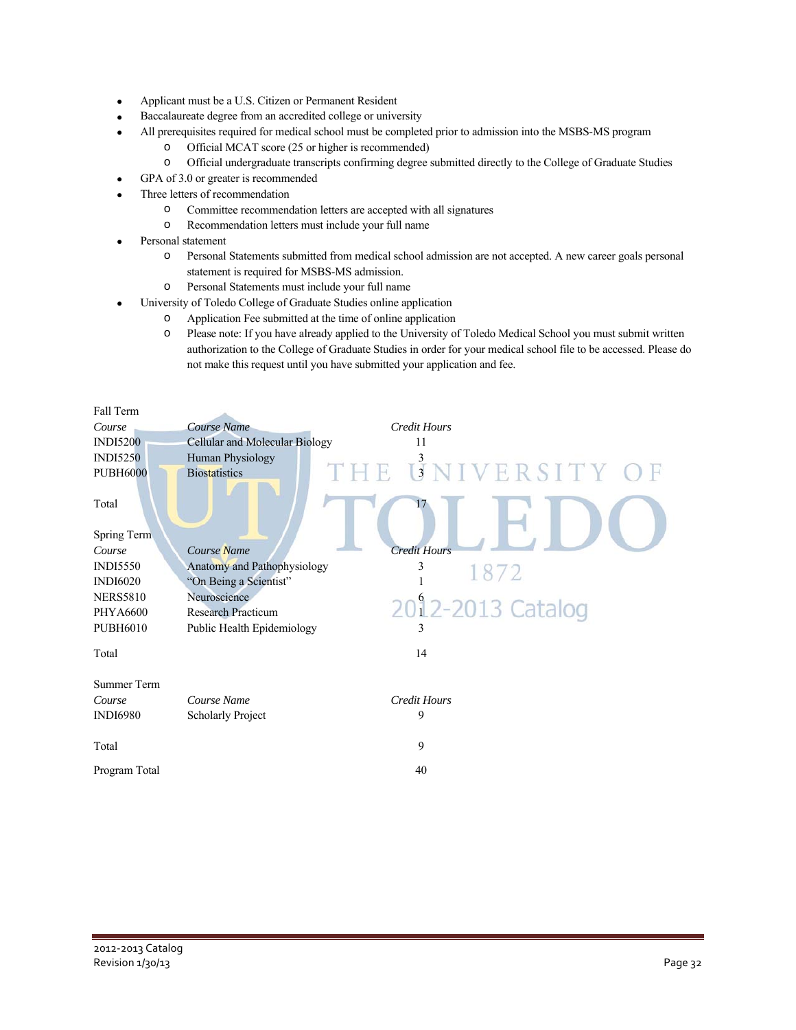- Applicant must be a U.S. Citizen or Permanent Resident
- Baccalaureate degree from an accredited college or university
- All prerequisites required for medical school must be completed prior to admission into the MSBS-MS program
    - Official MCAT score (25 or higher is recommended)
    - Official undergraduate transcripts confirming degree submitted directly to the College of Graduate Studies
- GPA of 3.0 or greater is recommended
- Three letters of recommendation
    - Committee recommendation letters are accepted with all signatures
    - Recommendation letters must include your full name
- Personal statement
    - Personal Statements submitted from medical school admission are not accepted. A new career goals personal statement is required for MSBS-MS admission.
    - Personal Statements must include your full name
- University of Toledo College of Graduate Studies online application
    - Application Fee submitted at the time of online application
    - Please note: If you have already applied to the University of Toledo Medical School you must submit written authorization to the College of Graduate Studies in order for your medical school file to be accessed. Please do not make this request until you have submitted your application and fee.

Fall Term

| *Course* | *Course Name* | *Credit Hours* |
|---|---|---|
| INDI5200 | Cellular and Molecular Biology | 11 |
| INDI5250 | Human Physiology | 3 |
| PUBH6000 | Biostatistics | 3 |
| Total | | 17 |

Spring Term

| *Course* | *Course Name* | *Credit Hours* |
|---|---|---|
| INDI5550 | Anatomy and Pathophysiology | 3 |
| INDI6020 | "On Being a Scientist" | 1 |
| NERS5810 | Neuroscience | 6 |
| PHYA6600 | Research Practicum | 1 |
| PUBH6010 | Public Health Epidemiology | 3 |
| Total | | 14 |

Summer Term

| *Course* | *Course Name* | *Credit Hours* |
|---|---|---|
| INDI6980 | Scholarly Project | 9 |
| Total | | 9 |

Program Total 40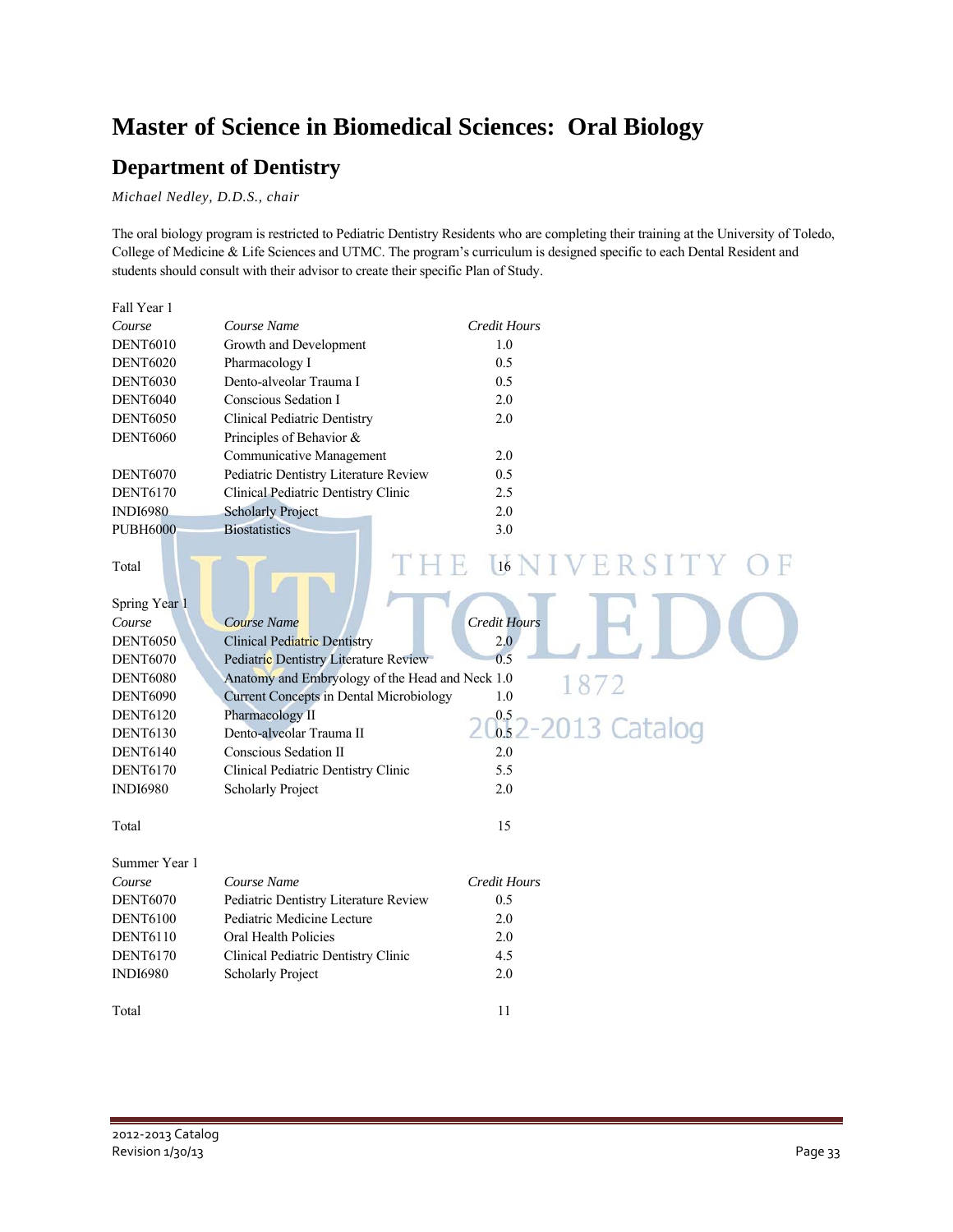# Master of Science in Biomedical Sciences: Oral Biology

## Department of Dentistry

*Michael Nedley, D.D.S., chair*

The oral biology program is restricted to Pediatric Dentistry Residents who are completing their training at the University of Toledo, College of Medicine & Life Sciences and UTMC. The program's curriculum is designed specific to each Dental Resident and students should consult with their advisor to create their specific Plan of Study.

Fall Year 1

| *Course* | *Course Name* | *Credit Hours* |
|---|---|---|
| DENT6010 | Growth and Development | 1.0 |
| DENT6020 | Pharmacology I | 0.5 |
| DENT6030 | Dento-alveolar Trauma I | 0.5 |
| DENT6040 | Conscious Sedation I | 2.0 |
| DENT6050 | Clinical Pediatric Dentistry | 2.0 |
| DENT6060 | Principles of Behavior & Communicative Management | 2.0 |
| DENT6070 | Pediatric Dentistry Literature Review | 0.5 |
| DENT6170 | Clinical Pediatric Dentistry Clinic | 2.5 |
| INDI6980 | Scholarly Project | 2.0 |
| PUBH6000 | Biostatistics | 3.0 |
| Total | | 16 |

Spring Year 1

| *Course* | *Course Name* | *Credit Hours* |
|---|---|---|
| DENT6050 | Clinical Pediatric Dentistry | 2.0 |
| DENT6070 | Pediatric Dentistry Literature Review | 0.5 |
| DENT6080 | Anatomy and Embryology of the Head and Neck | 1.0 |
| DENT6090 | Current Concepts in Dental Microbiology | 1.0 |
| DENT6120 | Pharmacology II | 0.5 |
| DENT6130 | Dento-alveolar Trauma II | 0.5 |
| DENT6140 | Conscious Sedation II | 2.0 |
| DENT6170 | Clinical Pediatric Dentistry Clinic | 5.5 |
| INDI6980 | Scholarly Project | 2.0 |
| Total | | 15 |

Summer Year 1

| *Course* | *Course Name* | *Credit Hours* |
|---|---|---|
| DENT6070 | Pediatric Dentistry Literature Review | 0.5 |
| DENT6100 | Pediatric Medicine Lecture | 2.0 |
| DENT6110 | Oral Health Policies | 2.0 |
| DENT6170 | Clinical Pediatric Dentistry Clinic | 4.5 |
| INDI6980 | Scholarly Project | 2.0 |
| Total | | 11 |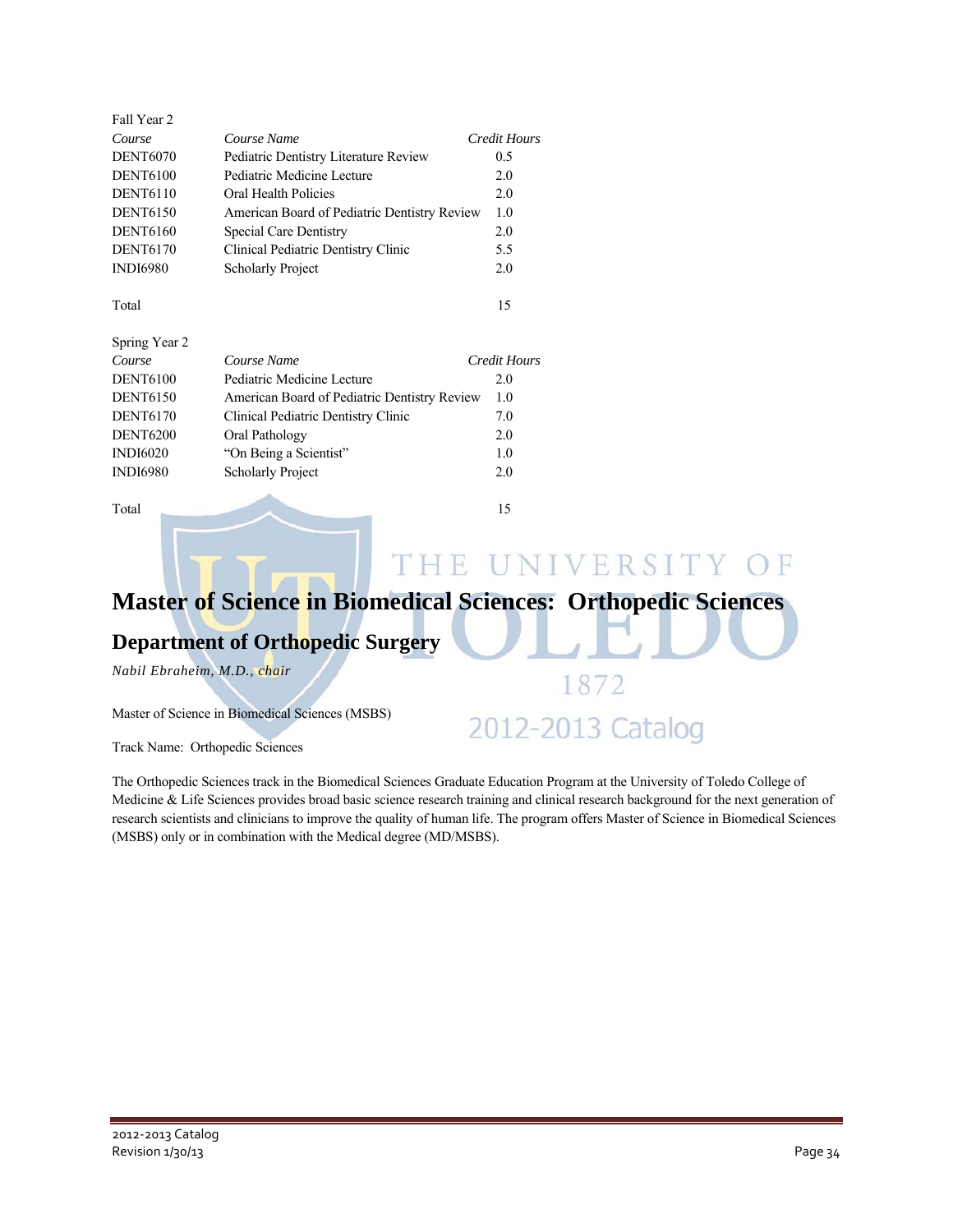Fall Year 2

| *Course* | *Course Name* | *Credit Hours* |
|---|---|---|
| DENT6070 | Pediatric Dentistry Literature Review | 0.5 |
| DENT6100 | Pediatric Medicine Lecture | 2.0 |
| DENT6110 | Oral Health Policies | 2.0 |
| DENT6150 | American Board of Pediatric Dentistry Review | 1.0 |
| DENT6160 | Special Care Dentistry | 2.0 |
| DENT6170 | Clinical Pediatric Dentistry Clinic | 5.5 |
| INDI6980 | Scholarly Project | 2.0 |
| Total | | 15 |

Spring Year 2

| *Course* | *Course Name* | *Credit Hours* |
|---|---|---|
| DENT6100 | Pediatric Medicine Lecture | 2.0 |
| DENT6150 | American Board of Pediatric Dentistry Review | 1.0 |
| DENT6170 | Clinical Pediatric Dentistry Clinic | 7.0 |
| DENT6200 | Oral Pathology | 2.0 |
| INDI6020 | "On Being a Scientist" | 1.0 |
| INDI6980 | Scholarly Project | 2.0 |
| Total | | 15 |

# Master of Science in Biomedical Sciences: Orthopedic Sciences

## Department of Orthopedic Surgery

*Nabil Ebraheim, M.D., chair*

Master of Science in Biomedical Sciences (MSBS)

Track Name: Orthopedic Sciences

The Orthopedic Sciences track in the Biomedical Sciences Graduate Education Program at the University of Toledo College of Medicine & Life Sciences provides broad basic science research training and clinical research background for the next generation of research scientists and clinicians to improve the quality of human life. The program offers Master of Science in Biomedical Sciences (MSBS) only or in combination with the Medical degree (MD/MSBS).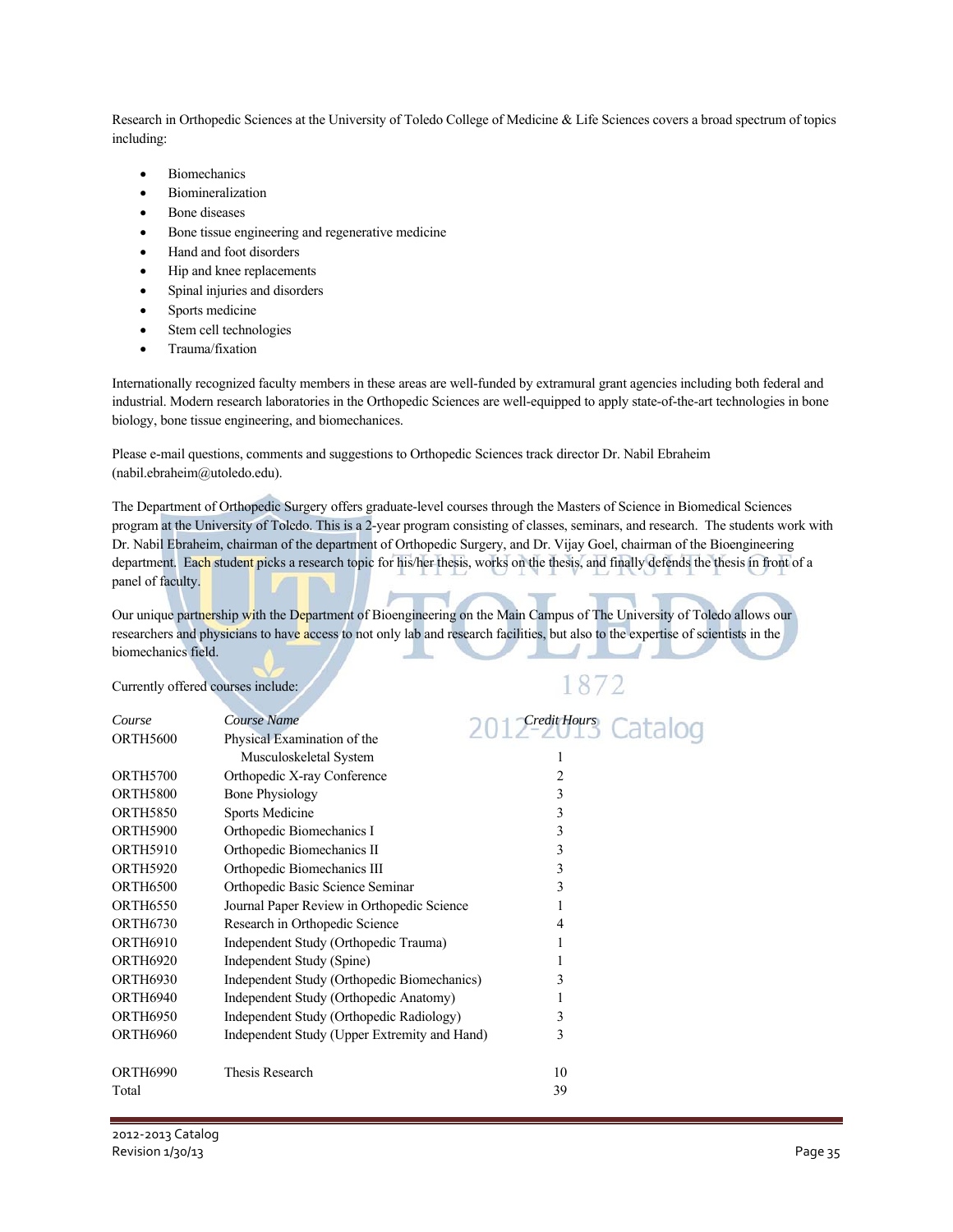Research in Orthopedic Sciences at the University of Toledo College of Medicine & Life Sciences covers a broad spectrum of topics including:

- Biomechanics
- Biomineralization
- Bone diseases
- Bone tissue engineering and regenerative medicine
- Hand and foot disorders
- Hip and knee replacements
- Spinal injuries and disorders
- Sports medicine
- Stem cell technologies
- Trauma/fixation

Internationally recognized faculty members in these areas are well-funded by extramural grant agencies including both federal and industrial. Modern research laboratories in the Orthopedic Sciences are well-equipped to apply state-of-the-art technologies in bone biology, bone tissue engineering, and biomechanices.

Please e-mail questions, comments and suggestions to Orthopedic Sciences track director Dr. Nabil Ebraheim (nabil.ebraheim@utoledo.edu).

The Department of Orthopedic Surgery offers graduate-level courses through the Masters of Science in Biomedical Sciences program at the University of Toledo. This is a 2-year program consisting of classes, seminars, and research. The students work with Dr. Nabil Ebraheim, chairman of the department of Orthopedic Surgery, and Dr. Vijay Goel, chairman of the Bioengineering department. Each student picks a research topic for his/her thesis, works on the thesis, and finally defends the thesis in front of a panel of faculty.

Our unique partnership with the Department of Bioengineering on the Main Campus of The University of Toledo allows our researchers and physicians to have access to not only lab and research facilities, but also to the expertise of scientists in the biomechanics field.

Currently offered courses include:

| *Course* | *Course Name* | *Credit Hours* |
|---|---|---|
| ORTH5600 | Physical Examination of the Musculoskeletal System | 1 |
| ORTH5700 | Orthopedic X-ray Conference | 2 |
| ORTH5800 | Bone Physiology | 3 |
| ORTH5850 | Sports Medicine | 3 |
| ORTH5900 | Orthopedic Biomechanics I | 3 |
| ORTH5910 | Orthopedic Biomechanics II | 3 |
| ORTH5920 | Orthopedic Biomechanics III | 3 |
| ORTH6500 | Orthopedic Basic Science Seminar | 3 |
| ORTH6550 | Journal Paper Review in Orthopedic Science | 1 |
| ORTH6730 | Research in Orthopedic Science | 4 |
| ORTH6910 | Independent Study (Orthopedic Trauma) | 1 |
| ORTH6920 | Independent Study (Spine) | 1 |
| ORTH6930 | Independent Study (Orthopedic Biomechanics) | 3 |
| ORTH6940 | Independent Study (Orthopedic Anatomy) | 1 |
| ORTH6950 | Independent Study (Orthopedic Radiology) | 3 |
| ORTH6960 | Independent Study (Upper Extremity and Hand) | 3 |
| ORTH6990 | Thesis Research | 10 |
| Total | | 39 |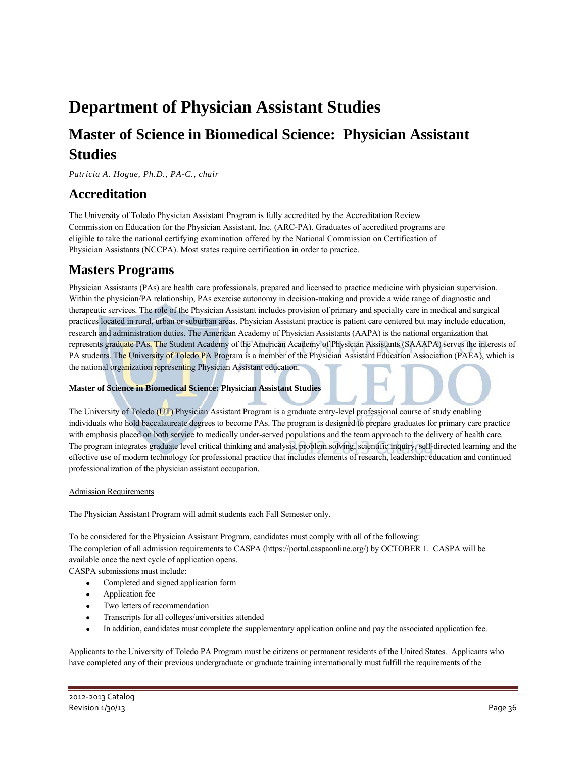# Department of Physician Assistant Studies

## Master of Science in Biomedical Science: Physician Assistant Studies

*Patricia A. Hogue, Ph.D., PA-C., chair*

## Accreditation

The University of Toledo Physician Assistant Program is fully accredited by the Accreditation Review Commission on Education for the Physician Assistant, Inc. (ARC-PA). Graduates of accredited programs are eligible to take the national certifying examination offered by the National Commission on Certification of Physician Assistants (NCCPA). Most states require certification in order to practice.

## Masters Programs

Physician Assistants (PAs) are health care professionals, prepared and licensed to practice medicine with physician supervision. Within the physician/PA relationship, PAs exercise autonomy in decision-making and provide a wide range of diagnostic and therapeutic services. The role of the Physician Assistant includes provision of primary and specialty care in medical and surgical practices located in rural, urban or suburban areas. Physician Assistant practice is patient care centered but may include education, research and administration duties. The American Academy of Physician Assistants (AAPA) is the national organization that represents graduate PAs. The Student Academy of the American Academy of Physician Assistants (SAAAPA) serves the interests of PA students. The University of Toledo PA Program is a member of the Physician Assistant Education Association (PAEA), which is the national organization representing Physician Assistant education.

**Master of Science in Biomedical Science: Physician Assistant Studies**

The University of Toledo (UT) Physician Assistant Program is a graduate entry-level professional course of study enabling individuals who hold baccalaureate degrees to become PAs. The program is designed to prepare graduates for primary care practice with emphasis placed on both service to medically under-served populations and the team approach to the delivery of health care. The program integrates graduate level critical thinking and analysis, problem solving, scientific inquiry, self-directed learning and the effective use of modern technology for professional practice that includes elements of research, leadership, education and continued professionalization of the physician assistant occupation.

Admission Requirements

The Physician Assistant Program will admit students each Fall Semester only.

To be considered for the Physician Assistant Program, candidates must comply with all of the following:
The completion of all admission requirements to CASPA (https://portal.caspaonline.org/) by OCTOBER 1. CASPA will be available once the next cycle of application opens.
CASPA submissions must include:

- Completed and signed application form
- Application fee
- Two letters of recommendation
- Transcripts for all colleges/universities attended
- In addition, candidates must complete the supplementary application online and pay the associated application fee.

Applicants to the University of Toledo PA Program must be citizens or permanent residents of the United States. Applicants who have completed any of their previous undergraduate or graduate training internationally must fulfill the requirements of the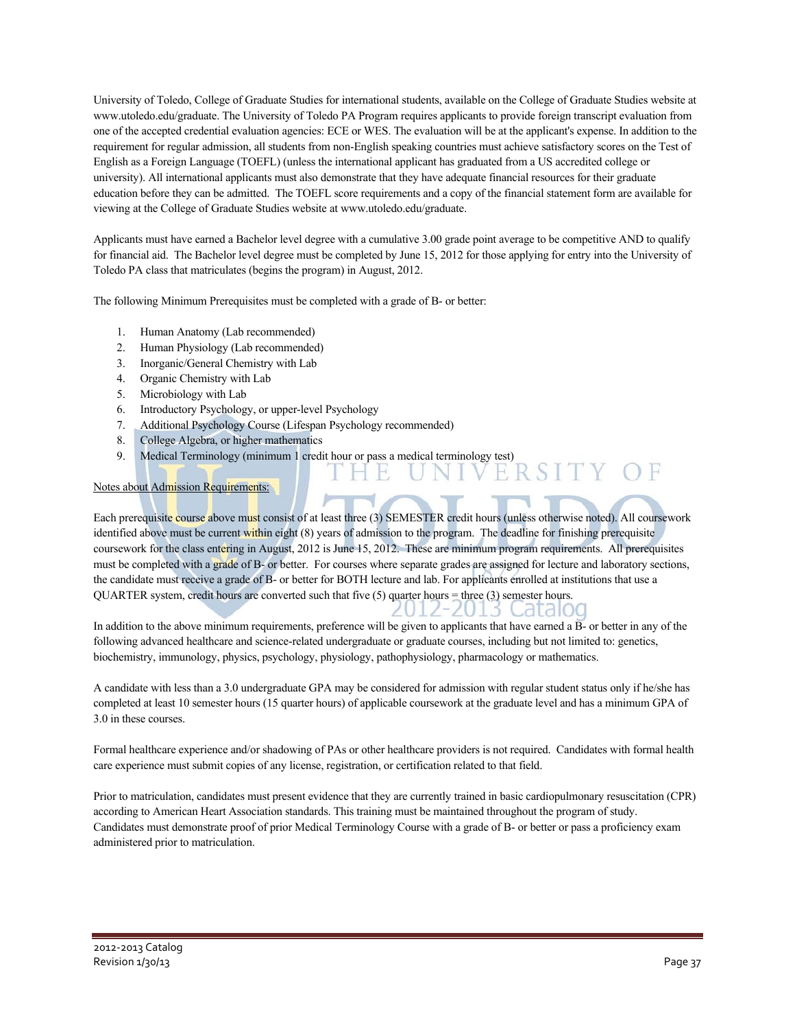University of Toledo, College of Graduate Studies for international students, available on the College of Graduate Studies website at www.utoledo.edu/graduate. The University of Toledo PA Program requires applicants to provide foreign transcript evaluation from one of the accepted credential evaluation agencies: ECE or WES. The evaluation will be at the applicant's expense. In addition to the requirement for regular admission, all students from non-English speaking countries must achieve satisfactory scores on the Test of English as a Foreign Language (TOEFL) (unless the international applicant has graduated from a US accredited college or university). All international applicants must also demonstrate that they have adequate financial resources for their graduate education before they can be admitted. The TOEFL score requirements and a copy of the financial statement form are available for viewing at the College of Graduate Studies website at www.utoledo.edu/graduate.

Applicants must have earned a Bachelor level degree with a cumulative 3.00 grade point average to be competitive AND to qualify for financial aid. The Bachelor level degree must be completed by June 15, 2012 for those applying for entry into the University of Toledo PA class that matriculates (begins the program) in August, 2012.

The following Minimum Prerequisites must be completed with a grade of B- or better:

1. Human Anatomy (Lab recommended)
2. Human Physiology (Lab recommended)
3. Inorganic/General Chemistry with Lab
4. Organic Chemistry with Lab
5. Microbiology with Lab
6. Introductory Psychology, or upper-level Psychology
7. Additional Psychology Course (Lifespan Psychology recommended)
8. College Algebra, or higher mathematics
9. Medical Terminology (minimum 1 credit hour or pass a medical terminology test)

Notes about Admission Requirements:

Each prerequisite course above must consist of at least three (3) SEMESTER credit hours (unless otherwise noted). All coursework identified above must be current within eight (8) years of admission to the program. The deadline for finishing prerequisite coursework for the class entering in August, 2012 is June 15, 2012. These are minimum program requirements. All prerequisites must be completed with a grade of B- or better. For courses where separate grades are assigned for lecture and laboratory sections, the candidate must receive a grade of B- or better for BOTH lecture and lab. For applicants enrolled at institutions that use a QUARTER system, credit hours are converted such that five (5) quarter hours = three (3) semester hours.

In addition to the above minimum requirements, preference will be given to applicants that have earned a B- or better in any of the following advanced healthcare and science-related undergraduate or graduate courses, including but not limited to: genetics, biochemistry, immunology, physics, psychology, physiology, pathophysiology, pharmacology or mathematics.

A candidate with less than a 3.0 undergraduate GPA may be considered for admission with regular student status only if he/she has completed at least 10 semester hours (15 quarter hours) of applicable coursework at the graduate level and has a minimum GPA of 3.0 in these courses.

Formal healthcare experience and/or shadowing of PAs or other healthcare providers is not required. Candidates with formal health care experience must submit copies of any license, registration, or certification related to that field.

Prior to matriculation, candidates must present evidence that they are currently trained in basic cardiopulmonary resuscitation (CPR) according to American Heart Association standards. This training must be maintained throughout the program of study. Candidates must demonstrate proof of prior Medical Terminology Course with a grade of B- or better or pass a proficiency exam administered prior to matriculation.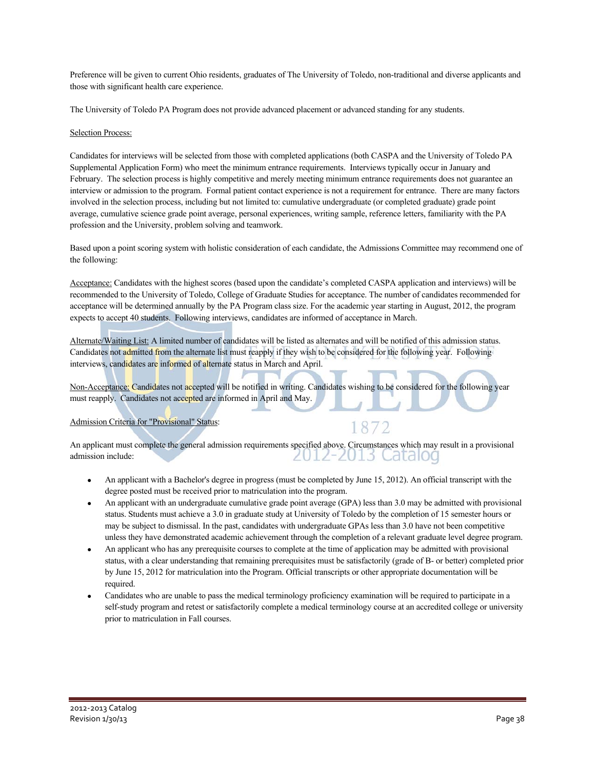Preference will be given to current Ohio residents, graduates of The University of Toledo, non-traditional and diverse applicants and those with significant health care experience.

The University of Toledo PA Program does not provide advanced placement or advanced standing for any students.

Selection Process:

Candidates for interviews will be selected from those with completed applications (both CASPA and the University of Toledo PA Supplemental Application Form) who meet the minimum entrance requirements. Interviews typically occur in January and February. The selection process is highly competitive and merely meeting minimum entrance requirements does not guarantee an interview or admission to the program. Formal patient contact experience is not a requirement for entrance. There are many factors involved in the selection process, including but not limited to: cumulative undergraduate (or completed graduate) grade point average, cumulative science grade point average, personal experiences, writing sample, reference letters, familiarity with the PA profession and the University, problem solving and teamwork.

Based upon a point scoring system with holistic consideration of each candidate, the Admissions Committee may recommend one of the following:

Acceptance: Candidates with the highest scores (based upon the candidate's completed CASPA application and interviews) will be recommended to the University of Toledo, College of Graduate Studies for acceptance. The number of candidates recommended for acceptance will be determined annually by the PA Program class size. For the academic year starting in August, 2012, the program expects to accept 40 students. Following interviews, candidates are informed of acceptance in March.

Alternate/Waiting List: A limited number of candidates will be listed as alternates and will be notified of this admission status. Candidates not admitted from the alternate list must reapply if they wish to be considered for the following year. Following interviews, candidates are informed of alternate status in March and April.

Non-Acceptance: Candidates not accepted will be notified in writing. Candidates wishing to be considered for the following year must reapply. Candidates not accepted are informed in April and May.

Admission Criteria for "Provisional" Status:

An applicant must complete the general admission requirements specified above. Circumstances which may result in a provisional admission include:

- An applicant with a Bachelor's degree in progress (must be completed by June 15, 2012). An official transcript with the degree posted must be received prior to matriculation into the program.
- An applicant with an undergraduate cumulative grade point average (GPA) less than 3.0 may be admitted with provisional status. Students must achieve a 3.0 in graduate study at University of Toledo by the completion of 15 semester hours or may be subject to dismissal. In the past, candidates with undergraduate GPAs less than 3.0 have not been competitive unless they have demonstrated academic achievement through the completion of a relevant graduate level degree program.
- An applicant who has any prerequisite courses to complete at the time of application may be admitted with provisional status, with a clear understanding that remaining prerequisites must be satisfactorily (grade of B- or better) completed prior by June 15, 2012 for matriculation into the Program. Official transcripts or other appropriate documentation will be required.
- Candidates who are unable to pass the medical terminology proficiency examination will be required to participate in a self-study program and retest or satisfactorily complete a medical terminology course at an accredited college or university prior to matriculation in Fall courses.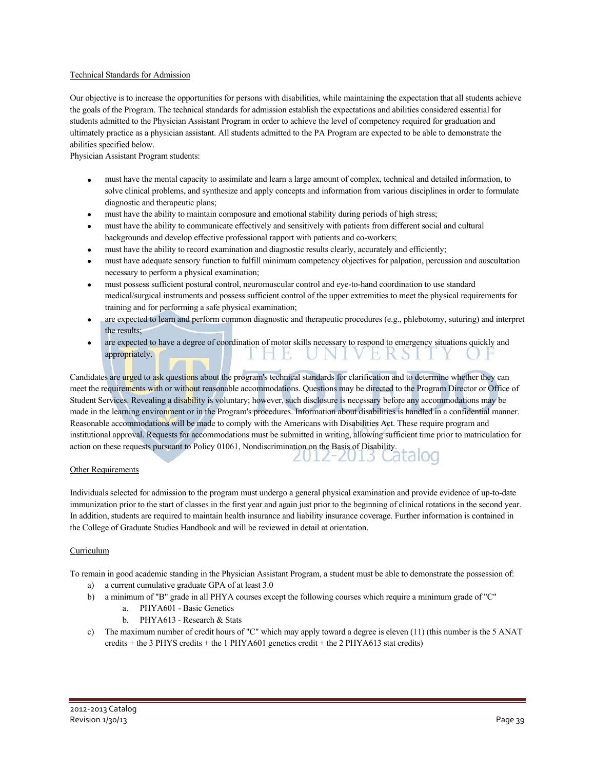## Technical Standards for Admission

Our objective is to increase the opportunities for persons with disabilities, while maintaining the expectation that all students achieve the goals of the Program. The technical standards for admission establish the expectations and abilities considered essential for students admitted to the Physician Assistant Program in order to achieve the level of competency required for graduation and ultimately practice as a physician assistant. All students admitted to the PA Program are expected to be able to demonstrate the abilities specified below.

Physician Assistant Program students:

- must have the mental capacity to assimilate and learn a large amount of complex, technical and detailed information, to solve clinical problems, and synthesize and apply concepts and information from various disciplines in order to formulate diagnostic and therapeutic plans;
- must have the ability to maintain composure and emotional stability during periods of high stress;
- must have the ability to communicate effectively and sensitively with patients from different social and cultural backgrounds and develop effective professional rapport with patients and co-workers;
- must have the ability to record examination and diagnostic results clearly, accurately and efficiently;
- must have adequate sensory function to fulfill minimum competency objectives for palpation, percussion and auscultation necessary to perform a physical examination;
- must possess sufficient postural control, neuromuscular control and eye-to-hand coordination to use standard medical/surgical instruments and possess sufficient control of the upper extremities to meet the physical requirements for training and for performing a safe physical examination;
- are expected to learn and perform common diagnostic and therapeutic procedures (e.g., phlebotomy, suturing) and interpret the results;
- are expected to have a degree of coordination of motor skills necessary to respond to emergency situations quickly and appropriately.

Candidates are urged to ask questions about the program's technical standards for clarification and to determine whether they can meet the requirements with or without reasonable accommodations. Questions may be directed to the Program Director or Office of Student Services. Revealing a disability is voluntary; however, such disclosure is necessary before any accommodations may be made in the learning environment or in the Program's procedures. Information about disabilities is handled in a confidential manner. Reasonable accommodations will be made to comply with the Americans with Disabilities Act. These require program and institutional approval. Requests for accommodations must be submitted in writing, allowing sufficient time prior to matriculation for action on these requests pursuant to Policy 01061, Nondiscrimination on the Basis of Disability.

## Other Requirements

Individuals selected for admission to the program must undergo a general physical examination and provide evidence of up-to-date immunization prior to the start of classes in the first year and again just prior to the beginning of clinical rotations in the second year. In addition, students are required to maintain health insurance and liability insurance coverage. Further information is contained in the College of Graduate Studies Handbook and will be reviewed in detail at orientation.

## Curriculum

To remain in good academic standing in the Physician Assistant Program, a student must be able to demonstrate the possession of:

a) a current cumulative graduate GPA of at least 3.0
b) a minimum of "B" grade in all PHYA courses except the following courses which require a minimum grade of "C"
   a. PHYA601 - Basic Genetics
   b. PHYA613 - Research & Stats
c) The maximum number of credit hours of "C" which may apply toward a degree is eleven (11) (this number is the 5 ANAT credits + the 3 PHYS credits + the 1 PHYA601 genetics credit + the 2 PHYA613 stat credits)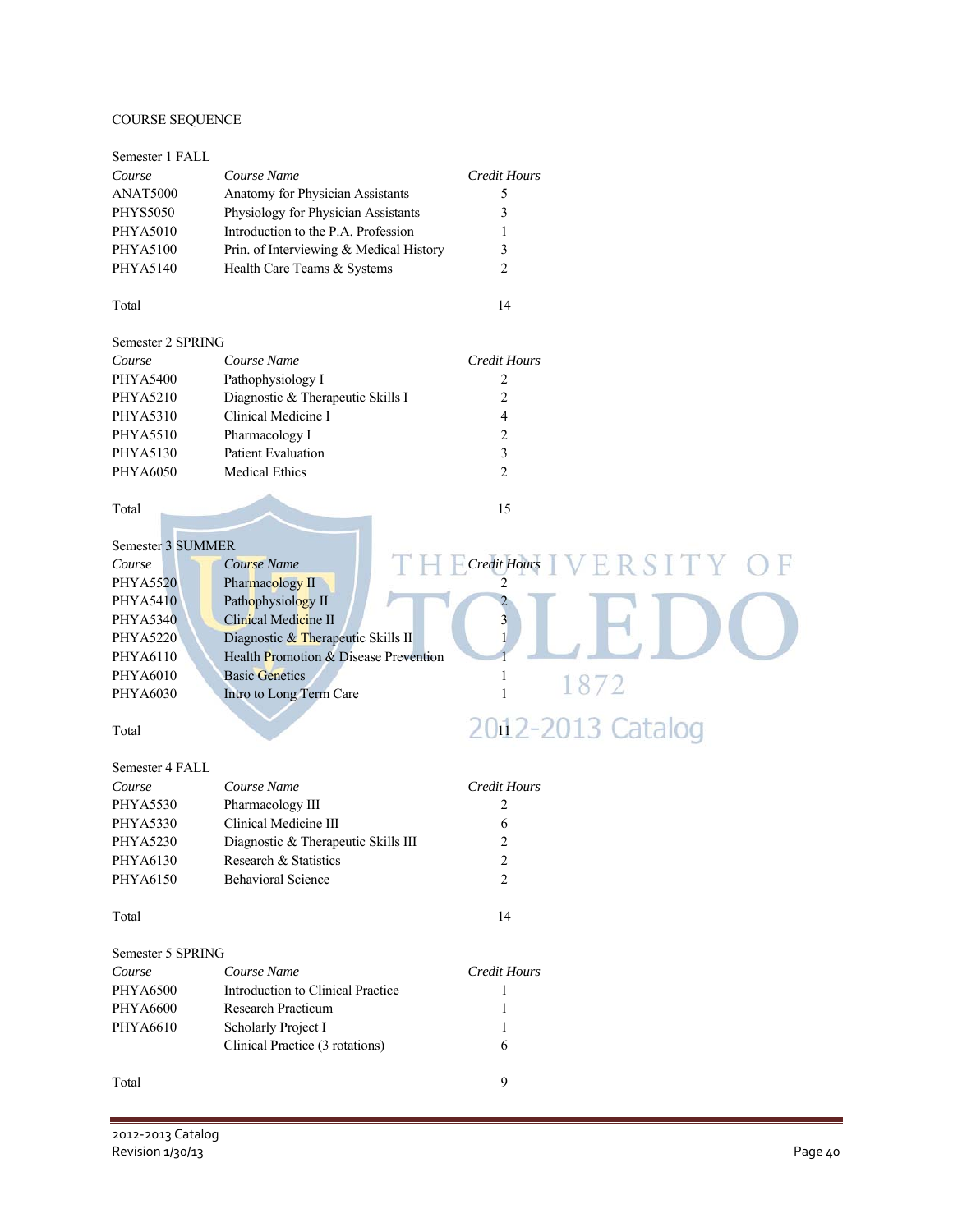COURSE SEQUENCE

Semester 1 FALL

| *Course* | *Course Name* | *Credit Hours* |
|---|---|---|
| ANAT5000 | Anatomy for Physician Assistants | 5 |
| PHYS5050 | Physiology for Physician Assistants | 3 |
| PHYA5010 | Introduction to the P.A. Profession | 1 |
| PHYA5100 | Prin. of Interviewing & Medical History | 3 |
| PHYA5140 | Health Care Teams & Systems | 2 |
| Total | | 14 |

Semester 2 SPRING

| *Course* | *Course Name* | *Credit Hours* |
|---|---|---|
| PHYA5400 | Pathophysiology I | 2 |
| PHYA5210 | Diagnostic & Therapeutic Skills I | 2 |
| PHYA5310 | Clinical Medicine I | 4 |
| PHYA5510 | Pharmacology I | 2 |
| PHYA5130 | Patient Evaluation | 3 |
| PHYA6050 | Medical Ethics | 2 |
| Total | | 15 |

Semester 3 SUMMER

| *Course* | *Course Name* | *Credit Hours* |
|---|---|---|
| PHYA5520 | Pharmacology II | 2 |
| PHYA5410 | Pathophysiology II | 2 |
| PHYA5340 | Clinical Medicine II | 3 |
| PHYA5220 | Diagnostic & Therapeutic Skills II | 1 |
| PHYA6110 | Health Promotion & Disease Prevention | 1 |
| PHYA6010 | Basic Genetics | 1 |
| PHYA6030 | Intro to Long Term Care | 1 |
| Total | | 11 |

Semester 4 FALL

| *Course* | *Course Name* | *Credit Hours* |
|---|---|---|
| PHYA5530 | Pharmacology III | 2 |
| PHYA5330 | Clinical Medicine III | 6 |
| PHYA5230 | Diagnostic & Therapeutic Skills III | 2 |
| PHYA6130 | Research & Statistics | 2 |
| PHYA6150 | Behavioral Science | 2 |
| Total | | 14 |

Semester 5 SPRING

| *Course* | *Course Name* | *Credit Hours* |
|---|---|---|
| PHYA6500 | Introduction to Clinical Practice | 1 |
| PHYA6600 | Research Practicum | 1 |
| PHYA6610 | Scholarly Project I | 1 |
| | Clinical Practice (3 rotations) | 6 |
| Total | | 9 |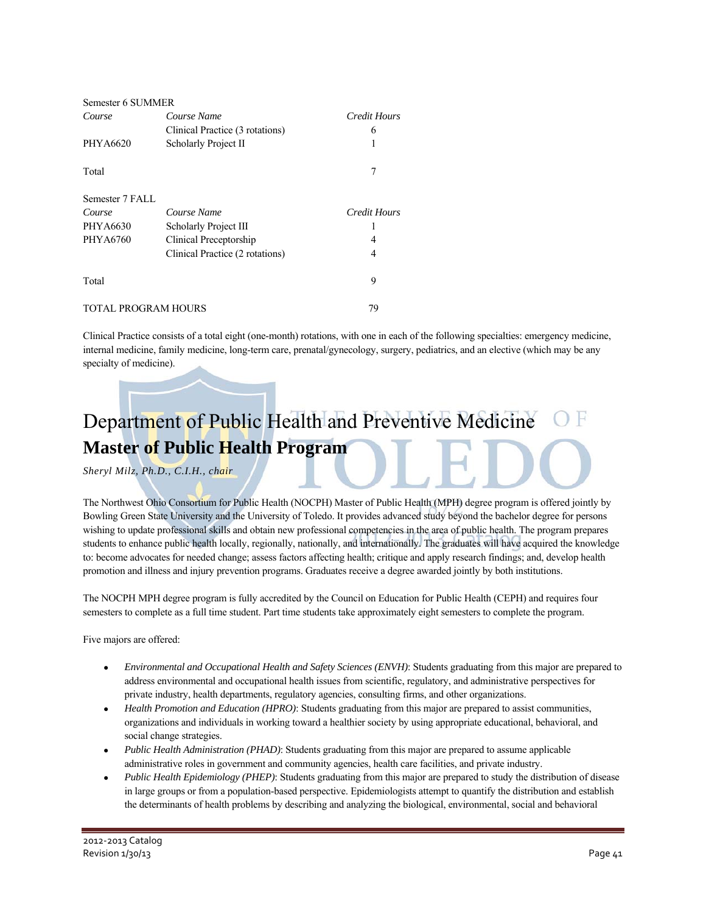Semester 6 SUMMER

| Course | Course Name | Credit Hours |
| --- | --- | --- |
| | Clinical Practice (3 rotations) | 6 |
| PHYA6620 | Scholarly Project II | 1 |
| Total | | 7 |

Semester 7 FALL

| Course | Course Name | Credit Hours |
| --- | --- | --- |
| PHYA6630 | Scholarly Project III | 1 |
| PHYA6760 | Clinical Preceptorship | 4 |
| | Clinical Practice (2 rotations) | 4 |
| Total | | 9 |

TOTAL PROGRAM HOURS 79

Clinical Practice consists of a total eight (one-month) rotations, with one in each of the following specialties: emergency medicine, internal medicine, family medicine, long-term care, prenatal/gynecology, surgery, pediatrics, and an elective (which may be any specialty of medicine).

# Department of Public Health and Preventive Medicine

## Master of Public Health Program

*Sheryl Milz, Ph.D., C.I.H., chair*

The Northwest Ohio Consortium for Public Health (NOCPH) Master of Public Health (MPH) degree program is offered jointly by Bowling Green State University and the University of Toledo. It provides advanced study beyond the bachelor degree for persons wishing to update professional skills and obtain new professional competencies in the area of public health. The program prepares students to enhance public health locally, regionally, nationally, and internationally. The graduates will have acquired the knowledge to: become advocates for needed change; assess factors affecting health; critique and apply research findings; and, develop health promotion and illness and injury prevention programs. Graduates receive a degree awarded jointly by both institutions.

The NOCPH MPH degree program is fully accredited by the Council on Education for Public Health (CEPH) and requires four semesters to complete as a full time student. Part time students take approximately eight semesters to complete the program.

Five majors are offered:

- *Environmental and Occupational Health and Safety Sciences (ENVH)*: Students graduating from this major are prepared to address environmental and occupational health issues from scientific, regulatory, and administrative perspectives for private industry, health departments, regulatory agencies, consulting firms, and other organizations.
- *Health Promotion and Education (HPRO)*: Students graduating from this major are prepared to assist communities, organizations and individuals in working toward a healthier society by using appropriate educational, behavioral, and social change strategies.
- *Public Health Administration (PHAD)*: Students graduating from this major are prepared to assume applicable administrative roles in government and community agencies, health care facilities, and private industry.
- *Public Health Epidemiology (PHEP)*: Students graduating from this major are prepared to study the distribution of disease in large groups or from a population-based perspective. Epidemiologists attempt to quantify the distribution and establish the determinants of health problems by describing and analyzing the biological, environmental, social and behavioral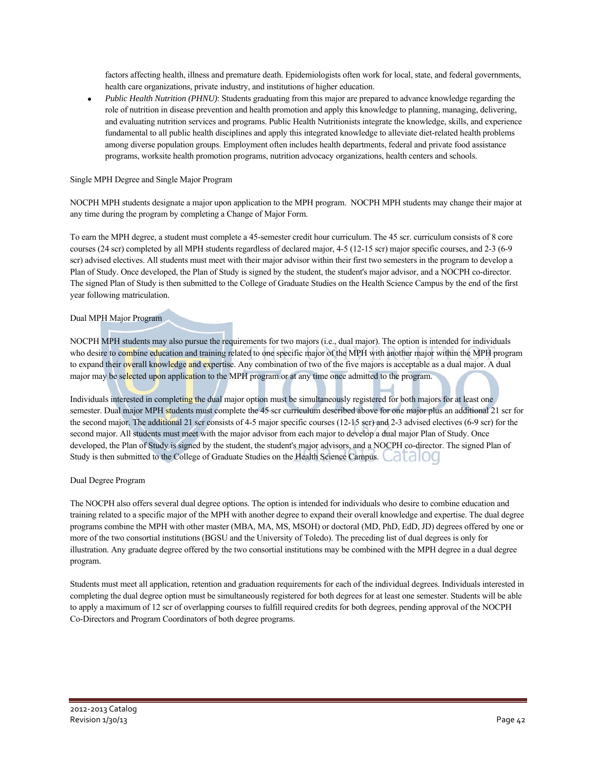factors affecting health, illness and premature death. Epidemiologists often work for local, state, and federal governments, health care organizations, private industry, and institutions of higher education.

- *Public Health Nutrition (PHNU)*: Students graduating from this major are prepared to advance knowledge regarding the role of nutrition in disease prevention and health promotion and apply this knowledge to planning, managing, delivering, and evaluating nutrition services and programs. Public Health Nutritionists integrate the knowledge, skills, and experience fundamental to all public health disciplines and apply this integrated knowledge to alleviate diet-related health problems among diverse population groups. Employment often includes health departments, federal and private food assistance programs, worksite health promotion programs, nutrition advocacy organizations, health centers and schools.

Single MPH Degree and Single Major Program

NOCPH MPH students designate a major upon application to the MPH program. NOCPH MPH students may change their major at any time during the program by completing a Change of Major Form.

To earn the MPH degree, a student must complete a 45-semester credit hour curriculum. The 45 scr. curriculum consists of 8 core courses (24 scr) completed by all MPH students regardless of declared major, 4-5 (12-15 scr) major specific courses, and 2-3 (6-9 scr) advised electives. All students must meet with their major advisor within their first two semesters in the program to develop a Plan of Study. Once developed, the Plan of Study is signed by the student, the student's major advisor, and a NOCPH co-director. The signed Plan of Study is then submitted to the College of Graduate Studies on the Health Science Campus by the end of the first year following matriculation.

Dual MPH Major Program

NOCPH MPH students may also pursue the requirements for two majors (i.e., dual major). The option is intended for individuals who desire to combine education and training related to one specific major of the MPH with another major within the MPH program to expand their overall knowledge and expertise. Any combination of two of the five majors is acceptable as a dual major. A dual major may be selected upon application to the MPH program or at any time once admitted to the program.

Individuals interested in completing the dual major option must be simultaneously registered for both majors for at least one semester. Dual major MPH students must complete the 45 scr curriculum described above for one major plus an additional 21 scr for the second major. The additional 21 scr consists of 4-5 major specific courses (12-15 scr) and 2-3 advised electives (6-9 scr) for the second major. All students must meet with the major advisor from each major to develop a dual major Plan of Study. Once developed, the Plan of Study is signed by the student, the student's major advisors, and a NOCPH co-director. The signed Plan of Study is then submitted to the College of Graduate Studies on the Health Science Campus.

Dual Degree Program

The NOCPH also offers several dual degree options. The option is intended for individuals who desire to combine education and training related to a specific major of the MPH with another degree to expand their overall knowledge and expertise. The dual degree programs combine the MPH with other master (MBA, MA, MS, MSOH) or doctoral (MD, PhD, EdD, JD) degrees offered by one or more of the two consortial institutions (BGSU and the University of Toledo). The preceding list of dual degrees is only for illustration. Any graduate degree offered by the two consortial institutions may be combined with the MPH degree in a dual degree program.

Students must meet all application, retention and graduation requirements for each of the individual degrees. Individuals interested in completing the dual degree option must be simultaneously registered for both degrees for at least one semester. Students will be able to apply a maximum of 12 scr of overlapping courses to fulfill required credits for both degrees, pending approval of the NOCPH Co-Directors and Program Coordinators of both degree programs.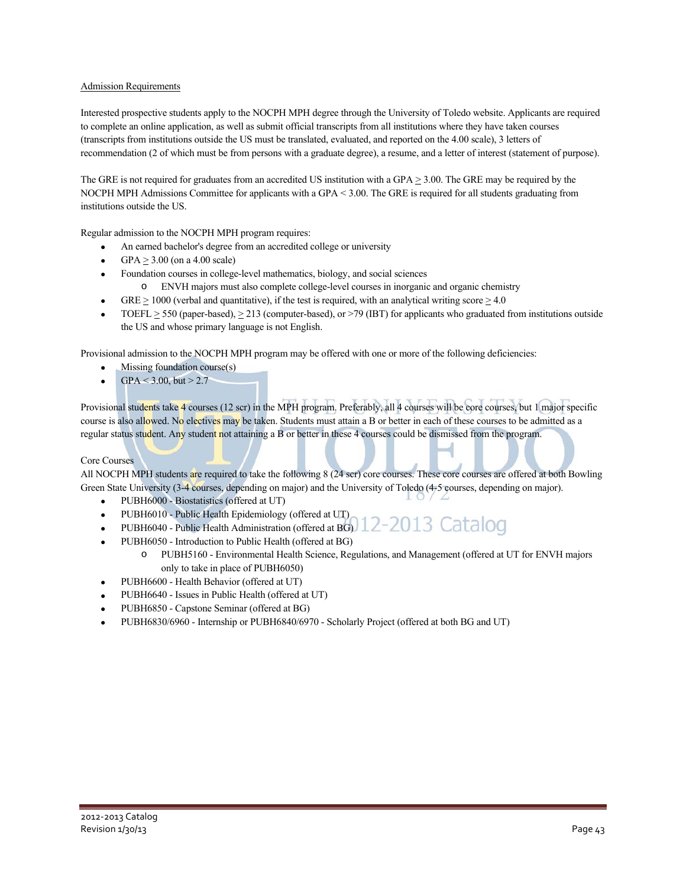Admission Requirements

Interested prospective students apply to the NOCPH MPH degree through the University of Toledo website. Applicants are required to complete an online application, as well as submit official transcripts from all institutions where they have taken courses (transcripts from institutions outside the US must be translated, evaluated, and reported on the 4.00 scale), 3 letters of recommendation (2 of which must be from persons with a graduate degree), a resume, and a letter of interest (statement of purpose).

The GRE is not required for graduates from an accredited US institution with a GPA ≥ 3.00. The GRE may be required by the NOCPH MPH Admissions Committee for applicants with a GPA < 3.00. The GRE is required for all students graduating from institutions outside the US.

Regular admission to the NOCPH MPH program requires:

- An earned bachelor's degree from an accredited college or university
- GPA ≥ 3.00 (on a 4.00 scale)
- Foundation courses in college-level mathematics, biology, and social sciences
  - ENVH majors must also complete college-level courses in inorganic and organic chemistry
- GRE ≥ 1000 (verbal and quantitative), if the test is required, with an analytical writing score ≥ 4.0
- TOEFL ≥ 550 (paper-based), ≥ 213 (computer-based), or >79 (IBT) for applicants who graduated from institutions outside the US and whose primary language is not English.

Provisional admission to the NOCPH MPH program may be offered with one or more of the following deficiencies:

- Missing foundation course(s)
- GPA < 3.00, but > 2.7

Provisional students take 4 courses (12 scr) in the MPH program. Preferably, all 4 courses will be core courses, but 1 major specific course is also allowed. No electives may be taken. Students must attain a B or better in each of these courses to be admitted as a regular status student. Any student not attaining a B or better in these 4 courses could be dismissed from the program.

Core Courses

All NOCPH MPH students are required to take the following 8 (24 scr) core courses. These core courses are offered at both Bowling Green State University (3-4 courses, depending on major) and the University of Toledo (4-5 courses, depending on major).

- PUBH6000 - Biostatistics (offered at UT)
- PUBH6010 - Public Health Epidemiology (offered at UT)
- PUBH6040 - Public Health Administration (offered at BG)
- PUBH6050 - Introduction to Public Health (offered at BG)
  - PUBH5160 - Environmental Health Science, Regulations, and Management (offered at UT for ENVH majors only to take in place of PUBH6050)
- PUBH6600 - Health Behavior (offered at UT)
- PUBH6640 - Issues in Public Health (offered at UT)
- PUBH6850 - Capstone Seminar (offered at BG)
- PUBH6830/6960 - Internship or PUBH6840/6970 - Scholarly Project (offered at both BG and UT)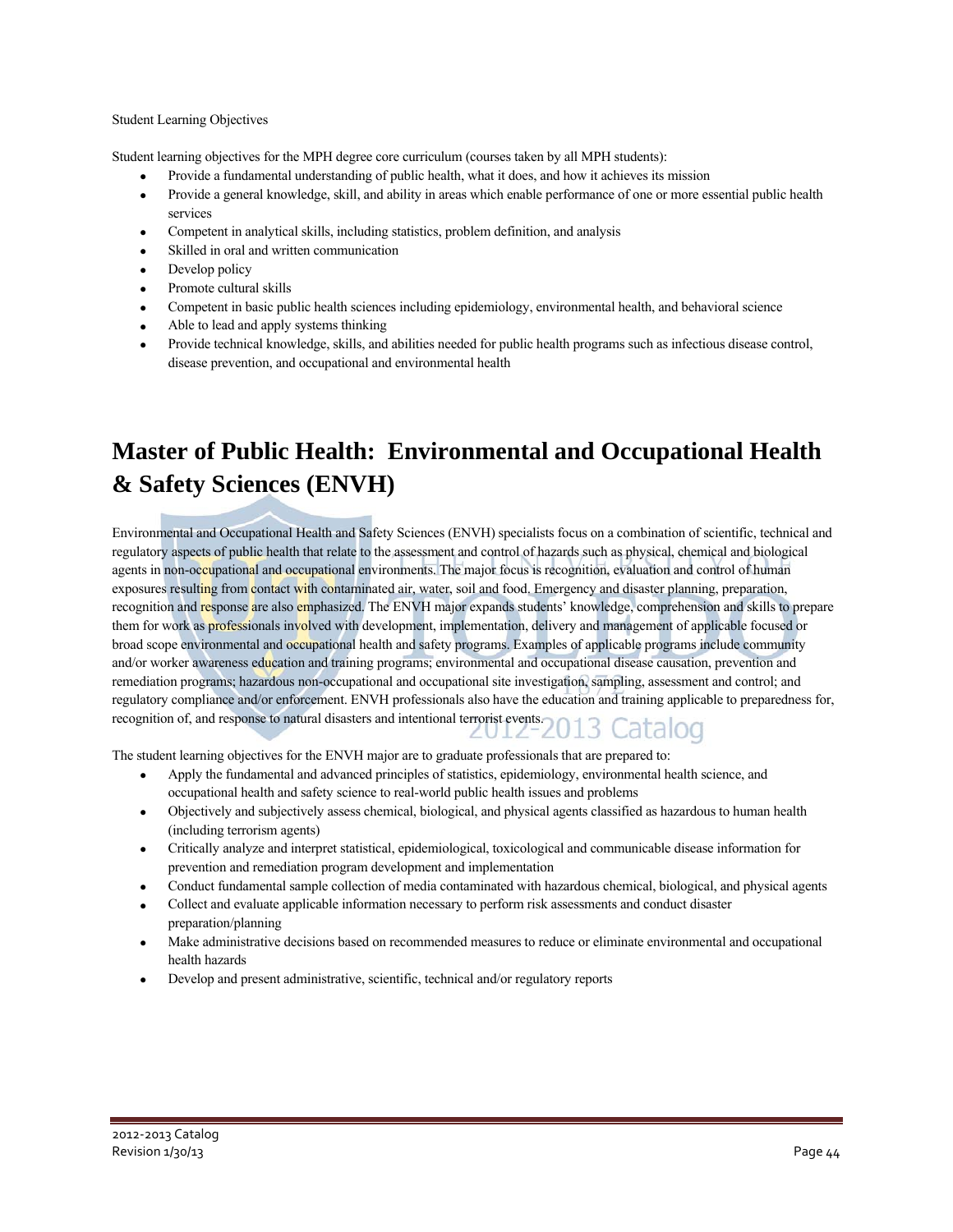Student Learning Objectives

Student learning objectives for the MPH degree core curriculum (courses taken by all MPH students):

- Provide a fundamental understanding of public health, what it does, and how it achieves its mission
- Provide a general knowledge, skill, and ability in areas which enable performance of one or more essential public health services
- Competent in analytical skills, including statistics, problem definition, and analysis
- Skilled in oral and written communication
- Develop policy
- Promote cultural skills
- Competent in basic public health sciences including epidemiology, environmental health, and behavioral science
- Able to lead and apply systems thinking
- Provide technical knowledge, skills, and abilities needed for public health programs such as infectious disease control, disease prevention, and occupational and environmental health

# Master of Public Health: Environmental and Occupational Health & Safety Sciences (ENVH)

Environmental and Occupational Health and Safety Sciences (ENVH) specialists focus on a combination of scientific, technical and regulatory aspects of public health that relate to the assessment and control of hazards such as physical, chemical and biological agents in non-occupational and occupational environments. The major focus is recognition, evaluation and control of human exposures resulting from contact with contaminated air, water, soil and food. Emergency and disaster planning, preparation, recognition and response are also emphasized. The ENVH major expands students' knowledge, comprehension and skills to prepare them for work as professionals involved with development, implementation, delivery and management of applicable focused or broad scope environmental and occupational health and safety programs. Examples of applicable programs include community and/or worker awareness education and training programs; environmental and occupational disease causation, prevention and remediation programs; hazardous non-occupational and occupational site investigation, sampling, assessment and control; and regulatory compliance and/or enforcement. ENVH professionals also have the education and training applicable to preparedness for, recognition of, and response to natural disasters and intentional terrorist events.

The student learning objectives for the ENVH major are to graduate professionals that are prepared to:

- Apply the fundamental and advanced principles of statistics, epidemiology, environmental health science, and occupational health and safety science to real-world public health issues and problems
- Objectively and subjectively assess chemical, biological, and physical agents classified as hazardous to human health (including terrorism agents)
- Critically analyze and interpret statistical, epidemiological, toxicological and communicable disease information for prevention and remediation program development and implementation
- Conduct fundamental sample collection of media contaminated with hazardous chemical, biological, and physical agents
- Collect and evaluate applicable information necessary to perform risk assessments and conduct disaster preparation/planning
- Make administrative decisions based on recommended measures to reduce or eliminate environmental and occupational health hazards
- Develop and present administrative, scientific, technical and/or regulatory reports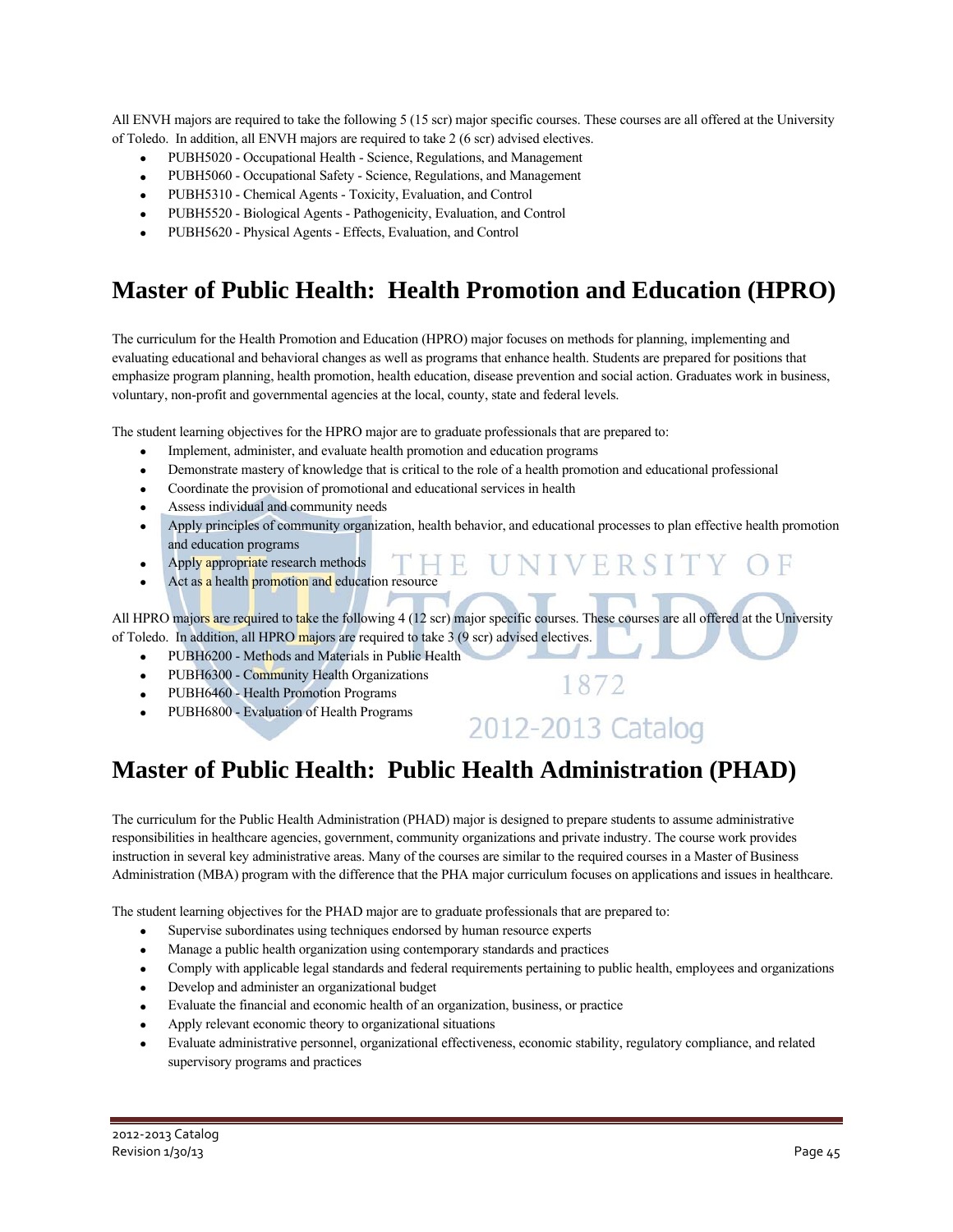All ENVH majors are required to take the following 5 (15 scr) major specific courses. These courses are all offered at the University of Toledo. In addition, all ENVH majors are required to take 2 (6 scr) advised electives.

- PUBH5020 - Occupational Health - Science, Regulations, and Management
- PUBH5060 - Occupational Safety - Science, Regulations, and Management
- PUBH5310 - Chemical Agents - Toxicity, Evaluation, and Control
- PUBH5520 - Biological Agents - Pathogenicity, Evaluation, and Control
- PUBH5620 - Physical Agents - Effects, Evaluation, and Control

# Master of Public Health: Health Promotion and Education (HPRO)

The curriculum for the Health Promotion and Education (HPRO) major focuses on methods for planning, implementing and evaluating educational and behavioral changes as well as programs that enhance health. Students are prepared for positions that emphasize program planning, health promotion, health education, disease prevention and social action. Graduates work in business, voluntary, non-profit and governmental agencies at the local, county, state and federal levels.

The student learning objectives for the HPRO major are to graduate professionals that are prepared to:

- Implement, administer, and evaluate health promotion and education programs
- Demonstrate mastery of knowledge that is critical to the role of a health promotion and educational professional
- Coordinate the provision of promotional and educational services in health
- Assess individual and community needs
- Apply principles of community organization, health behavior, and educational processes to plan effective health promotion and education programs
- Apply appropriate research methods
- Act as a health promotion and education resource

All HPRO majors are required to take the following 4 (12 scr) major specific courses. These courses are all offered at the University of Toledo. In addition, all HPRO majors are required to take 3 (9 scr) advised electives.

- PUBH6200 - Methods and Materials in Public Health
- PUBH6300 - Community Health Organizations
- PUBH6460 - Health Promotion Programs
- PUBH6800 - Evaluation of Health Programs

# Master of Public Health: Public Health Administration (PHAD)

The curriculum for the Public Health Administration (PHAD) major is designed to prepare students to assume administrative responsibilities in healthcare agencies, government, community organizations and private industry. The course work provides instruction in several key administrative areas. Many of the courses are similar to the required courses in a Master of Business Administration (MBA) program with the difference that the PHA major curriculum focuses on applications and issues in healthcare.

The student learning objectives for the PHAD major are to graduate professionals that are prepared to:

- Supervise subordinates using techniques endorsed by human resource experts
- Manage a public health organization using contemporary standards and practices
- Comply with applicable legal standards and federal requirements pertaining to public health, employees and organizations
- Develop and administer an organizational budget
- Evaluate the financial and economic health of an organization, business, or practice
- Apply relevant economic theory to organizational situations
- Evaluate administrative personnel, organizational effectiveness, economic stability, regulatory compliance, and related supervisory programs and practices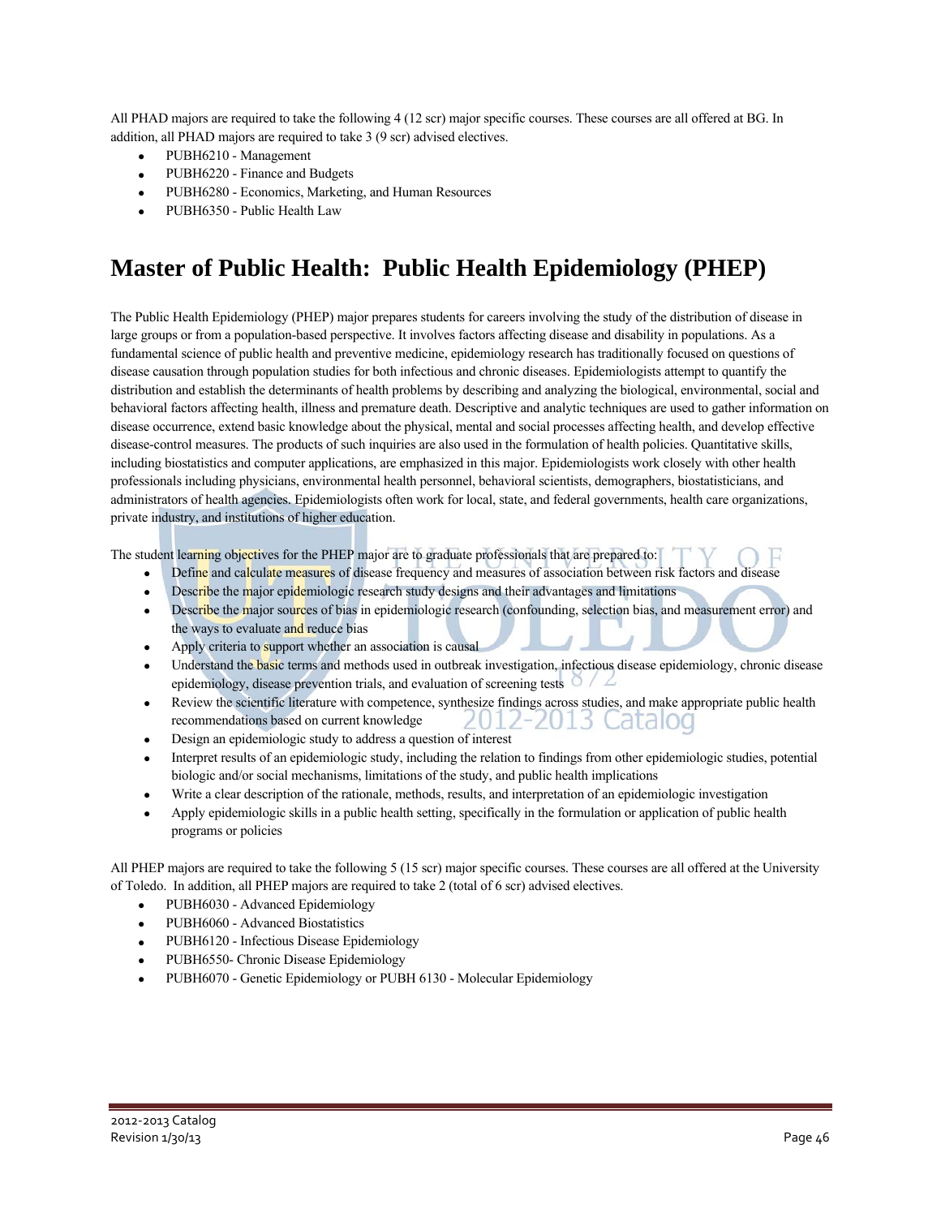All PHAD majors are required to take the following 4 (12 scr) major specific courses. These courses are all offered at BG. In addition, all PHAD majors are required to take 3 (9 scr) advised electives.

- PUBH6210 - Management
- PUBH6220 - Finance and Budgets
- PUBH6280 - Economics, Marketing, and Human Resources
- PUBH6350 - Public Health Law

# Master of Public Health: Public Health Epidemiology (PHEP)

The Public Health Epidemiology (PHEP) major prepares students for careers involving the study of the distribution of disease in large groups or from a population-based perspective. It involves factors affecting disease and disability in populations. As a fundamental science of public health and preventive medicine, epidemiology research has traditionally focused on questions of disease causation through population studies for both infectious and chronic diseases. Epidemiologists attempt to quantify the distribution and establish the determinants of health problems by describing and analyzing the biological, environmental, social and behavioral factors affecting health, illness and premature death. Descriptive and analytic techniques are used to gather information on disease occurrence, extend basic knowledge about the physical, mental and social processes affecting health, and develop effective disease-control measures. The products of such inquiries are also used in the formulation of health policies. Quantitative skills, including biostatistics and computer applications, are emphasized in this major. Epidemiologists work closely with other health professionals including physicians, environmental health personnel, behavioral scientists, demographers, biostatisticians, and administrators of health agencies. Epidemiologists often work for local, state, and federal governments, health care organizations, private industry, and institutions of higher education.

The student learning objectives for the PHEP major are to graduate professionals that are prepared to:

- Define and calculate measures of disease frequency and measures of association between risk factors and disease
- Describe the major epidemiologic research study designs and their advantages and limitations
- Describe the major sources of bias in epidemiologic research (confounding, selection bias, and measurement error) and the ways to evaluate and reduce bias
- Apply criteria to support whether an association is causal
- Understand the basic terms and methods used in outbreak investigation, infectious disease epidemiology, chronic disease epidemiology, disease prevention trials, and evaluation of screening tests
- Review the scientific literature with competence, synthesize findings across studies, and make appropriate public health recommendations based on current knowledge
- Design an epidemiologic study to address a question of interest
- Interpret results of an epidemiologic study, including the relation to findings from other epidemiologic studies, potential biologic and/or social mechanisms, limitations of the study, and public health implications
- Write a clear description of the rationale, methods, results, and interpretation of an epidemiologic investigation
- Apply epidemiologic skills in a public health setting, specifically in the formulation or application of public health programs or policies

All PHEP majors are required to take the following 5 (15 scr) major specific courses. These courses are all offered at the University of Toledo. In addition, all PHEP majors are required to take 2 (total of 6 scr) advised electives.

- PUBH6030 - Advanced Epidemiology
- PUBH6060 - Advanced Biostatistics
- PUBH6120 - Infectious Disease Epidemiology
- PUBH6550- Chronic Disease Epidemiology
- PUBH6070 - Genetic Epidemiology or PUBH 6130 - Molecular Epidemiology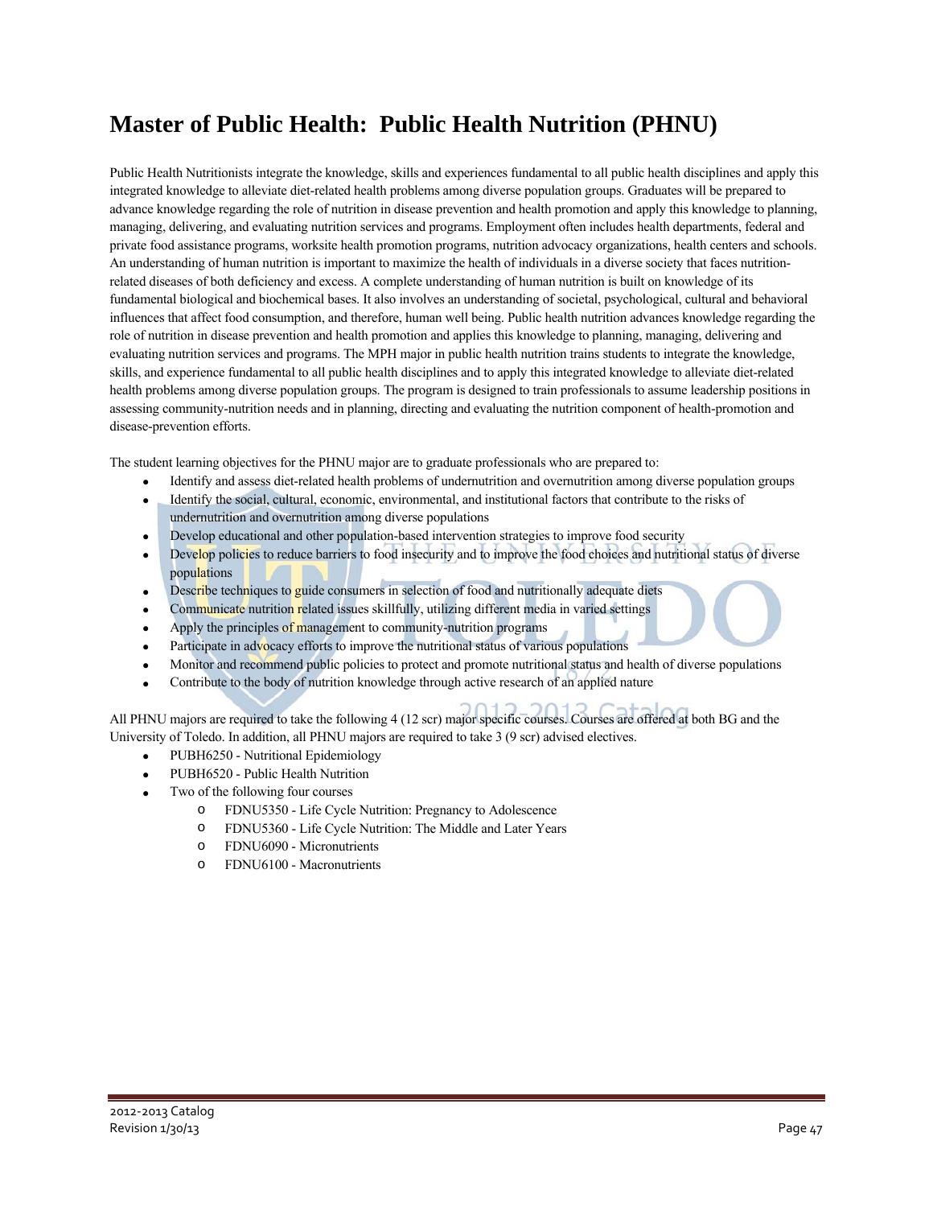# Master of Public Health: Public Health Nutrition (PHNU)

Public Health Nutritionists integrate the knowledge, skills and experiences fundamental to all public health disciplines and apply this integrated knowledge to alleviate diet-related health problems among diverse population groups. Graduates will be prepared to advance knowledge regarding the role of nutrition in disease prevention and health promotion and apply this knowledge to planning, managing, delivering, and evaluating nutrition services and programs. Employment often includes health departments, federal and private food assistance programs, worksite health promotion programs, nutrition advocacy organizations, health centers and schools. An understanding of human nutrition is important to maximize the health of individuals in a diverse society that faces nutrition-related diseases of both deficiency and excess. A complete understanding of human nutrition is built on knowledge of its fundamental biological and biochemical bases. It also involves an understanding of societal, psychological, cultural and behavioral influences that affect food consumption, and therefore, human well being. Public health nutrition advances knowledge regarding the role of nutrition in disease prevention and health promotion and applies this knowledge to planning, managing, delivering and evaluating nutrition services and programs. The MPH major in public health nutrition trains students to integrate the knowledge, skills, and experience fundamental to all public health disciplines and to apply this integrated knowledge to alleviate diet-related health problems among diverse population groups. The program is designed to train professionals to assume leadership positions in assessing community-nutrition needs and in planning, directing and evaluating the nutrition component of health-promotion and disease-prevention efforts.

The student learning objectives for the PHNU major are to graduate professionals who are prepared to:

- Identify and assess diet-related health problems of undernutrition and overnutrition among diverse population groups
- Identify the social, cultural, economic, environmental, and institutional factors that contribute to the risks of undernutrition and overnutrition among diverse populations
- Develop educational and other population-based intervention strategies to improve food security
- Develop policies to reduce barriers to food insecurity and to improve the food choices and nutritional status of diverse populations
- Describe techniques to guide consumers in selection of food and nutritionally adequate diets
- Communicate nutrition related issues skillfully, utilizing different media in varied settings
- Apply the principles of management to community-nutrition programs
- Participate in advocacy efforts to improve the nutritional status of various populations
- Monitor and recommend public policies to protect and promote nutritional status and health of diverse populations
- Contribute to the body of nutrition knowledge through active research of an applied nature

All PHNU majors are required to take the following 4 (12 scr) major specific courses. Courses are offered at both BG and the University of Toledo. In addition, all PHNU majors are required to take 3 (9 scr) advised electives.

- PUBH6250 - Nutritional Epidemiology
- PUBH6520 - Public Health Nutrition
- Two of the following four courses
  - FDNU5350 - Life Cycle Nutrition: Pregnancy to Adolescence
  - FDNU5360 - Life Cycle Nutrition: The Middle and Later Years
  - FDNU6090 - Micronutrients
  - FDNU6100 - Macronutrients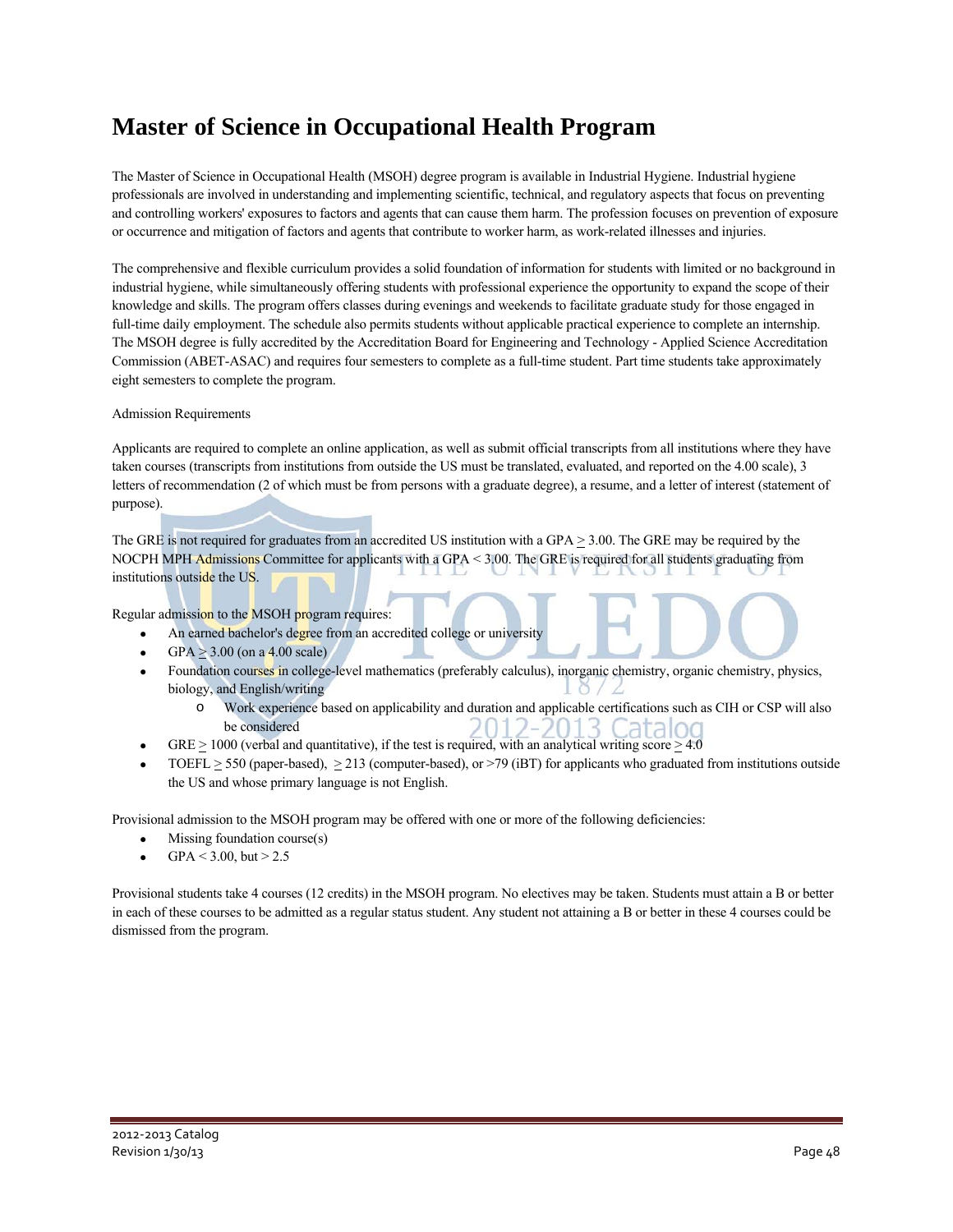# Master of Science in Occupational Health Program

The Master of Science in Occupational Health (MSOH) degree program is available in Industrial Hygiene. Industrial hygiene professionals are involved in understanding and implementing scientific, technical, and regulatory aspects that focus on preventing and controlling workers' exposures to factors and agents that can cause them harm. The profession focuses on prevention of exposure or occurrence and mitigation of factors and agents that contribute to worker harm, as work-related illnesses and injuries.

The comprehensive and flexible curriculum provides a solid foundation of information for students with limited or no background in industrial hygiene, while simultaneously offering students with professional experience the opportunity to expand the scope of their knowledge and skills. The program offers classes during evenings and weekends to facilitate graduate study for those engaged in full-time daily employment. The schedule also permits students without applicable practical experience to complete an internship. The MSOH degree is fully accredited by the Accreditation Board for Engineering and Technology - Applied Science Accreditation Commission (ABET-ASAC) and requires four semesters to complete as a full-time student. Part time students take approximately eight semesters to complete the program.

Admission Requirements

Applicants are required to complete an online application, as well as submit official transcripts from all institutions where they have taken courses (transcripts from institutions from outside the US must be translated, evaluated, and reported on the 4.00 scale), 3 letters of recommendation (2 of which must be from persons with a graduate degree), a resume, and a letter of interest (statement of purpose).

The GRE is not required for graduates from an accredited US institution with a GPA $\geq$ 3.00. The GRE may be required by the NOCPH MPH Admissions Committee for applicants with a GPA < 3.00. The GRE is required for all students graduating from institutions outside the US.

Regular admission to the MSOH program requires:

- An earned bachelor's degree from an accredited college or university
- GPA $\geq$ 3.00 (on a 4.00 scale)
- Foundation courses in college-level mathematics (preferably calculus), inorganic chemistry, organic chemistry, physics, biology, and English/writing
    - Work experience based on applicability and duration and applicable certifications such as CIH or CSP will also be considered
- GRE $\geq$ 1000 (verbal and quantitative), if the test is required, with an analytical writing score $\geq$ 4.0
- TOEFL $\geq$ 550 (paper-based), $\geq$ 213 (computer-based), or >79 (iBT) for applicants who graduated from institutions outside the US and whose primary language is not English.

Provisional admission to the MSOH program may be offered with one or more of the following deficiencies:

- Missing foundation course(s)
- GPA < 3.00, but > 2.5

Provisional students take 4 courses (12 credits) in the MSOH program. No electives may be taken. Students must attain a B or better in each of these courses to be admitted as a regular status student. Any student not attaining a B or better in these 4 courses could be dismissed from the program.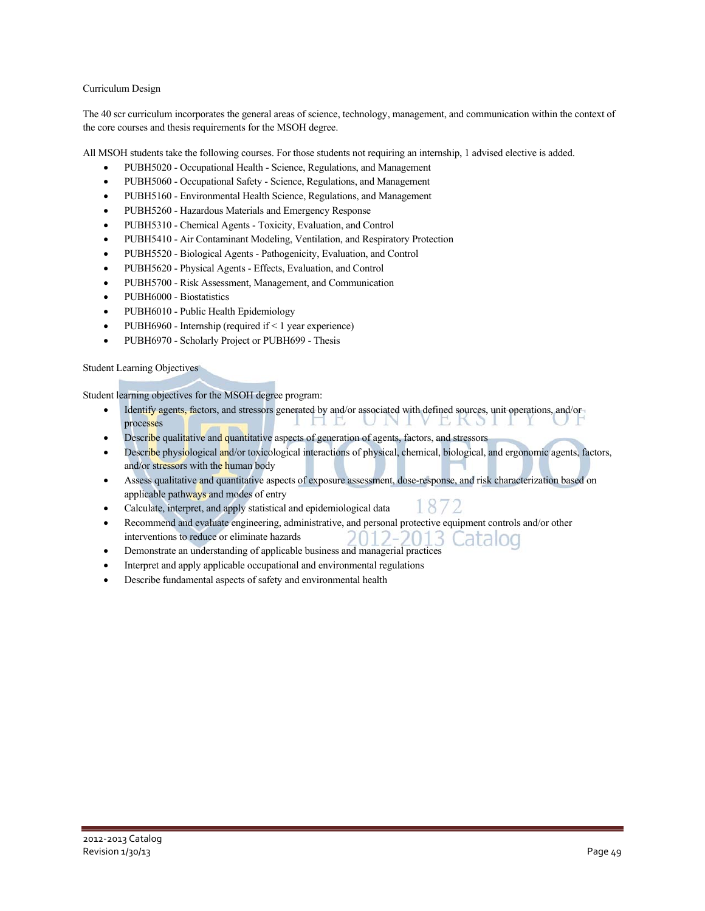Curriculum Design

The 40 scr curriculum incorporates the general areas of science, technology, management, and communication within the context of the core courses and thesis requirements for the MSOH degree.

All MSOH students take the following courses. For those students not requiring an internship, 1 advised elective is added.

- PUBH5020 - Occupational Health - Science, Regulations, and Management
- PUBH5060 - Occupational Safety - Science, Regulations, and Management
- PUBH5160 - Environmental Health Science, Regulations, and Management
- PUBH5260 - Hazardous Materials and Emergency Response
- PUBH5310 - Chemical Agents - Toxicity, Evaluation, and Control
- PUBH5410 - Air Contaminant Modeling, Ventilation, and Respiratory Protection
- PUBH5520 - Biological Agents - Pathogenicity, Evaluation, and Control
- PUBH5620 - Physical Agents - Effects, Evaluation, and Control
- PUBH5700 - Risk Assessment, Management, and Communication
- PUBH6000 - Biostatistics
- PUBH6010 - Public Health Epidemiology
- PUBH6960 - Internship (required if < 1 year experience)
- PUBH6970 - Scholarly Project or PUBH699 - Thesis

Student Learning Objectives

Student learning objectives for the MSOH degree program:

- Identify agents, factors, and stressors generated by and/or associated with defined sources, unit operations, and/or processes
- Describe qualitative and quantitative aspects of generation of agents, factors, and stressors
- Describe physiological and/or toxicological interactions of physical, chemical, biological, and ergonomic agents, factors, and/or stressors with the human body
- Assess qualitative and quantitative aspects of exposure assessment, dose-response, and risk characterization based on applicable pathways and modes of entry
- Calculate, interpret, and apply statistical and epidemiological data
- Recommend and evaluate engineering, administrative, and personal protective equipment controls and/or other interventions to reduce or eliminate hazards
- Demonstrate an understanding of applicable business and managerial practices
- Interpret and apply applicable occupational and environmental regulations
- Describe fundamental aspects of safety and environmental health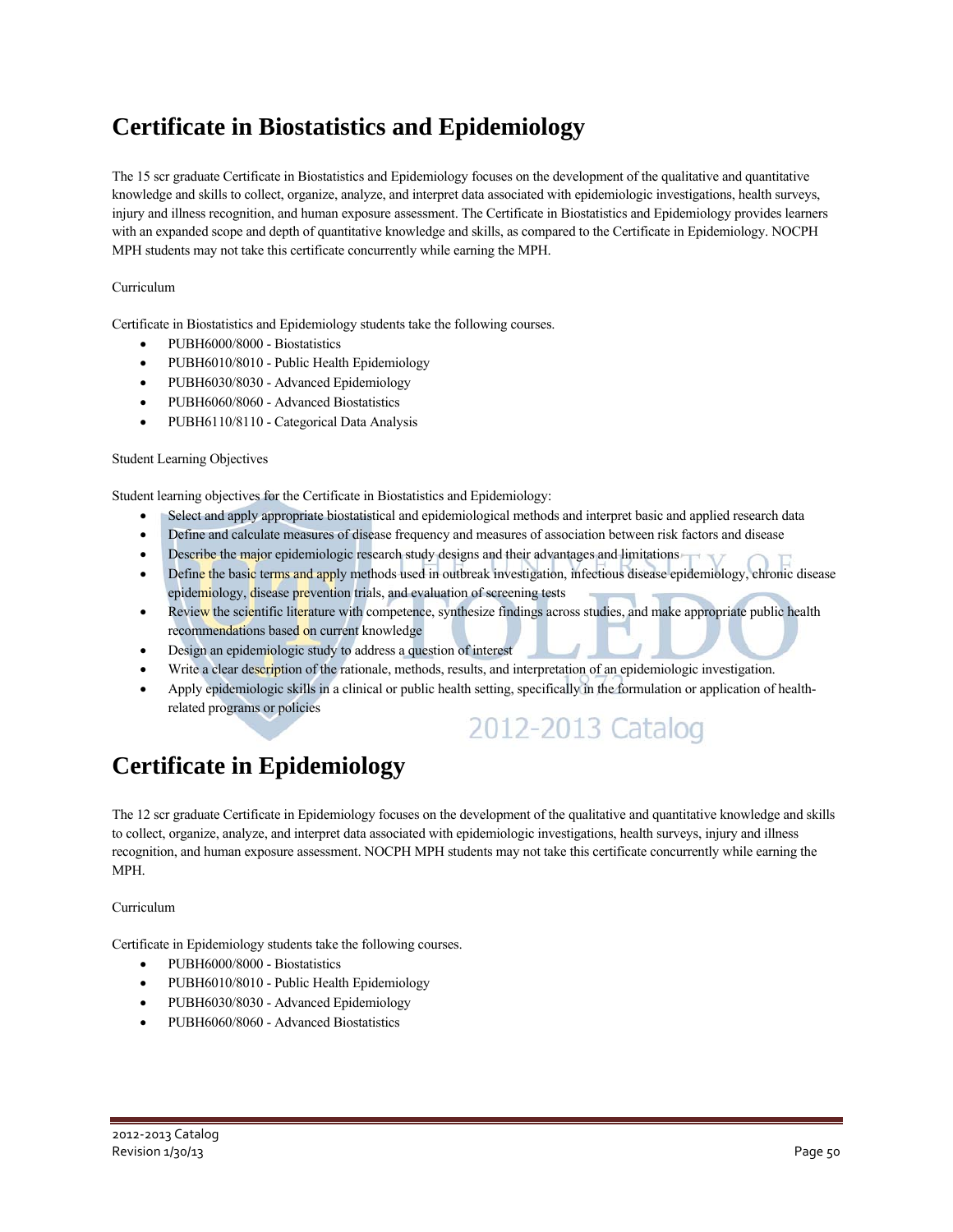# Certificate in Biostatistics and Epidemiology

The 15 scr graduate Certificate in Biostatistics and Epidemiology focuses on the development of the qualitative and quantitative knowledge and skills to collect, organize, analyze, and interpret data associated with epidemiologic investigations, health surveys, injury and illness recognition, and human exposure assessment. The Certificate in Biostatistics and Epidemiology provides learners with an expanded scope and depth of quantitative knowledge and skills, as compared to the Certificate in Epidemiology. NOCPH MPH students may not take this certificate concurrently while earning the MPH.

Curriculum

Certificate in Biostatistics and Epidemiology students take the following courses.

- PUBH6000/8000 - Biostatistics
- PUBH6010/8010 - Public Health Epidemiology
- PUBH6030/8030 - Advanced Epidemiology
- PUBH6060/8060 - Advanced Biostatistics
- PUBH6110/8110 - Categorical Data Analysis

Student Learning Objectives

Student learning objectives for the Certificate in Biostatistics and Epidemiology:

- Select and apply appropriate biostatistical and epidemiological methods and interpret basic and applied research data
- Define and calculate measures of disease frequency and measures of association between risk factors and disease
- Describe the major epidemiologic research study designs and their advantages and limitations
- Define the basic terms and apply methods used in outbreak investigation, infectious disease epidemiology, chronic disease epidemiology, disease prevention trials, and evaluation of screening tests
- Review the scientific literature with competence, synthesize findings across studies, and make appropriate public health recommendations based on current knowledge
- Design an epidemiologic study to address a question of interest
- Write a clear description of the rationale, methods, results, and interpretation of an epidemiologic investigation.
- Apply epidemiologic skills in a clinical or public health setting, specifically in the formulation or application of health-related programs or policies

# Certificate in Epidemiology

The 12 scr graduate Certificate in Epidemiology focuses on the development of the qualitative and quantitative knowledge and skills to collect, organize, analyze, and interpret data associated with epidemiologic investigations, health surveys, injury and illness recognition, and human exposure assessment. NOCPH MPH students may not take this certificate concurrently while earning the MPH.

Curriculum

Certificate in Epidemiology students take the following courses.

- PUBH6000/8000 - Biostatistics
- PUBH6010/8010 - Public Health Epidemiology
- PUBH6030/8030 - Advanced Epidemiology
- PUBH6060/8060 - Advanced Biostatistics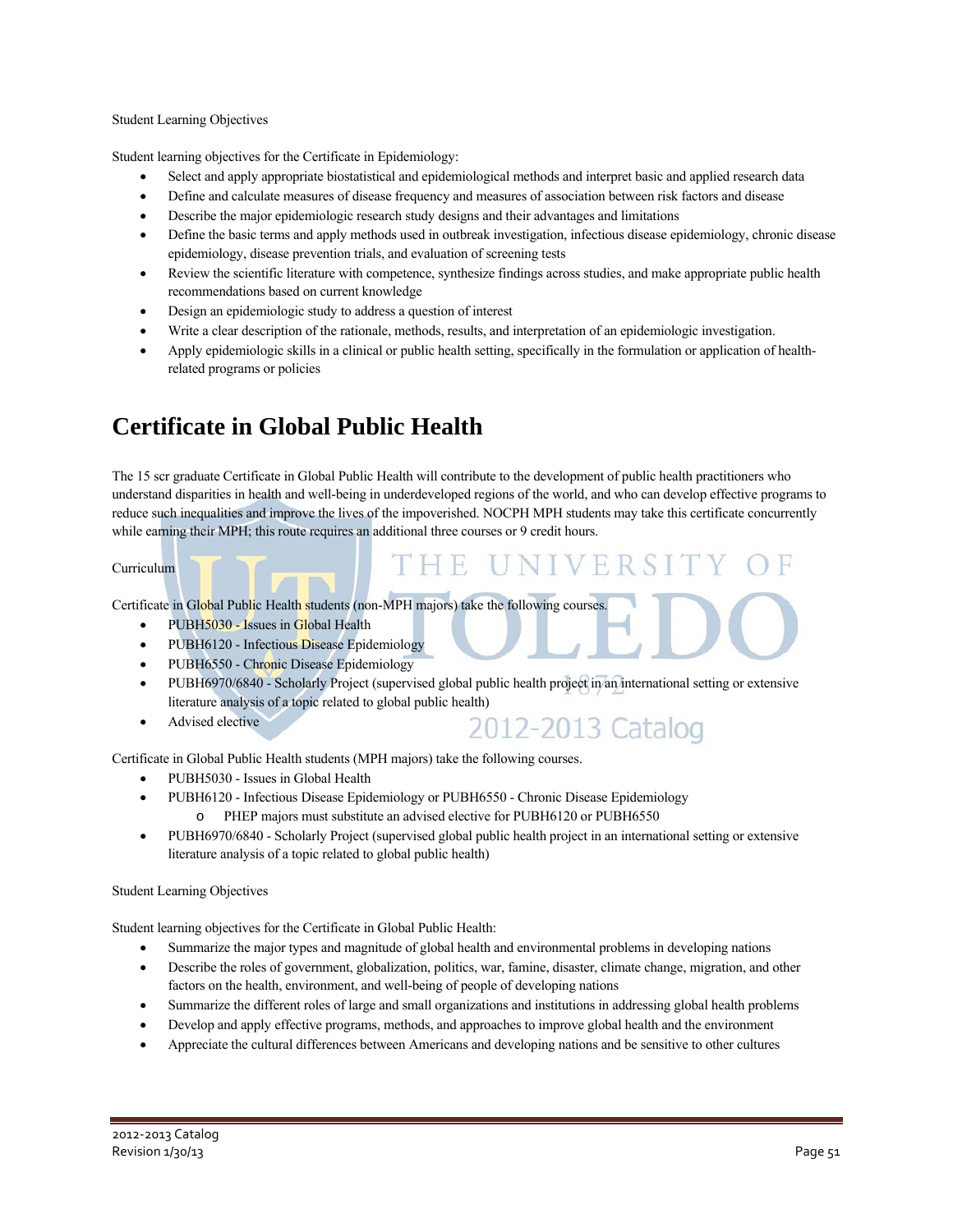Student Learning Objectives

Student learning objectives for the Certificate in Epidemiology:

- Select and apply appropriate biostatistical and epidemiological methods and interpret basic and applied research data
- Define and calculate measures of disease frequency and measures of association between risk factors and disease
- Describe the major epidemiologic research study designs and their advantages and limitations
- Define the basic terms and apply methods used in outbreak investigation, infectious disease epidemiology, chronic disease epidemiology, disease prevention trials, and evaluation of screening tests
- Review the scientific literature with competence, synthesize findings across studies, and make appropriate public health recommendations based on current knowledge
- Design an epidemiologic study to address a question of interest
- Write a clear description of the rationale, methods, results, and interpretation of an epidemiologic investigation.
- Apply epidemiologic skills in a clinical or public health setting, specifically in the formulation or application of health-related programs or policies

# Certificate in Global Public Health

The 15 scr graduate Certificate in Global Public Health will contribute to the development of public health practitioners who understand disparities in health and well-being in underdeveloped regions of the world, and who can develop effective programs to reduce such inequalities and improve the lives of the impoverished. NOCPH MPH students may take this certificate concurrently while earning their MPH; this route requires an additional three courses or 9 credit hours.

Curriculum

Certificate in Global Public Health students (non-MPH majors) take the following courses.

- PUBH5030 - Issues in Global Health
- PUBH6120 - Infectious Disease Epidemiology
- PUBH6550 - Chronic Disease Epidemiology
- PUBH6970/6840 - Scholarly Project (supervised global public health project in an international setting or extensive literature analysis of a topic related to global public health)
- Advised elective

Certificate in Global Public Health students (MPH majors) take the following courses.

- PUBH5030 - Issues in Global Health
- PUBH6120 - Infectious Disease Epidemiology or PUBH6550 - Chronic Disease Epidemiology
  - PHEP majors must substitute an advised elective for PUBH6120 or PUBH6550
- PUBH6970/6840 - Scholarly Project (supervised global public health project in an international setting or extensive literature analysis of a topic related to global public health)

Student Learning Objectives

Student learning objectives for the Certificate in Global Public Health:

- Summarize the major types and magnitude of global health and environmental problems in developing nations
- Describe the roles of government, globalization, politics, war, famine, disaster, climate change, migration, and other factors on the health, environment, and well-being of people of developing nations
- Summarize the different roles of large and small organizations and institutions in addressing global health problems
- Develop and apply effective programs, methods, and approaches to improve global health and the environment
- Appreciate the cultural differences between Americans and developing nations and be sensitive to other cultures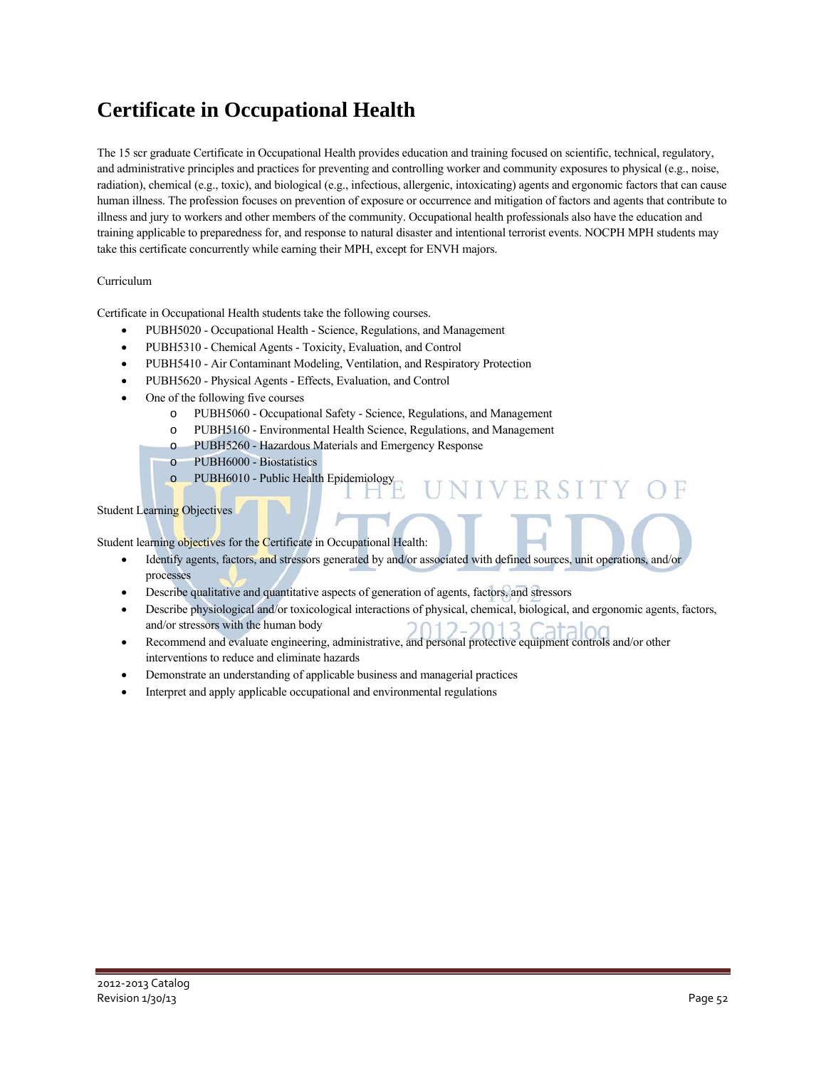# Certificate in Occupational Health

The 15 scr graduate Certificate in Occupational Health provides education and training focused on scientific, technical, regulatory, and administrative principles and practices for preventing and controlling worker and community exposures to physical (e.g., noise, radiation), chemical (e.g., toxic), and biological (e.g., infectious, allergenic, intoxicating) agents and ergonomic factors that can cause human illness. The profession focuses on prevention of exposure or occurrence and mitigation of factors and agents that contribute to illness and jury to workers and other members of the community. Occupational health professionals also have the education and training applicable to preparedness for, and response to natural disaster and intentional terrorist events. NOCPH MPH students may take this certificate concurrently while earning their MPH, except for ENVH majors.

Curriculum

Certificate in Occupational Health students take the following courses.

- PUBH5020 - Occupational Health - Science, Regulations, and Management
- PUBH5310 - Chemical Agents - Toxicity, Evaluation, and Control
- PUBH5410 - Air Contaminant Modeling, Ventilation, and Respiratory Protection
- PUBH5620 - Physical Agents - Effects, Evaluation, and Control
- One of the following five courses
    - PUBH5060 - Occupational Safety - Science, Regulations, and Management
    - PUBH5160 - Environmental Health Science, Regulations, and Management
    - PUBH5260 - Hazardous Materials and Emergency Response
    - PUBH6000 - Biostatistics
    - PUBH6010 - Public Health Epidemiology

Student Learning Objectives

Student learning objectives for the Certificate in Occupational Health:

- Identify agents, factors, and stressors generated by and/or associated with defined sources, unit operations, and/or processes
- Describe qualitative and quantitative aspects of generation of agents, factors, and stressors
- Describe physiological and/or toxicological interactions of physical, chemical, biological, and ergonomic agents, factors, and/or stressors with the human body
- Recommend and evaluate engineering, administrative, and personal protective equipment controls and/or other interventions to reduce and eliminate hazards
- Demonstrate an understanding of applicable business and managerial practices
- Interpret and apply applicable occupational and environmental regulations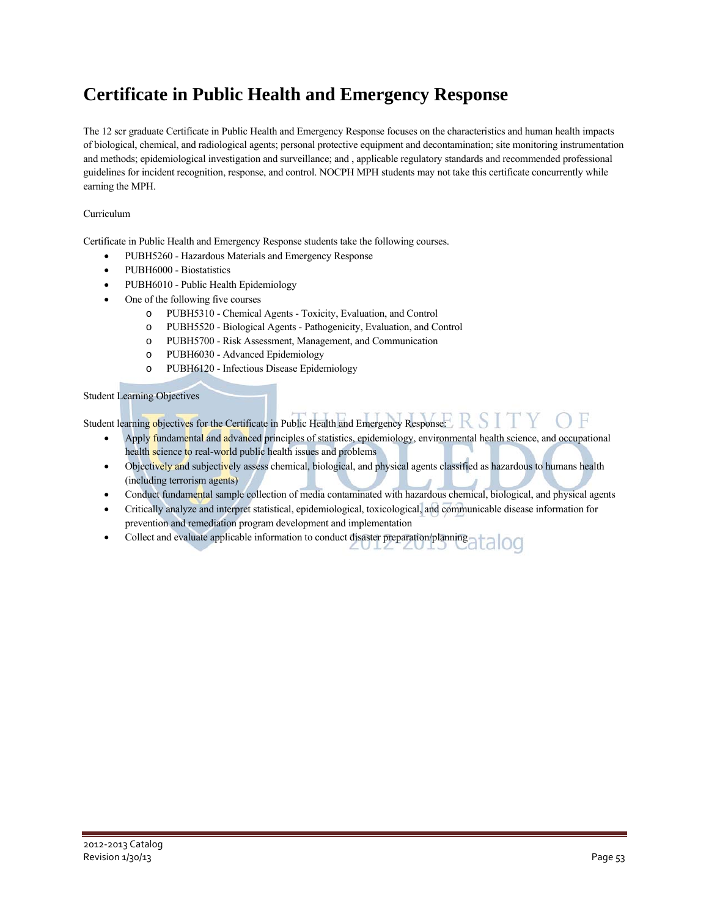# Certificate in Public Health and Emergency Response

The 12 scr graduate Certificate in Public Health and Emergency Response focuses on the characteristics and human health impacts of biological, chemical, and radiological agents; personal protective equipment and decontamination; site monitoring instrumentation and methods; epidemiological investigation and surveillance; and , applicable regulatory standards and recommended professional guidelines for incident recognition, response, and control. NOCPH MPH students may not take this certificate concurrently while earning the MPH.

Curriculum

Certificate in Public Health and Emergency Response students take the following courses.

- PUBH5260 - Hazardous Materials and Emergency Response
- PUBH6000 - Biostatistics
- PUBH6010 - Public Health Epidemiology
- One of the following five courses
  - PUBH5310 - Chemical Agents - Toxicity, Evaluation, and Control
  - PUBH5520 - Biological Agents - Pathogenicity, Evaluation, and Control
  - PUBH5700 - Risk Assessment, Management, and Communication
  - PUBH6030 - Advanced Epidemiology
  - PUBH6120 - Infectious Disease Epidemiology

Student Learning Objectives

Student learning objectives for the Certificate in Public Health and Emergency Response:

- Apply fundamental and advanced principles of statistics, epidemiology, environmental health science, and occupational health science to real-world public health issues and problems
- Objectively and subjectively assess chemical, biological, and physical agents classified as hazardous to humans health (including terrorism agents)
- Conduct fundamental sample collection of media contaminated with hazardous chemical, biological, and physical agents
- Critically analyze and interpret statistical, epidemiological, toxicological, and communicable disease information for prevention and remediation program development and implementation
- Collect and evaluate applicable information to conduct disaster preparation/planning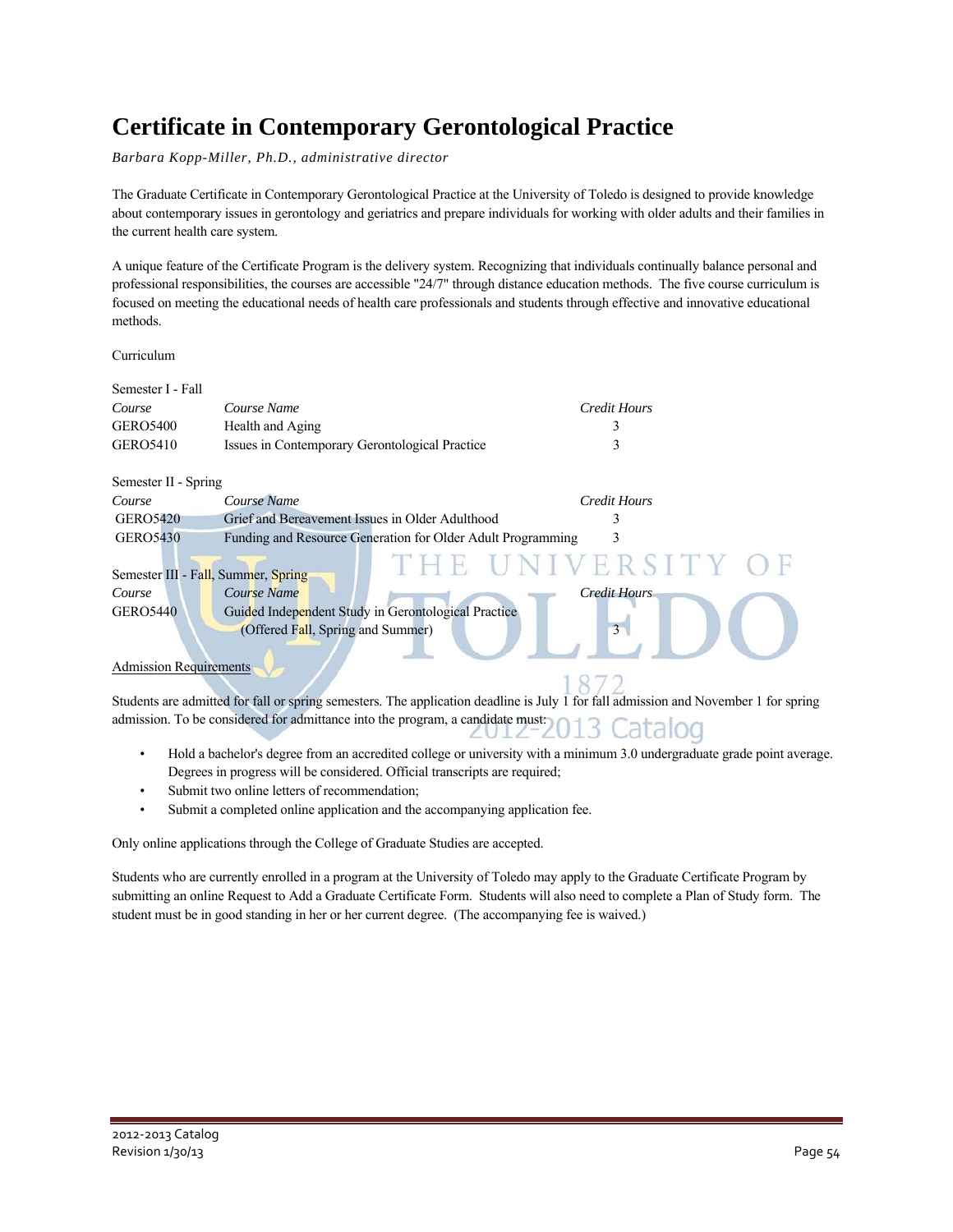# Certificate in Contemporary Gerontological Practice

*Barbara Kopp-Miller, Ph.D., administrative director*

The Graduate Certificate in Contemporary Gerontological Practice at the University of Toledo is designed to provide knowledge about contemporary issues in gerontology and geriatrics and prepare individuals for working with older adults and their families in the current health care system.

A unique feature of the Certificate Program is the delivery system. Recognizing that individuals continually balance personal and professional responsibilities, the courses are accessible "24/7" through distance education methods. The five course curriculum is focused on meeting the educational needs of health care professionals and students through effective and innovative educational methods.

Curriculum

Semester I - Fall

| *Course* | *Course Name* | *Credit Hours* |
|---|---|---|
| GERO5400 | Health and Aging | 3 |
| GERO5410 | Issues in Contemporary Gerontological Practice | 3 |

Semester II - Spring

| *Course* | *Course Name* | *Credit Hours* |
|---|---|---|
| GERO5420 | Grief and Bereavement Issues in Older Adulthood | 3 |
| GERO5430 | Funding and Resource Generation for Older Adult Programming | 3 |

Semester III - Fall, Summer, Spring

| *Course* | *Course Name* | *Credit Hours* |
|---|---|---|
| GERO5440 | Guided Independent Study in Gerontological Practice (Offered Fall, Spring and Summer) | 3 |

Admission Requirements

Students are admitted for fall or spring semesters. The application deadline is July 1 for fall admission and November 1 for spring admission. To be considered for admittance into the program, a candidate must:

- Hold a bachelor's degree from an accredited college or university with a minimum 3.0 undergraduate grade point average. Degrees in progress will be considered. Official transcripts are required;
- Submit two online letters of recommendation;
- Submit a completed online application and the accompanying application fee.

Only online applications through the College of Graduate Studies are accepted.

Students who are currently enrolled in a program at the University of Toledo may apply to the Graduate Certificate Program by submitting an online Request to Add a Graduate Certificate Form. Students will also need to complete a Plan of Study form. The student must be in good standing in her or her current degree. (The accompanying fee is waived.)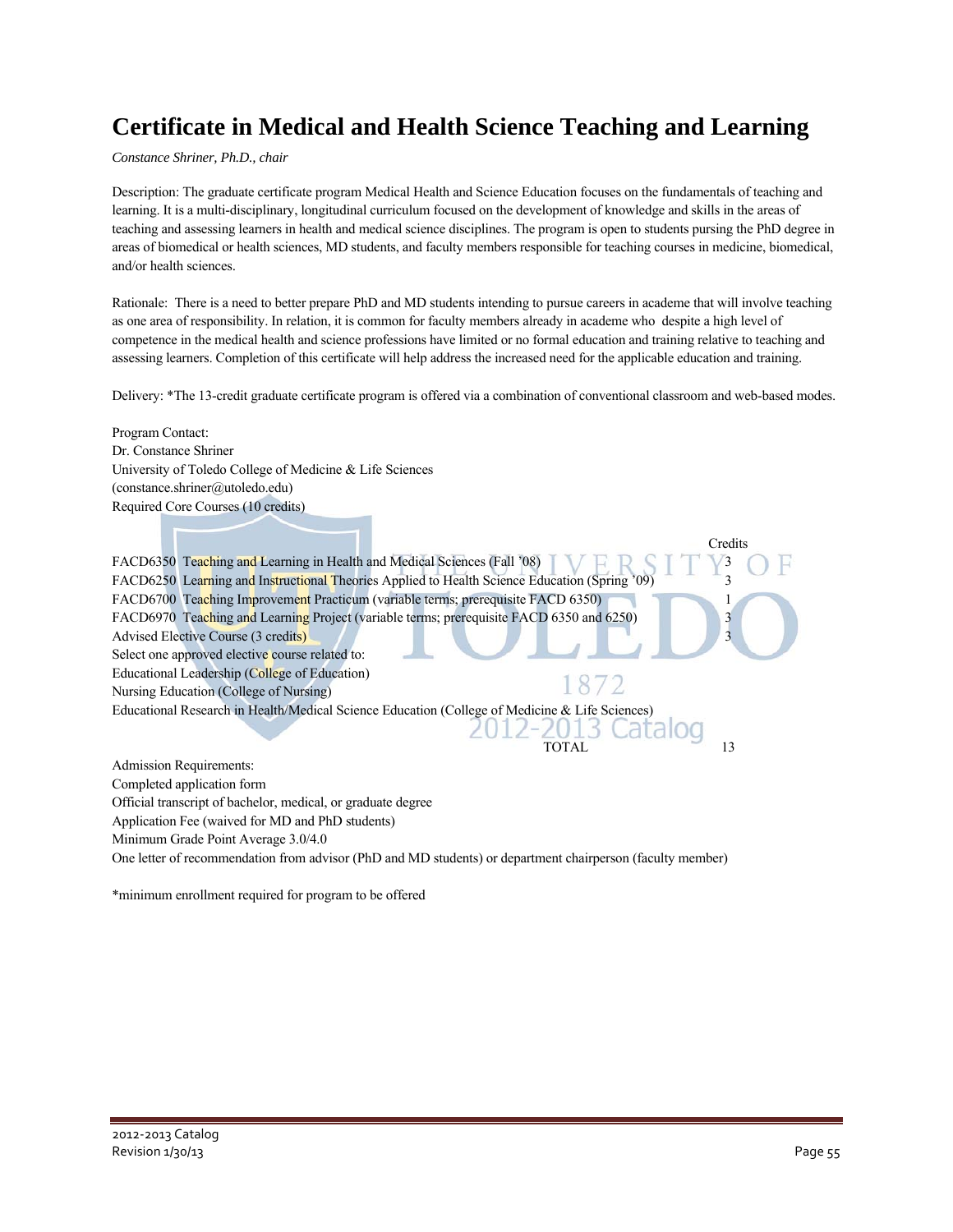# Certificate in Medical and Health Science Teaching and Learning

*Constance Shriner, Ph.D., chair*

Description: The graduate certificate program Medical Health and Science Education focuses on the fundamentals of teaching and learning. It is a multi-disciplinary, longitudinal curriculum focused on the development of knowledge and skills in the areas of teaching and assessing learners in health and medical science disciplines. The program is open to students pursing the PhD degree in areas of biomedical or health sciences, MD students, and faculty members responsible for teaching courses in medicine, biomedical, and/or health sciences.

Rationale: There is a need to better prepare PhD and MD students intending to pursue careers in academe that will involve teaching as one area of responsibility. In relation, it is common for faculty members already in academe who despite a high level of competence in the medical health and science professions have limited or no formal education and training relative to teaching and assessing learners. Completion of this certificate will help address the increased need for the applicable education and training.

Delivery: *The 13-credit graduate certificate program is offered via a combination of conventional classroom and web-based modes.

Program Contact:
Dr. Constance Shriner
University of Toledo College of Medicine & Life Sciences
(constance.shriner@utoledo.edu)

Required Core Courses (10 credits)

| Course | Credits |
|---|---|
| FACD6350 Teaching and Learning in Health and Medical Sciences (Fall '08) | 3 |
| FACD6250 Learning and Instructional Theories Applied to Health Science Education (Spring '09) | 3 |
| FACD6700 Teaching Improvement Practicum (variable terms; prerequisite FACD 6350) | 1 |
| FACD6970 Teaching and Learning Project (variable terms; prerequisite FACD 6350 and 6250) | 3 |
| Advised Elective Course (3 credits) | 3 |
| Select one approved elective course related to: | |
| Educational Leadership (College of Education) | |
| Nursing Education (College of Nursing) | |
| Educational Research in Health/Medical Science Education (College of Medicine & Life Sciences) | |
| TOTAL | 13 |

Admission Requirements:
Completed application form
Official transcript of bachelor, medical, or graduate degree
Application Fee (waived for MD and PhD students)
Minimum Grade Point Average 3.0/4.0
One letter of recommendation from advisor (PhD and MD students) or department chairperson (faculty member)

*minimum enrollment required for program to be offered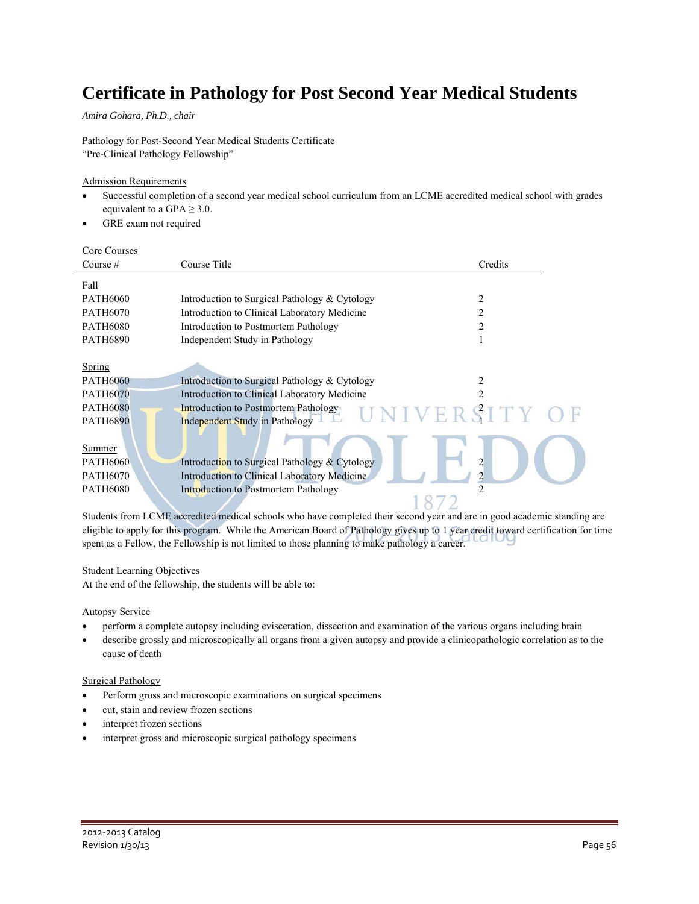# Certificate in Pathology for Post Second Year Medical Students

*Amira Gohara, Ph.D., chair*

Pathology for Post-Second Year Medical Students Certificate
"Pre-Clinical Pathology Fellowship"

Admission Requirements

- Successful completion of a second year medical school curriculum from an LCME accredited medical school with grades equivalent to a GPA $\geq$ 3.0.
- GRE exam not required

Core Courses

| Course # | Course Title | Credits |
|---|---|---|
| Fall | | |
| PATH6060 | Introduction to Surgical Pathology & Cytology | 2 |
| PATH6070 | Introduction to Clinical Laboratory Medicine | 2 |
| PATH6080 | Introduction to Postmortem Pathology | 2 |
| PATH6890 | Independent Study in Pathology | 1 |
| Spring | | |
| PATH6060 | Introduction to Surgical Pathology & Cytology | 2 |
| PATH6070 | Introduction to Clinical Laboratory Medicine | 2 |
| PATH6080 | Introduction to Postmortem Pathology | 2 |
| PATH6890 | Independent Study in Pathology | 1 |
| Summer | | |
| PATH6060 | Introduction to Surgical Pathology & Cytology | 2 |
| PATH6070 | Introduction to Clinical Laboratory Medicine | 2 |
| PATH6080 | Introduction to Postmortem Pathology | 2 |

Students from LCME accredited medical schools who have completed their second year and are in good academic standing are eligible to apply for this program. While the American Board of Pathology gives up to 1 year credit toward certification for time spent as a Fellow, the Fellowship is not limited to those planning to make pathology a career.

Student Learning Objectives
At the end of the fellowship, the students will be able to:

Autopsy Service

- perform a complete autopsy including evisceration, dissection and examination of the various organs including brain
- describe grossly and microscopically all organs from a given autopsy and provide a clinicopathologic correlation as to the cause of death

Surgical Pathology

- Perform gross and microscopic examinations on surgical specimens
- cut, stain and review frozen sections
- interpret frozen sections
- interpret gross and microscopic surgical pathology specimens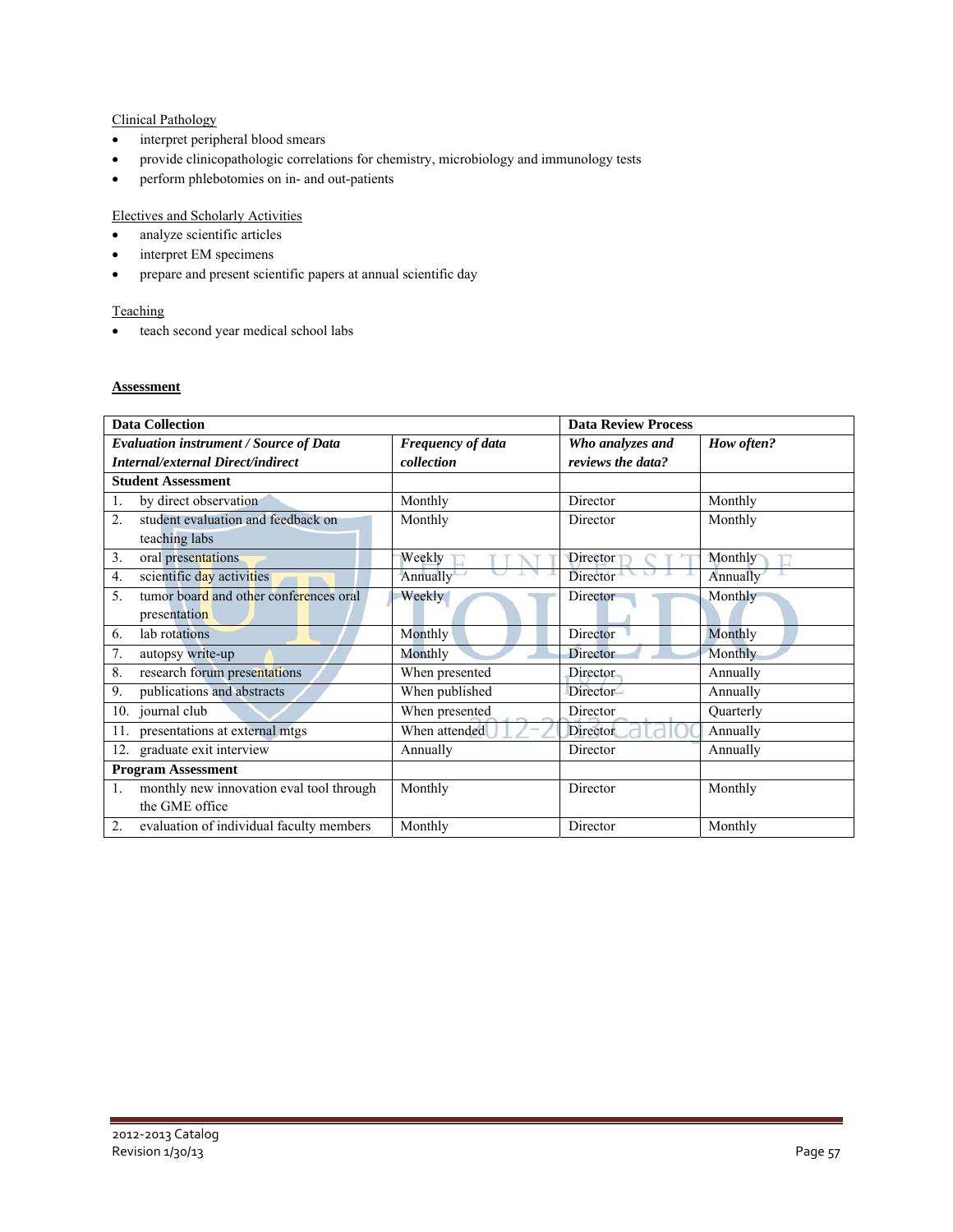Clinical Pathology

- interpret peripheral blood smears
- provide clinicopathologic correlations for chemistry, microbiology and immunology tests
- perform phlebotomies on in- and out-patients

Electives and Scholarly Activities

- analyze scientific articles
- interpret EM specimens
- prepare and present scientific papers at annual scientific day

Teaching

- teach second year medical school labs

**Assessment**

| **Data Collection** | | **Data Review Process** | |
|---|---|---|---|
| ***Evaluation instrument / Source of Data Internal/external Direct/indirect*** | ***Frequency of data collection*** | ***Who analyzes and reviews the data?*** | ***How often?*** |
| **Student Assessment** | | | |
| 1. by direct observation | Monthly | Director | Monthly |
| 2. student evaluation and feedback on teaching labs | Monthly | Director | Monthly |
| 3. oral presentations | Weekly | Director | Monthly |
| 4. scientific day activities | Annually | Director | Annually |
| 5. tumor board and other conferences oral presentation | Weekly | Director | Monthly |
| 6. lab rotations | Monthly | Director | Monthly |
| 7. autopsy write-up | Monthly | Director | Monthly |
| 8. research forum presentations | When presented | Director | Annually |
| 9. publications and abstracts | When published | Director | Annually |
| 10. journal club | When presented | Director | Quarterly |
| 11. presentations at external mtgs | When attended | Director | Annually |
| 12. graduate exit interview | Annually | Director | Annually |
| **Program Assessment** | | | |
| 1. monthly new innovation eval tool through the GME office | Monthly | Director | Monthly |
| 2. evaluation of individual faculty members | Monthly | Director | Monthly |